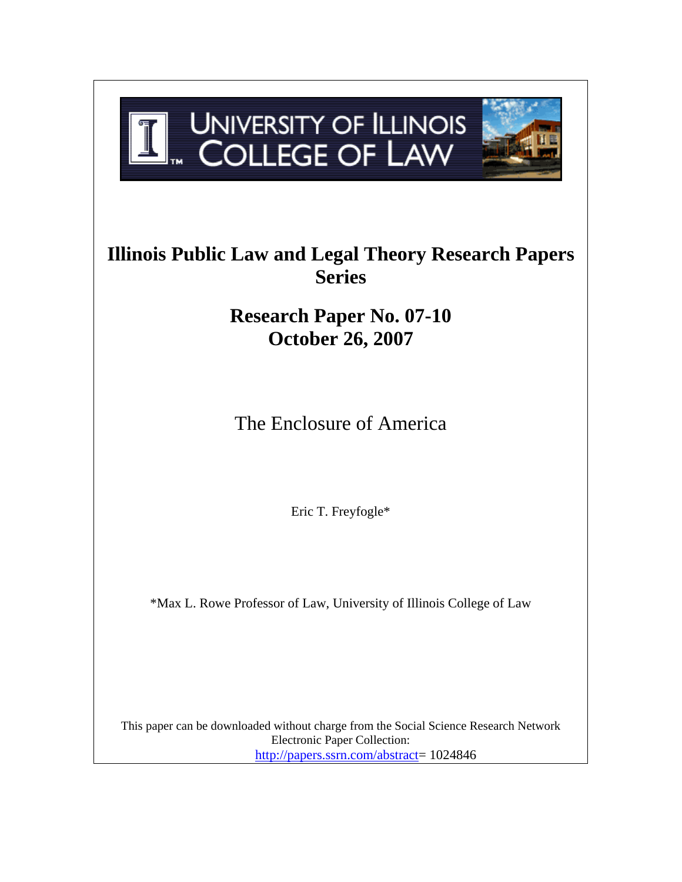UNIVERSITY OF ILLINOIS COLLEGE OF LAW

# Illinois Public Law and Legal Theory Research Papers Series

## Research Paper No. 07-10
## October 26, 2007

The Enclosure of America

Eric T. Freyfogle*

*Max L. Rowe Professor of Law, University of Illinois College of Law

This paper can be downloaded without charge from the Social Science Research Network Electronic Paper Collection:
http://papers.ssrn.com/abstract= 1024846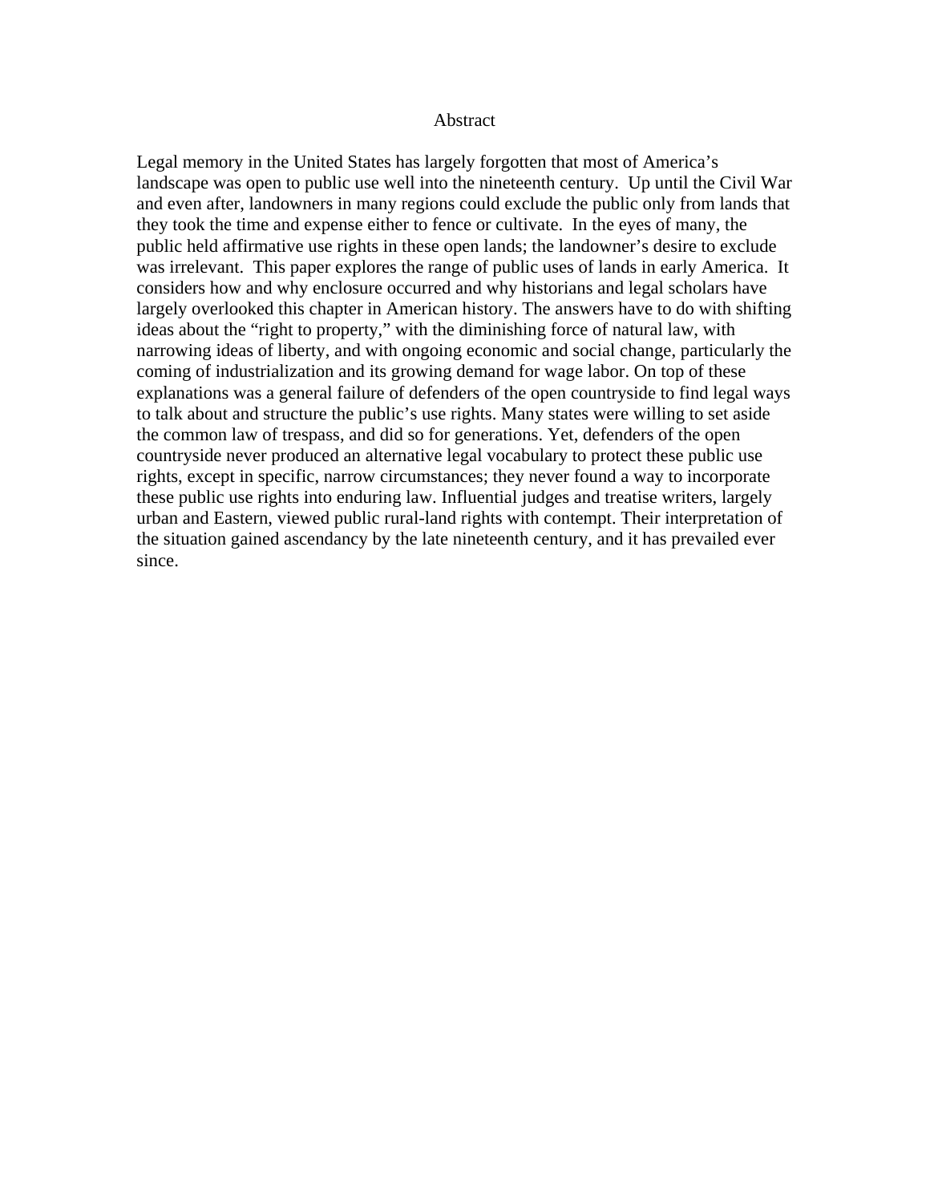# Abstract

Legal memory in the United States has largely forgotten that most of America's landscape was open to public use well into the nineteenth century. Up until the Civil War and even after, landowners in many regions could exclude the public only from lands that they took the time and expense either to fence or cultivate. In the eyes of many, the public held affirmative use rights in these open lands; the landowner's desire to exclude was irrelevant. This paper explores the range of public uses of lands in early America. It considers how and why enclosure occurred and why historians and legal scholars have largely overlooked this chapter in American history. The answers have to do with shifting ideas about the "right to property," with the diminishing force of natural law, with narrowing ideas of liberty, and with ongoing economic and social change, particularly the coming of industrialization and its growing demand for wage labor. On top of these explanations was a general failure of defenders of the open countryside to find legal ways to talk about and structure the public's use rights. Many states were willing to set aside the common law of trespass, and did so for generations. Yet, defenders of the open countryside never produced an alternative legal vocabulary to protect these public use rights, except in specific, narrow circumstances; they never found a way to incorporate these public use rights into enduring law. Influential judges and treatise writers, largely urban and Eastern, viewed public rural-land rights with contempt. Their interpretation of the situation gained ascendancy by the late nineteenth century, and it has prevailed ever since.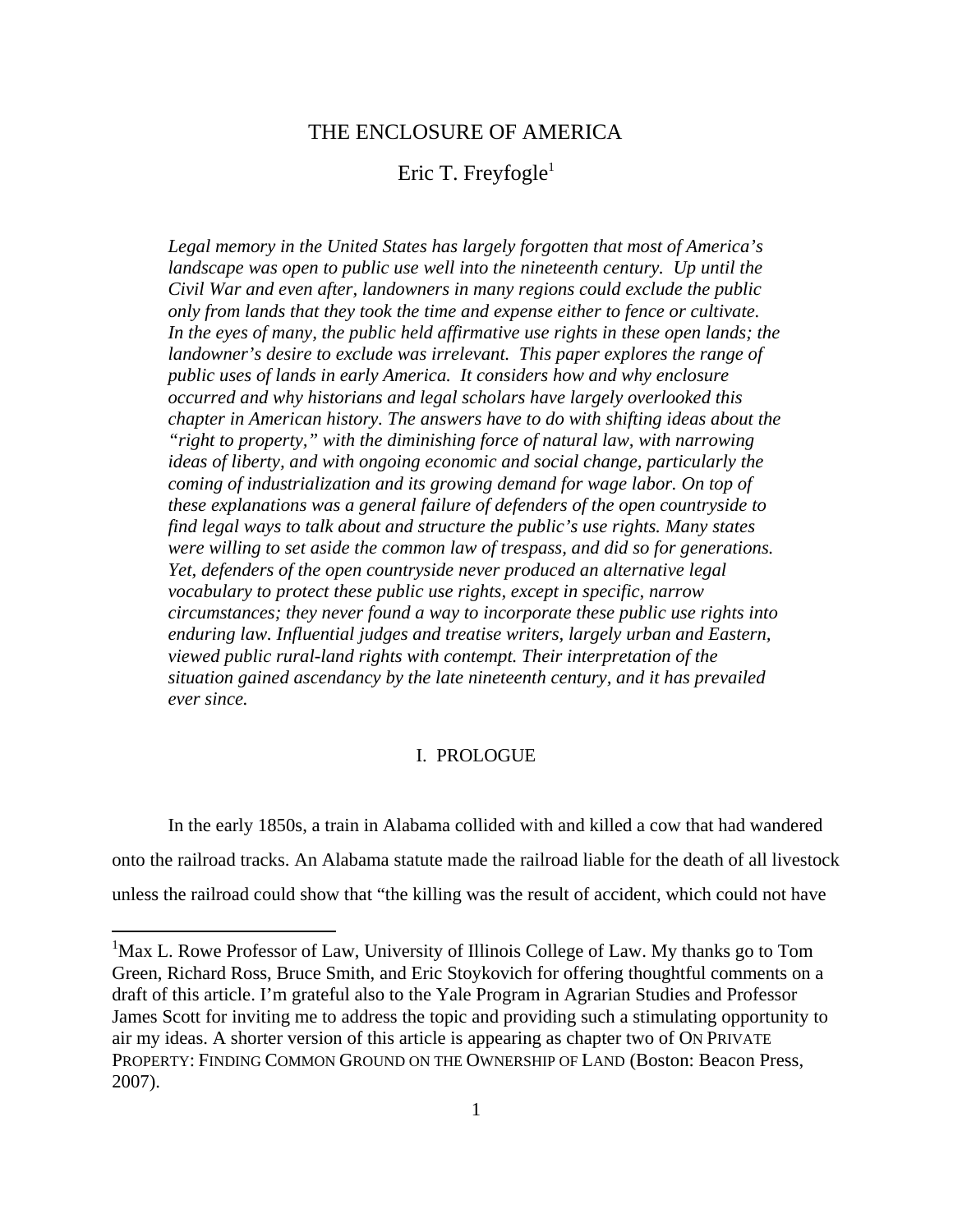# THE ENCLOSURE OF AMERICA

Eric T. Freyfogle[1]

*Legal memory in the United States has largely forgotten that most of America's landscape was open to public use well into the nineteenth century. Up until the Civil War and even after, landowners in many regions could exclude the public only from lands that they took the time and expense either to fence or cultivate. In the eyes of many, the public held affirmative use rights in these open lands; the landowner's desire to exclude was irrelevant. This paper explores the range of public uses of lands in early America. It considers how and why enclosure occurred and why historians and legal scholars have largely overlooked this chapter in American history. The answers have to do with shifting ideas about the "right to property," with the diminishing force of natural law, with narrowing ideas of liberty, and with ongoing economic and social change, particularly the coming of industrialization and its growing demand for wage labor. On top of these explanations was a general failure of defenders of the open countryside to find legal ways to talk about and structure the public's use rights. Many states were willing to set aside the common law of trespass, and did so for generations. Yet, defenders of the open countryside never produced an alternative legal vocabulary to protect these public use rights, except in specific, narrow circumstances; they never found a way to incorporate these public use rights into enduring law. Influential judges and treatise writers, largely urban and Eastern, viewed public rural-land rights with contempt. Their interpretation of the situation gained ascendancy by the late nineteenth century, and it has prevailed ever since.*

## I. PROLOGUE

In the early 1850s, a train in Alabama collided with and killed a cow that had wandered onto the railroad tracks. An Alabama statute made the railroad liable for the death of all livestock unless the railroad could show that "the killing was the result of accident, which could not have

[1] Max L. Rowe Professor of Law, University of Illinois College of Law. My thanks go to Tom Green, Richard Ross, Bruce Smith, and Eric Stoykovich for offering thoughtful comments on a draft of this article. I'm grateful also to the Yale Program in Agrarian Studies and Professor James Scott for inviting me to address the topic and providing such a stimulating opportunity to air my ideas. A shorter version of this article is appearing as chapter two of ON PRIVATE PROPERTY: FINDING COMMON GROUND ON THE OWNERSHIP OF LAND (Boston: Beacon Press, 2007).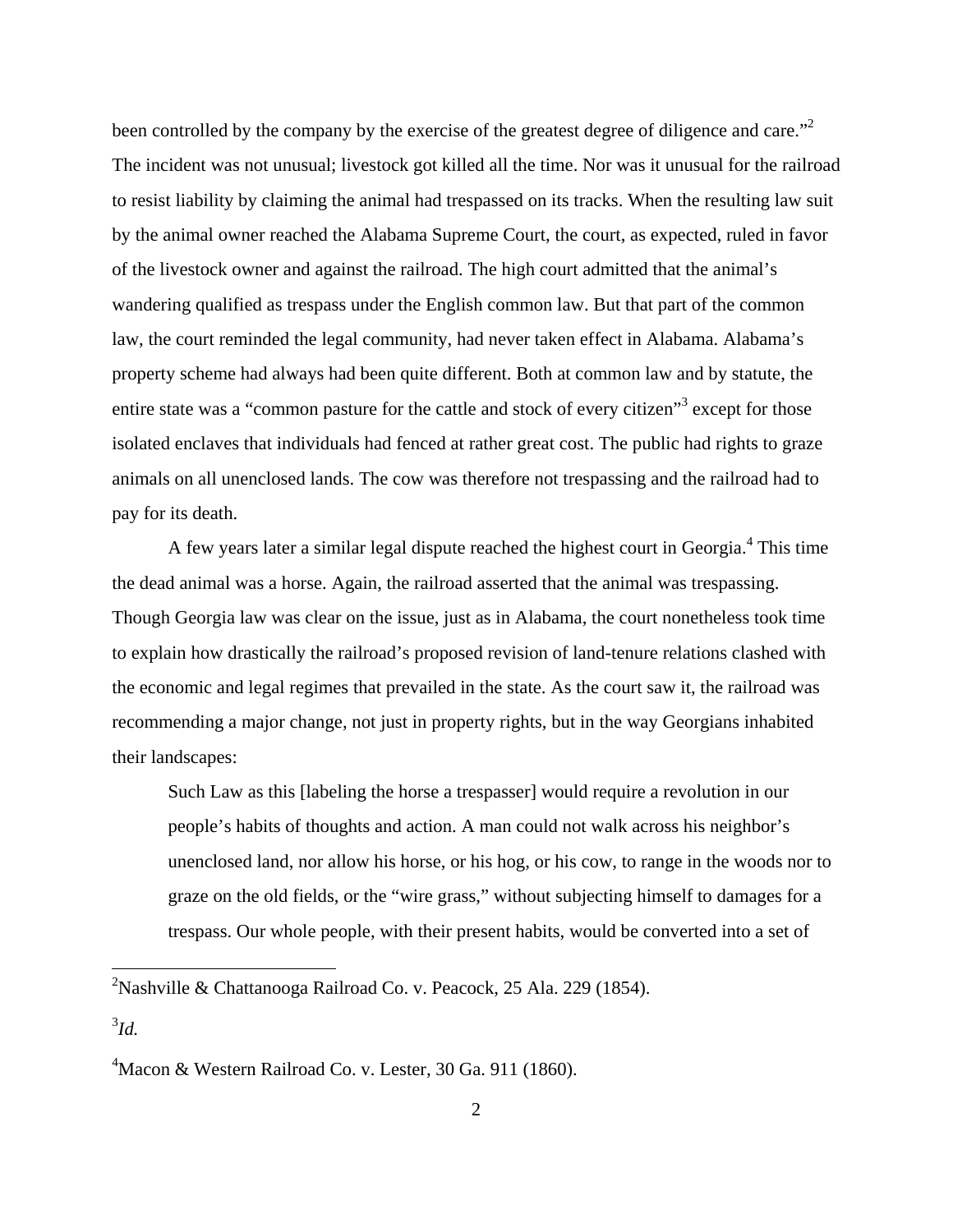been controlled by the company by the exercise of the greatest degree of diligence and care."[2] The incident was not unusual; livestock got killed all the time. Nor was it unusual for the railroad to resist liability by claiming the animal had trespassed on its tracks. When the resulting law suit by the animal owner reached the Alabama Supreme Court, the court, as expected, ruled in favor of the livestock owner and against the railroad. The high court admitted that the animal's wandering qualified as trespass under the English common law. But that part of the common law, the court reminded the legal community, had never taken effect in Alabama. Alabama's property scheme had always had been quite different. Both at common law and by statute, the entire state was a "common pasture for the cattle and stock of every citizen"[3] except for those isolated enclaves that individuals had fenced at rather great cost. The public had rights to graze animals on all unenclosed lands. The cow was therefore not trespassing and the railroad had to pay for its death.

A few years later a similar legal dispute reached the highest court in Georgia.[4] This time the dead animal was a horse. Again, the railroad asserted that the animal was trespassing. Though Georgia law was clear on the issue, just as in Alabama, the court nonetheless took time to explain how drastically the railroad's proposed revision of land-tenure relations clashed with the economic and legal regimes that prevailed in the state. As the court saw it, the railroad was recommending a major change, not just in property rights, but in the way Georgians inhabited their landscapes:

> Such Law as this [labeling the horse a trespasser] would require a revolution in our people's habits of thoughts and action. A man could not walk across his neighbor's unenclosed land, nor allow his horse, or his hog, or his cow, to range in the woods nor to graze on the old fields, or the "wire grass," without subjecting himself to damages for a trespass. Our whole people, with their present habits, would be converted into a set of

---

[2]Nashville & Chattanooga Railroad Co. v. Peacock, 25 Ala. 229 (1854).

[3]*Id.*

[4]Macon & Western Railroad Co. v. Lester, 30 Ga. 911 (1860).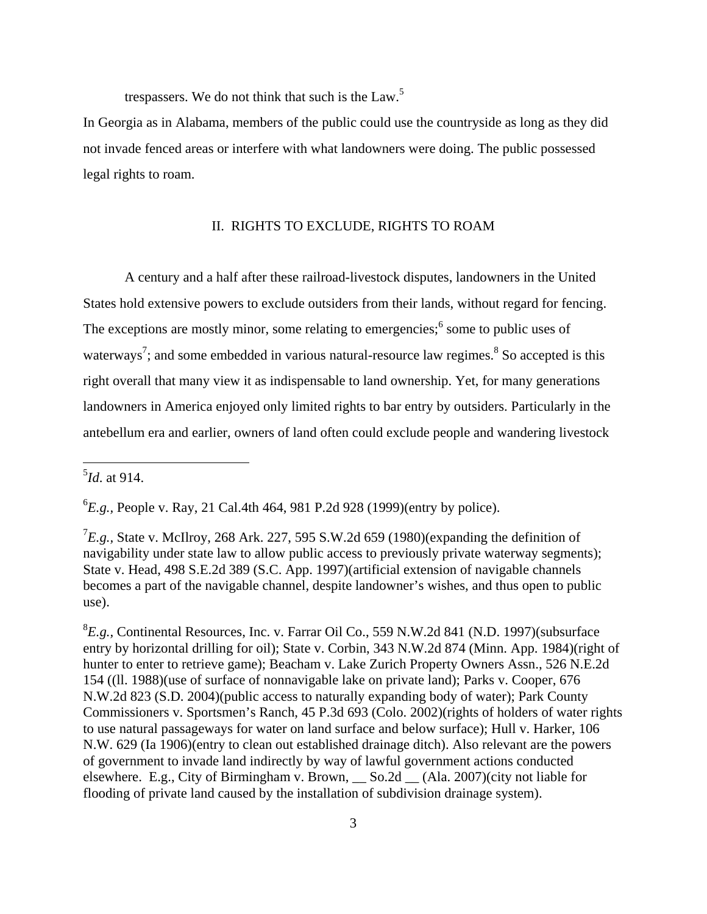trespassers. We do not think that such is the Law.[5]

In Georgia as in Alabama, members of the public could use the countryside as long as they did not invade fenced areas or interfere with what landowners were doing. The public possessed legal rights to roam.

## II. RIGHTS TO EXCLUDE, RIGHTS TO ROAM

A century and a half after these railroad-livestock disputes, landowners in the United States hold extensive powers to exclude outsiders from their lands, without regard for fencing. The exceptions are mostly minor, some relating to emergencies;[6] some to public uses of waterways[7]; and some embedded in various natural-resource law regimes.[8] So accepted is this right overall that many view it as indispensable to land ownership. Yet, for many generations landowners in America enjoyed only limited rights to bar entry by outsiders. Particularly in the antebellum era and earlier, owners of land often could exclude people and wandering livestock

---

[5] *Id*. at 914.

[6] *E.g.,* People v. Ray, 21 Cal.4th 464, 981 P.2d 928 (1999)(entry by police).

[7] *E.g.,* State v. McIlroy, 268 Ark. 227, 595 S.W.2d 659 (1980)(expanding the definition of navigability under state law to allow public access to previously private waterway segments); State v. Head, 498 S.E.2d 389 (S.C. App. 1997)(artificial extension of navigable channels becomes a part of the navigable channel, despite landowner's wishes, and thus open to public use).

[8] *E.g.,* Continental Resources, Inc. v. Farrar Oil Co., 559 N.W.2d 841 (N.D. 1997)(subsurface entry by horizontal drilling for oil); State v. Corbin, 343 N.W.2d 874 (Minn. App. 1984)(right of hunter to enter to retrieve game); Beacham v. Lake Zurich Property Owners Assn., 526 N.E.2d 154 ((ll. 1988)(use of surface of nonnavigable lake on private land); Parks v. Cooper, 676 N.W.2d 823 (S.D. 2004)(public access to naturally expanding body of water); Park County Commissioners v. Sportsmen's Ranch, 45 P.3d 693 (Colo. 2002)(rights of holders of water rights to use natural passageways for water on land surface and below surface); Hull v. Harker, 106 N.W. 629 (Ia 1906)(entry to clean out established drainage ditch). Also relevant are the powers of government to invade land indirectly by way of lawful government actions conducted elsewhere. E.g., City of Birmingham v. Brown, __ So.2d __ (Ala. 2007)(city not liable for flooding of private land caused by the installation of subdivision drainage system).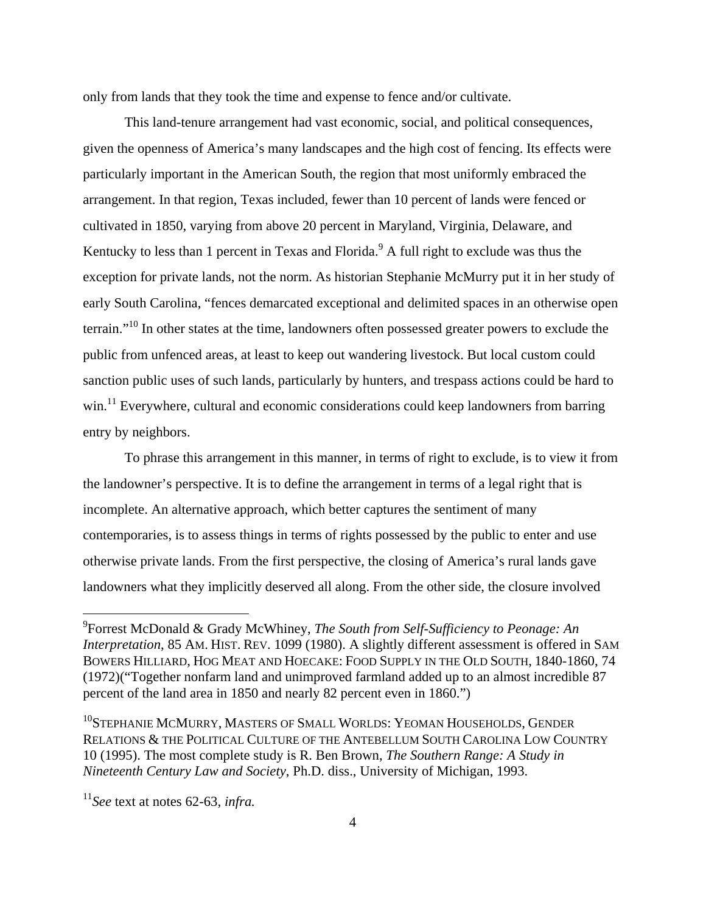only from lands that they took the time and expense to fence and/or cultivate.

This land-tenure arrangement had vast economic, social, and political consequences, given the openness of America's many landscapes and the high cost of fencing. Its effects were particularly important in the American South, the region that most uniformly embraced the arrangement. In that region, Texas included, fewer than 10 percent of lands were fenced or cultivated in 1850, varying from above 20 percent in Maryland, Virginia, Delaware, and Kentucky to less than 1 percent in Texas and Florida.[9] A full right to exclude was thus the exception for private lands, not the norm. As historian Stephanie McMurry put it in her study of early South Carolina, "fences demarcated exceptional and delimited spaces in an otherwise open terrain."[10] In other states at the time, landowners often possessed greater powers to exclude the public from unfenced areas, at least to keep out wandering livestock. But local custom could sanction public uses of such lands, particularly by hunters, and trespass actions could be hard to win.[11] Everywhere, cultural and economic considerations could keep landowners from barring entry by neighbors.

To phrase this arrangement in this manner, in terms of right to exclude, is to view it from the landowner's perspective. It is to define the arrangement in terms of a legal right that is incomplete. An alternative approach, which better captures the sentiment of many contemporaries, is to assess things in terms of rights possessed by the public to enter and use otherwise private lands. From the first perspective, the closing of America's rural lands gave landowners what they implicitly deserved all along. From the other side, the closure involved

---

[9]Forrest McDonald & Grady McWhiney, *The South from Self-Sufficiency to Peonage: An Interpretation*, 85 AM. HIST. REV. 1099 (1980). A slightly different assessment is offered in SAM BOWERS HILLIARD, HOG MEAT AND HOECAKE: FOOD SUPPLY IN THE OLD SOUTH, 1840-1860, 74 (1972)("Together nonfarm land and unimproved farmland added up to an almost incredible 87 percent of the land area in 1850 and nearly 82 percent even in 1860.")

[10]STEPHANIE MCMURRY, MASTERS OF SMALL WORLDS: YEOMAN HOUSEHOLDS, GENDER RELATIONS & THE POLITICAL CULTURE OF THE ANTEBELLUM SOUTH CAROLINA LOW COUNTRY 10 (1995). The most complete study is R. Ben Brown, *The Southern Range: A Study in Nineteenth Century Law and Society*, Ph.D. diss., University of Michigan, 1993.

[11]*See* text at notes 62-63, *infra.*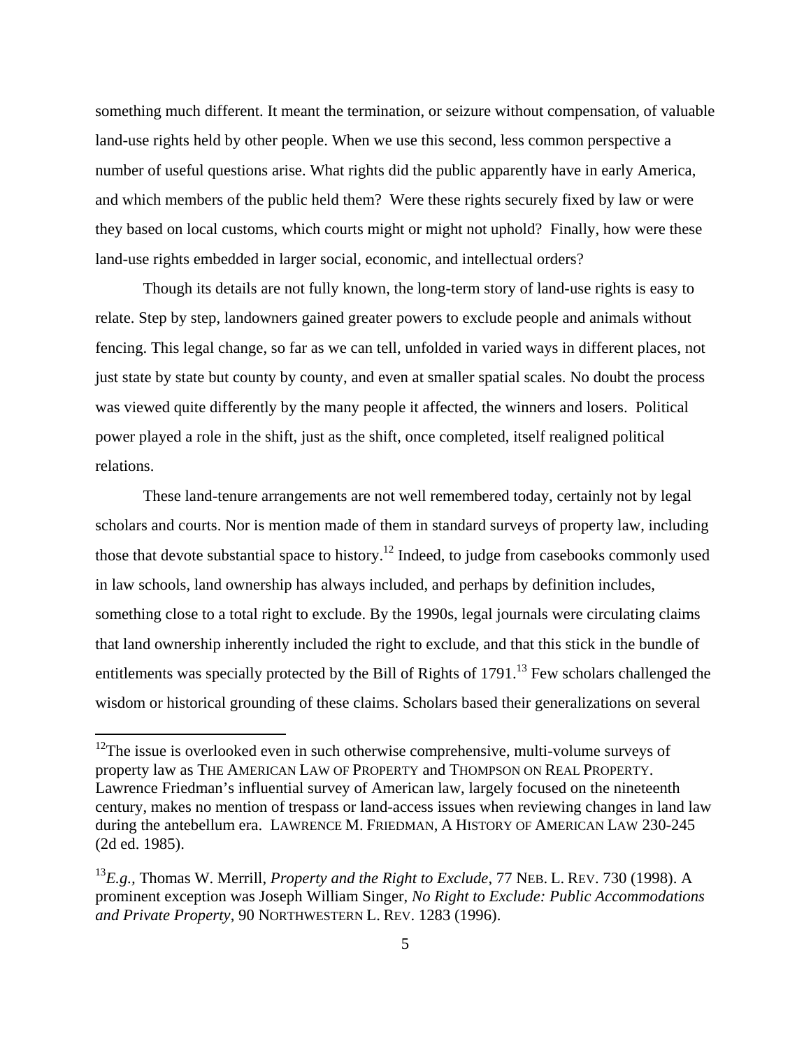something much different. It meant the termination, or seizure without compensation, of valuable land-use rights held by other people. When we use this second, less common perspective a number of useful questions arise. What rights did the public apparently have in early America, and which members of the public held them? Were these rights securely fixed by law or were they based on local customs, which courts might or might not uphold? Finally, how were these land-use rights embedded in larger social, economic, and intellectual orders?

Though its details are not fully known, the long-term story of land-use rights is easy to relate. Step by step, landowners gained greater powers to exclude people and animals without fencing. This legal change, so far as we can tell, unfolded in varied ways in different places, not just state by state but county by county, and even at smaller spatial scales. No doubt the process was viewed quite differently by the many people it affected, the winners and losers. Political power played a role in the shift, just as the shift, once completed, itself realigned political relations.

These land-tenure arrangements are not well remembered today, certainly not by legal scholars and courts. Nor is mention made of them in standard surveys of property law, including those that devote substantial space to history.[12] Indeed, to judge from casebooks commonly used in law schools, land ownership has always included, and perhaps by definition includes, something close to a total right to exclude. By the 1990s, legal journals were circulating claims that land ownership inherently included the right to exclude, and that this stick in the bundle of entitlements was specially protected by the Bill of Rights of 1791.[13] Few scholars challenged the wisdom or historical grounding of these claims. Scholars based their generalizations on several

---

[12]The issue is overlooked even in such otherwise comprehensive, multi-volume surveys of property law as THE AMERICAN LAW OF PROPERTY and THOMPSON ON REAL PROPERTY. Lawrence Friedman's influential survey of American law, largely focused on the nineteenth century, makes no mention of trespass or land-access issues when reviewing changes in land law during the antebellum era. LAWRENCE M. FRIEDMAN, A HISTORY OF AMERICAN LAW 230-245 (2d ed. 1985).

[13]*E.g.,* Thomas W. Merrill, *Property and the Right to Exclude*, 77 NEB. L. REV. 730 (1998). A prominent exception was Joseph William Singer, *No Right to Exclude: Public Accommodations and Private Property*, 90 NORTHWESTERN L. REV. 1283 (1996).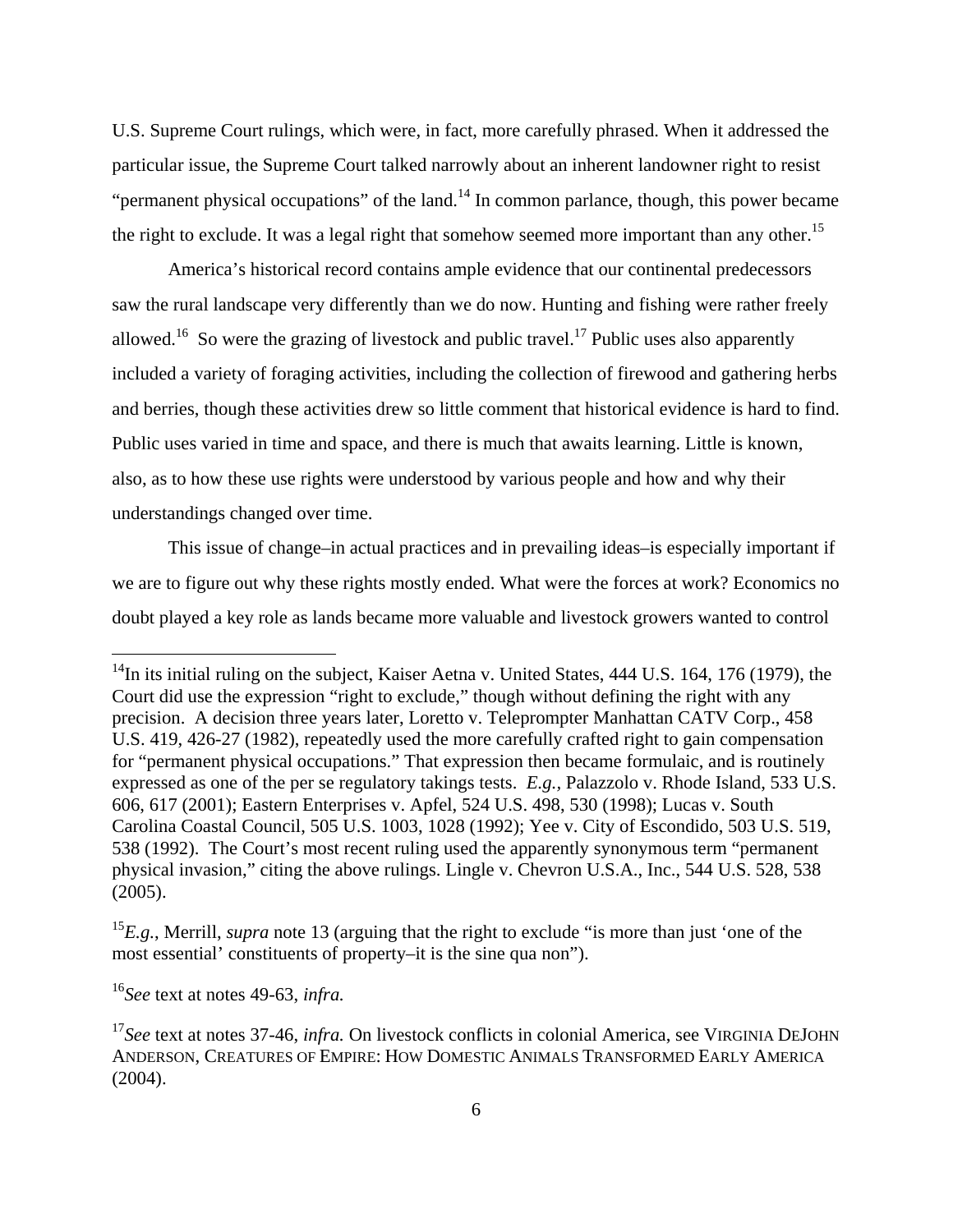U.S. Supreme Court rulings, which were, in fact, more carefully phrased. When it addressed the particular issue, the Supreme Court talked narrowly about an inherent landowner right to resist "permanent physical occupations" of the land.[14] In common parlance, though, this power became the right to exclude. It was a legal right that somehow seemed more important than any other.[15]

America's historical record contains ample evidence that our continental predecessors saw the rural landscape very differently than we do now. Hunting and fishing were rather freely allowed.[16] So were the grazing of livestock and public travel.[17] Public uses also apparently included a variety of foraging activities, including the collection of firewood and gathering herbs and berries, though these activities drew so little comment that historical evidence is hard to find. Public uses varied in time and space, and there is much that awaits learning. Little is known, also, as to how these use rights were understood by various people and how and why their understandings changed over time.

This issue of change–in actual practices and in prevailing ideas–is especially important if we are to figure out why these rights mostly ended. What were the forces at work? Economics no doubt played a key role as lands became more valuable and livestock growers wanted to control

---

[14]In its initial ruling on the subject, Kaiser Aetna v. United States, 444 U.S. 164, 176 (1979), the Court did use the expression "right to exclude," though without defining the right with any precision. A decision three years later, Loretto v. Teleprompter Manhattan CATV Corp., 458 U.S. 419, 426-27 (1982), repeatedly used the more carefully crafted right to gain compensation for "permanent physical occupations." That expression then became formulaic, and is routinely expressed as one of the per se regulatory takings tests. *E.g.,* Palazzolo v. Rhode Island, 533 U.S. 606, 617 (2001); Eastern Enterprises v. Apfel, 524 U.S. 498, 530 (1998); Lucas v. South Carolina Coastal Council, 505 U.S. 1003, 1028 (1992); Yee v. City of Escondido, 503 U.S. 519, 538 (1992). The Court's most recent ruling used the apparently synonymous term "permanent physical invasion," citing the above rulings. Lingle v. Chevron U.S.A., Inc., 544 U.S. 528, 538 (2005).

[15]*E.g.*, Merrill, *supra* note 13 (arguing that the right to exclude "is more than just 'one of the most essential' constituents of property–it is the sine qua non").

[16]*See* text at notes 49-63, *infra.*

[17]*See* text at notes 37-46, *infra.* On livestock conflicts in colonial America, see VIRGINIA DEJOHN ANDERSON, CREATURES OF EMPIRE: HOW DOMESTIC ANIMALS TRANSFORMED EARLY AMERICA (2004).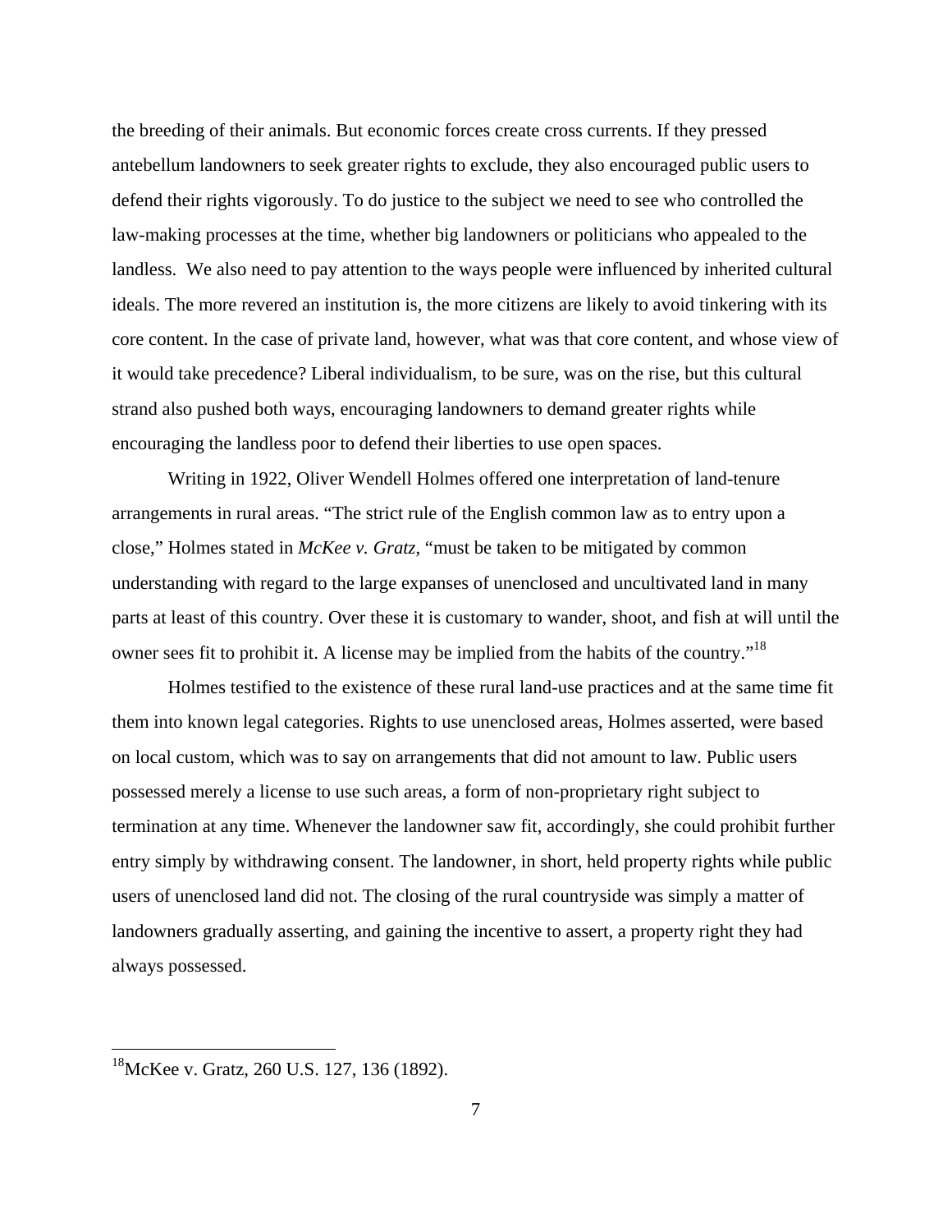the breeding of their animals. But economic forces create cross currents. If they pressed antebellum landowners to seek greater rights to exclude, they also encouraged public users to defend their rights vigorously. To do justice to the subject we need to see who controlled the law-making processes at the time, whether big landowners or politicians who appealed to the landless. We also need to pay attention to the ways people were influenced by inherited cultural ideals. The more revered an institution is, the more citizens are likely to avoid tinkering with its core content. In the case of private land, however, what was that core content, and whose view of it would take precedence? Liberal individualism, to be sure, was on the rise, but this cultural strand also pushed both ways, encouraging landowners to demand greater rights while encouraging the landless poor to defend their liberties to use open spaces.

Writing in 1922, Oliver Wendell Holmes offered one interpretation of land-tenure arrangements in rural areas. "The strict rule of the English common law as to entry upon a close," Holmes stated in *McKee v. Gratz*, "must be taken to be mitigated by common understanding with regard to the large expanses of unenclosed and uncultivated land in many parts at least of this country. Over these it is customary to wander, shoot, and fish at will until the owner sees fit to prohibit it. A license may be implied from the habits of the country."[18]

Holmes testified to the existence of these rural land-use practices and at the same time fit them into known legal categories. Rights to use unenclosed areas, Holmes asserted, were based on local custom, which was to say on arrangements that did not amount to law. Public users possessed merely a license to use such areas, a form of non-proprietary right subject to termination at any time. Whenever the landowner saw fit, accordingly, she could prohibit further entry simply by withdrawing consent. The landowner, in short, held property rights while public users of unenclosed land did not. The closing of the rural countryside was simply a matter of landowners gradually asserting, and gaining the incentive to assert, a property right they had always possessed.

---

[18] McKee v. Gratz, 260 U.S. 127, 136 (1892).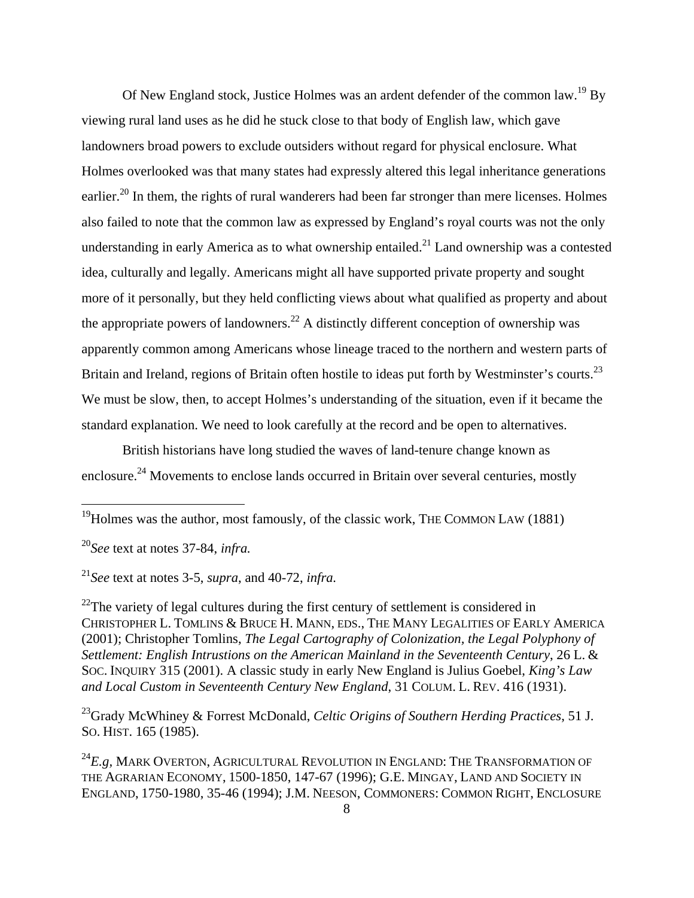Of New England stock, Justice Holmes was an ardent defender of the common law.[19] By viewing rural land uses as he did he stuck close to that body of English law, which gave landowners broad powers to exclude outsiders without regard for physical enclosure. What Holmes overlooked was that many states had expressly altered this legal inheritance generations earlier.[20] In them, the rights of rural wanderers had been far stronger than mere licenses. Holmes also failed to note that the common law as expressed by England's royal courts was not the only understanding in early America as to what ownership entailed.[21] Land ownership was a contested idea, culturally and legally. Americans might all have supported private property and sought more of it personally, but they held conflicting views about what qualified as property and about the appropriate powers of landowners.[22] A distinctly different conception of ownership was apparently common among Americans whose lineage traced to the northern and western parts of Britain and Ireland, regions of Britain often hostile to ideas put forth by Westminster's courts.[23] We must be slow, then, to accept Holmes's understanding of the situation, even if it became the standard explanation. We need to look carefully at the record and be open to alternatives.

British historians have long studied the waves of land-tenure change known as enclosure.[24] Movements to enclose lands occurred in Britain over several centuries, mostly

---

[19]Holmes was the author, most famously, of the classic work, THE COMMON LAW (1881)

[20]*See* text at notes 37-84, *infra.*

[21]*See* text at notes 3-5, *supra*, and 40-72, *infra.*

[22]The variety of legal cultures during the first century of settlement is considered in CHRISTOPHER L. TOMLINS & BRUCE H. MANN, EDS., THE MANY LEGALITIES OF EARLY AMERICA (2001); Christopher Tomlins, *The Legal Cartography of Colonization, the Legal Polyphony of Settlement: English Intrustions on the American Mainland in the Seventeenth Century*, 26 L. & SOC. INQUIRY 315 (2001). A classic study in early New England is Julius Goebel, *King's Law and Local Custom in Seventeenth Century New England*, 31 COLUM. L. REV. 416 (1931).

[23]Grady McWhiney & Forrest McDonald, *Celtic Origins of Southern Herding Practices*, 51 J. SO. HIST. 165 (1985).

[24]*E.g*, MARK OVERTON, AGRICULTURAL REVOLUTION IN ENGLAND: THE TRANSFORMATION OF THE AGRARIAN ECONOMY, 1500-1850, 147-67 (1996); G.E. MINGAY, LAND AND SOCIETY IN ENGLAND, 1750-1980, 35-46 (1994); J.M. NEESON, COMMONERS: COMMON RIGHT, ENCLOSURE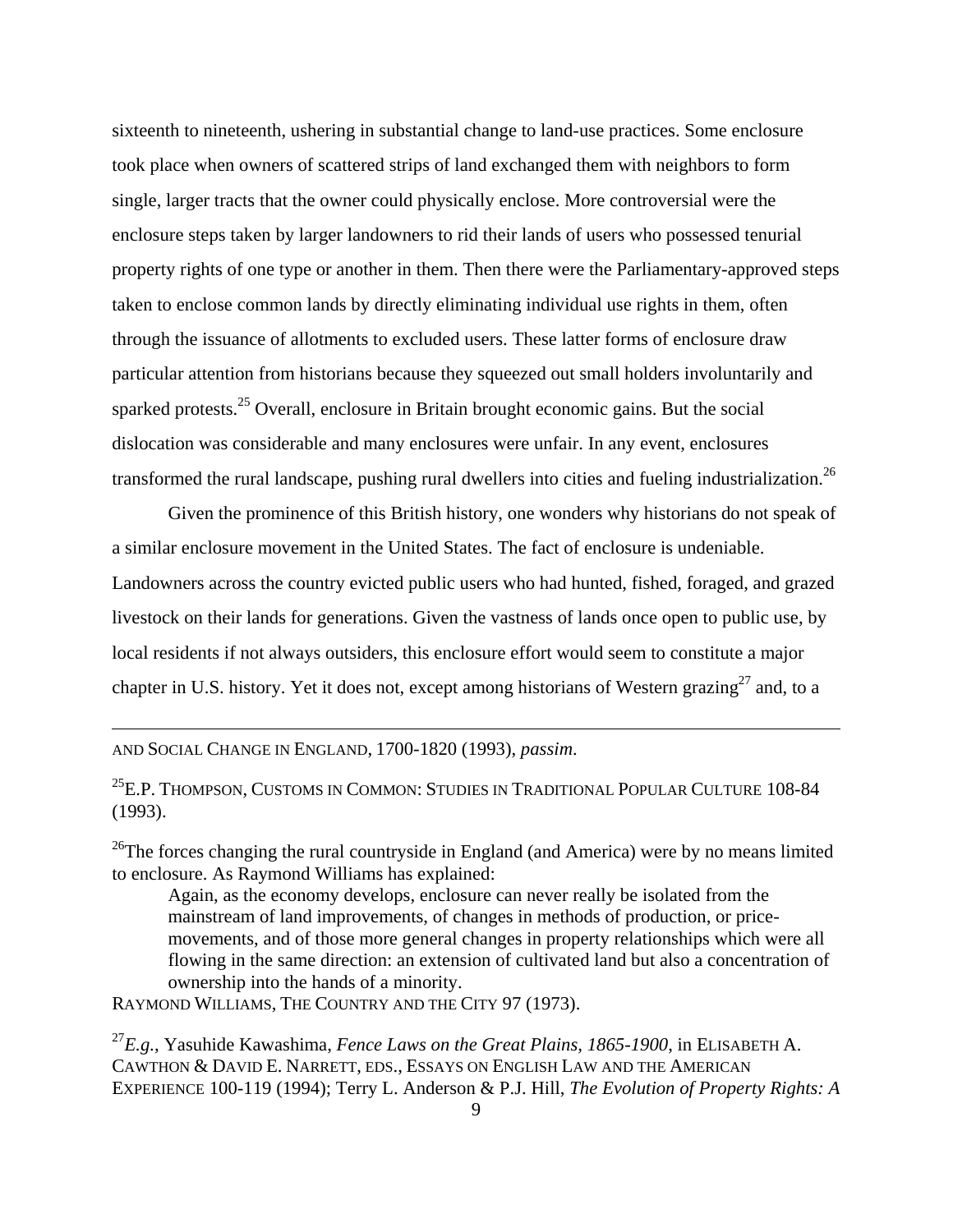sixteenth to nineteenth, ushering in substantial change to land-use practices. Some enclosure took place when owners of scattered strips of land exchanged them with neighbors to form single, larger tracts that the owner could physically enclose. More controversial were the enclosure steps taken by larger landowners to rid their lands of users who possessed tenurial property rights of one type or another in them. Then there were the Parliamentary-approved steps taken to enclose common lands by directly eliminating individual use rights in them, often through the issuance of allotments to excluded users. These latter forms of enclosure draw particular attention from historians because they squeezed out small holders involuntarily and sparked protests.[25] Overall, enclosure in Britain brought economic gains. But the social dislocation was considerable and many enclosures were unfair. In any event, enclosures transformed the rural landscape, pushing rural dwellers into cities and fueling industrialization.[26]

Given the prominence of this British history, one wonders why historians do not speak of a similar enclosure movement in the United States. The fact of enclosure is undeniable. Landowners across the country evicted public users who had hunted, fished, foraged, and grazed livestock on their lands for generations. Given the vastness of lands once open to public use, by local residents if not always outsiders, this enclosure effort would seem to constitute a major chapter in U.S. history. Yet it does not, except among historians of Western grazing[27] and, to a

---

AND SOCIAL CHANGE IN ENGLAND, 1700-1820 (1993), *passim*.

[25]E.P. THOMPSON, CUSTOMS IN COMMON: STUDIES IN TRADITIONAL POPULAR CULTURE 108-84 (1993).

[26]The forces changing the rural countryside in England (and America) were by no means limited to enclosure. As Raymond Williams has explained:

> Again, as the economy develops, enclosure can never really be isolated from the mainstream of land improvements, of changes in methods of production, or price-movements, and of those more general changes in property relationships which were all flowing in the same direction: an extension of cultivated land but also a concentration of ownership into the hands of a minority.

RAYMOND WILLIAMS, THE COUNTRY AND THE CITY 97 (1973).

[27]*E.g.*, Yasuhide Kawashima, *Fence Laws on the Great Plains, 1865-1900*, in ELISABETH A. CAWTHON & DAVID E. NARRETT, EDS., ESSAYS ON ENGLISH LAW AND THE AMERICAN EXPERIENCE 100-119 (1994); Terry L. Anderson & P.J. Hill, *The Evolution of Property Rights: A*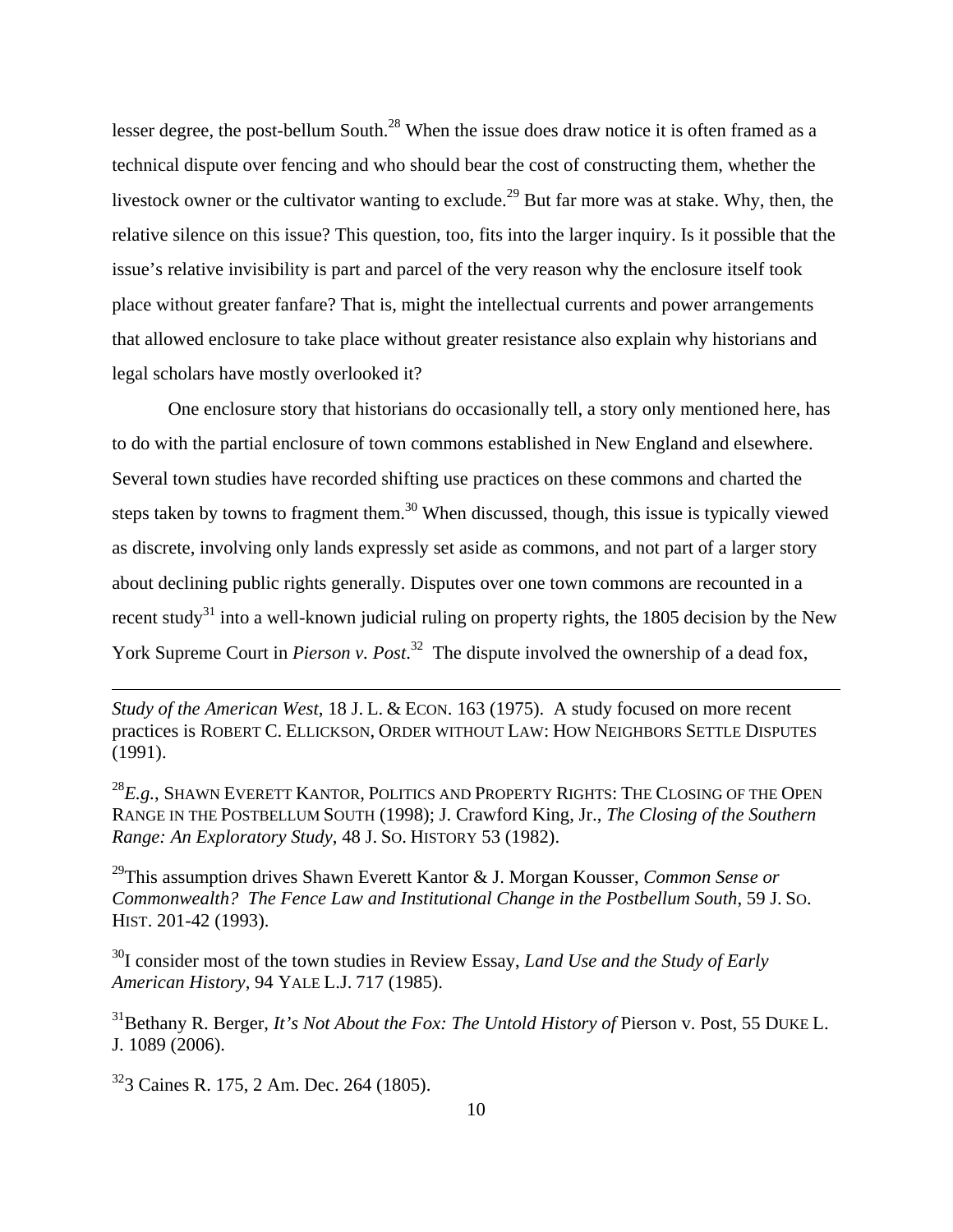lesser degree, the post-bellum South.[28] When the issue does draw notice it is often framed as a technical dispute over fencing and who should bear the cost of constructing them, whether the livestock owner or the cultivator wanting to exclude.[29] But far more was at stake. Why, then, the relative silence on this issue? This question, too, fits into the larger inquiry. Is it possible that the issue's relative invisibility is part and parcel of the very reason why the enclosure itself took place without greater fanfare? That is, might the intellectual currents and power arrangements that allowed enclosure to take place without greater resistance also explain why historians and legal scholars have mostly overlooked it?

One enclosure story that historians do occasionally tell, a story only mentioned here, has to do with the partial enclosure of town commons established in New England and elsewhere. Several town studies have recorded shifting use practices on these commons and charted the steps taken by towns to fragment them.[30] When discussed, though, this issue is typically viewed as discrete, involving only lands expressly set aside as commons, and not part of a larger story about declining public rights generally. Disputes over one town commons are recounted in a recent study[31] into a well-known judicial ruling on property rights, the 1805 decision by the New York Supreme Court in *Pierson v. Post*.[32] The dispute involved the ownership of a dead fox,

---

*Study of the American West*, 18 J. L. & ECON. 163 (1975). A study focused on more recent practices is ROBERT C. ELLICKSON, ORDER WITHOUT LAW: HOW NEIGHBORS SETTLE DISPUTES (1991).

[28] *E.g.*, SHAWN EVERETT KANTOR, POLITICS AND PROPERTY RIGHTS: THE CLOSING OF THE OPEN RANGE IN THE POSTBELLUM SOUTH (1998); J. Crawford King, Jr., *The Closing of the Southern Range: An Exploratory Study*, 48 J. SO. HISTORY 53 (1982).

[29] This assumption drives Shawn Everett Kantor & J. Morgan Kousser, *Common Sense or Commonwealth? The Fence Law and Institutional Change in the Postbellum South*, 59 J. SO. HIST. 201-42 (1993).

[30] I consider most of the town studies in Review Essay, *Land Use and the Study of Early American History*, 94 YALE L.J. 717 (1985).

[31] Bethany R. Berger, *It's Not About the Fox: The Untold History of* Pierson v. Post, 55 DUKE L. J. 1089 (2006).

[32] 3 Caines R. 175, 2 Am. Dec. 264 (1805).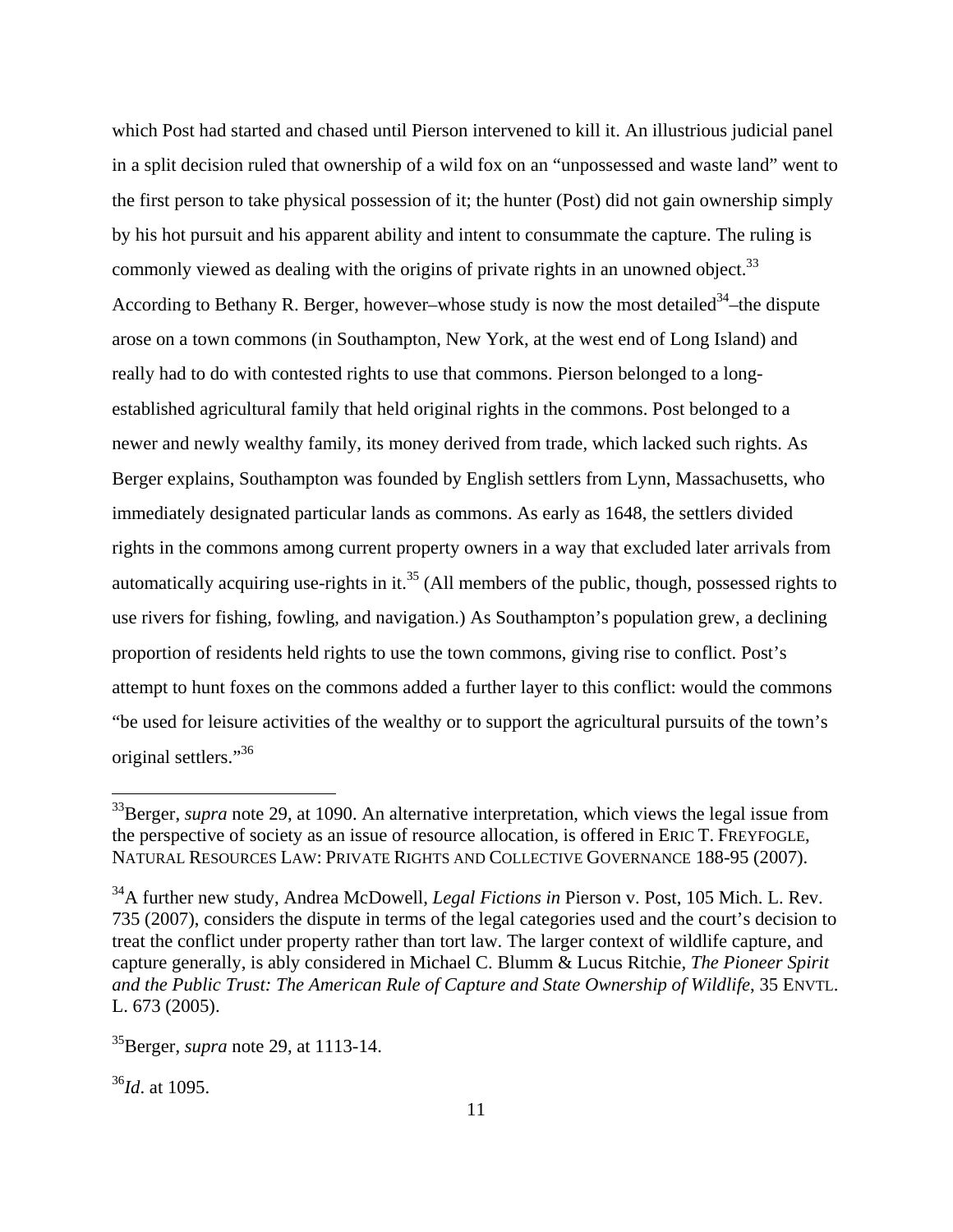which Post had started and chased until Pierson intervened to kill it. An illustrious judicial panel in a split decision ruled that ownership of a wild fox on an "unpossessed and waste land" went to the first person to take physical possession of it; the hunter (Post) did not gain ownership simply by his hot pursuit and his apparent ability and intent to consummate the capture. The ruling is commonly viewed as dealing with the origins of private rights in an unowned object.[33] According to Bethany R. Berger, however–whose study is now the most detailed[34]–the dispute arose on a town commons (in Southampton, New York, at the west end of Long Island) and really had to do with contested rights to use that commons. Pierson belonged to a long-established agricultural family that held original rights in the commons. Post belonged to a newer and newly wealthy family, its money derived from trade, which lacked such rights. As Berger explains, Southampton was founded by English settlers from Lynn, Massachusetts, who immediately designated particular lands as commons. As early as 1648, the settlers divided rights in the commons among current property owners in a way that excluded later arrivals from automatically acquiring use-rights in it.[35] (All members of the public, though, possessed rights to use rivers for fishing, fowling, and navigation.) As Southampton's population grew, a declining proportion of residents held rights to use the town commons, giving rise to conflict. Post's attempt to hunt foxes on the commons added a further layer to this conflict: would the commons "be used for leisure activities of the wealthy or to support the agricultural pursuits of the town's original settlers."[36]

---

[33]Berger, *supra* note 29, at 1090. An alternative interpretation, which views the legal issue from the perspective of society as an issue of resource allocation, is offered in ERIC T. FREYFOGLE, NATURAL RESOURCES LAW: PRIVATE RIGHTS AND COLLECTIVE GOVERNANCE 188-95 (2007).

[34]A further new study, Andrea McDowell, *Legal Fictions in* Pierson v. Post, 105 Mich. L. Rev. 735 (2007), considers the dispute in terms of the legal categories used and the court's decision to treat the conflict under property rather than tort law. The larger context of wildlife capture, and capture generally, is ably considered in Michael C. Blumm & Lucus Ritchie, *The Pioneer Spirit and the Public Trust: The American Rule of Capture and State Ownership of Wildlife*, 35 ENVTL. L. 673 (2005).

[35]Berger, *supra* note 29, at 1113-14.

[36]*Id*. at 1095.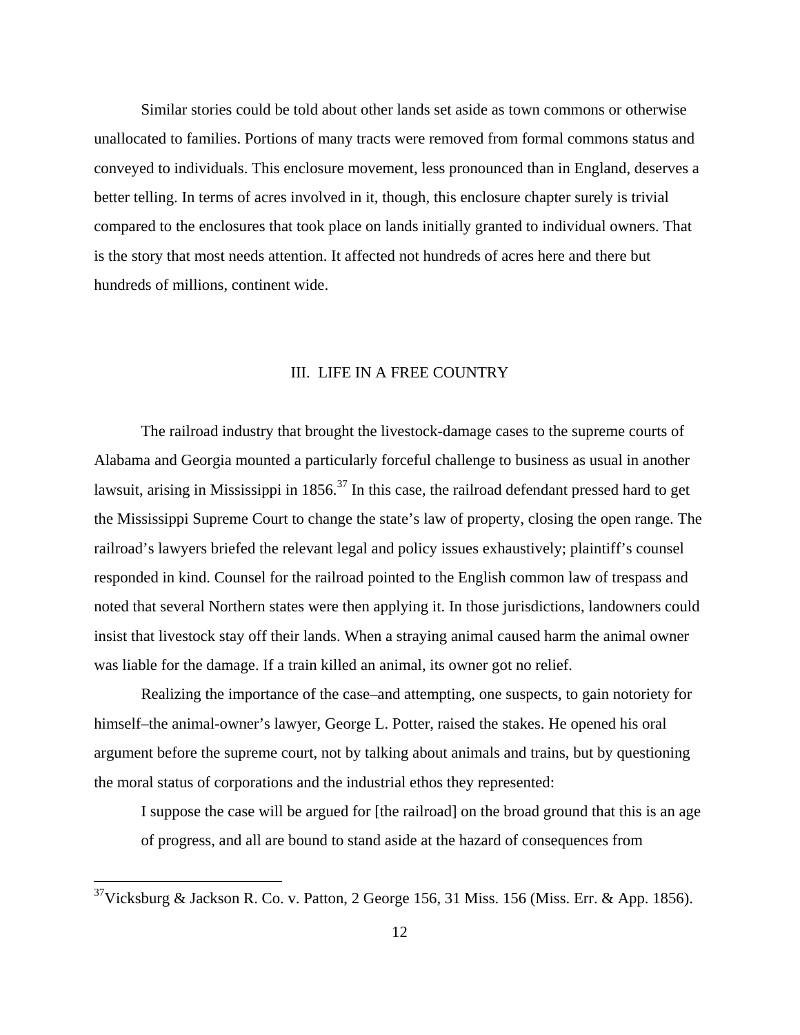Similar stories could be told about other lands set aside as town commons or otherwise unallocated to families. Portions of many tracts were removed from formal commons status and conveyed to individuals. This enclosure movement, less pronounced than in England, deserves a better telling. In terms of acres involved in it, though, this enclosure chapter surely is trivial compared to the enclosures that took place on lands initially granted to individual owners. That is the story that most needs attention. It affected not hundreds of acres here and there but hundreds of millions, continent wide.

## III. LIFE IN A FREE COUNTRY

The railroad industry that brought the livestock-damage cases to the supreme courts of Alabama and Georgia mounted a particularly forceful challenge to business as usual in another lawsuit, arising in Mississippi in 1856.[37] In this case, the railroad defendant pressed hard to get the Mississippi Supreme Court to change the state's law of property, closing the open range. The railroad's lawyers briefed the relevant legal and policy issues exhaustively; plaintiff's counsel responded in kind. Counsel for the railroad pointed to the English common law of trespass and noted that several Northern states were then applying it. In those jurisdictions, landowners could insist that livestock stay off their lands. When a straying animal caused harm the animal owner was liable for the damage. If a train killed an animal, its owner got no relief.

Realizing the importance of the case–and attempting, one suspects, to gain notoriety for himself–the animal-owner's lawyer, George L. Potter, raised the stakes. He opened his oral argument before the supreme court, not by talking about animals and trains, but by questioning the moral status of corporations and the industrial ethos they represented:

> I suppose the case will be argued for [the railroad] on the broad ground that this is an age of progress, and all are bound to stand aside at the hazard of consequences from

[37] Vicksburg & Jackson R. Co. v. Patton, 2 George 156, 31 Miss. 156 (Miss. Err. & App. 1856).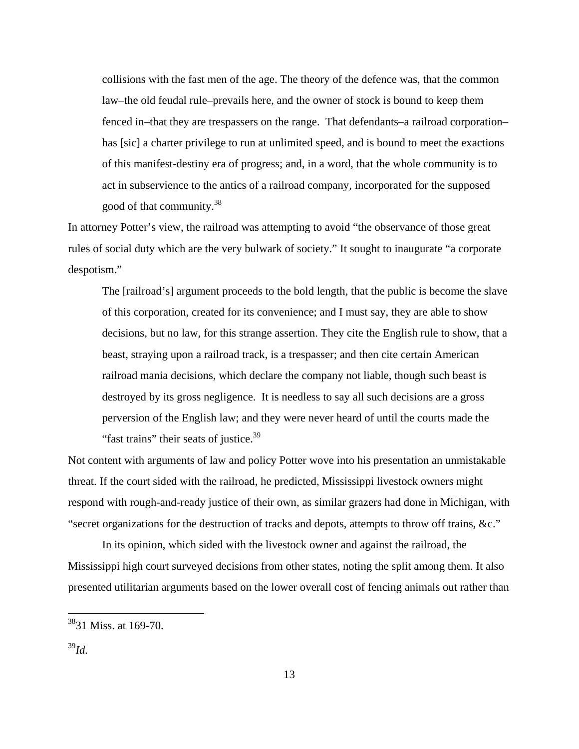> collisions with the fast men of the age. The theory of the defence was, that the common law–the old feudal rule–prevails here, and the owner of stock is bound to keep them fenced in–that they are trespassers on the range. That defendants–a railroad corporation–has [sic] a charter privilege to run at unlimited speed, and is bound to meet the exactions of this manifest-destiny era of progress; and, in a word, that the whole community is to act in subservience to the antics of a railroad company, incorporated for the supposed good of that community.[38]

In attorney Potter's view, the railroad was attempting to avoid "the observance of those great rules of social duty which are the very bulwark of society." It sought to inaugurate "a corporate despotism."

> The [railroad's] argument proceeds to the bold length, that the public is become the slave of this corporation, created for its convenience; and I must say, they are able to show decisions, but no law, for this strange assertion. They cite the English rule to show, that a beast, straying upon a railroad track, is a trespasser; and then cite certain American railroad mania decisions, which declare the company not liable, though such beast is destroyed by its gross negligence. It is needless to say all such decisions are a gross perversion of the English law; and they were never heard of until the courts made the "fast trains" their seats of justice.[39]

Not content with arguments of law and policy Potter wove into his presentation an unmistakable threat. If the court sided with the railroad, he predicted, Mississippi livestock owners might respond with rough-and-ready justice of their own, as similar grazers had done in Michigan, with "secret organizations for the destruction of tracks and depots, attempts to throw off trains, &c."

In its opinion, which sided with the livestock owner and against the railroad, the Mississippi high court surveyed decisions from other states, noting the split among them. It also presented utilitarian arguments based on the lower overall cost of fencing animals out rather than

---

[38] 31 Miss. at 169-70.

[39] *Id.*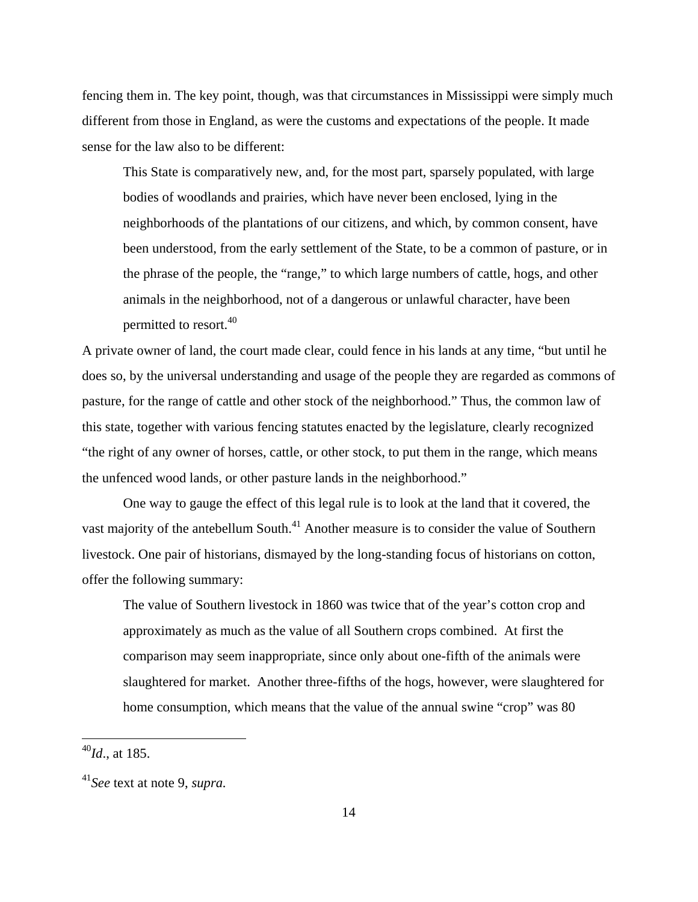fencing them in. The key point, though, was that circumstances in Mississippi were simply much different from those in England, as were the customs and expectations of the people. It made sense for the law also to be different:

> This State is comparatively new, and, for the most part, sparsely populated, with large bodies of woodlands and prairies, which have never been enclosed, lying in the neighborhoods of the plantations of our citizens, and which, by common consent, have been understood, from the early settlement of the State, to be a common of pasture, or in the phrase of the people, the "range," to which large numbers of cattle, hogs, and other animals in the neighborhood, not of a dangerous or unlawful character, have been permitted to resort.[40]

A private owner of land, the court made clear, could fence in his lands at any time, "but until he does so, by the universal understanding and usage of the people they are regarded as commons of pasture, for the range of cattle and other stock of the neighborhood." Thus, the common law of this state, together with various fencing statutes enacted by the legislature, clearly recognized "the right of any owner of horses, cattle, or other stock, to put them in the range, which means the unfenced wood lands, or other pasture lands in the neighborhood."

One way to gauge the effect of this legal rule is to look at the land that it covered, the vast majority of the antebellum South.[41] Another measure is to consider the value of Southern livestock. One pair of historians, dismayed by the long-standing focus of historians on cotton, offer the following summary:

> The value of Southern livestock in 1860 was twice that of the year's cotton crop and approximately as much as the value of all Southern crops combined. At first the comparison may seem inappropriate, since only about one-fifth of the animals were slaughtered for market. Another three-fifths of the hogs, however, were slaughtered for home consumption, which means that the value of the annual swine "crop" was 80

[40] *Id.*, at 185.

[41] *See* text at note 9, *supra.*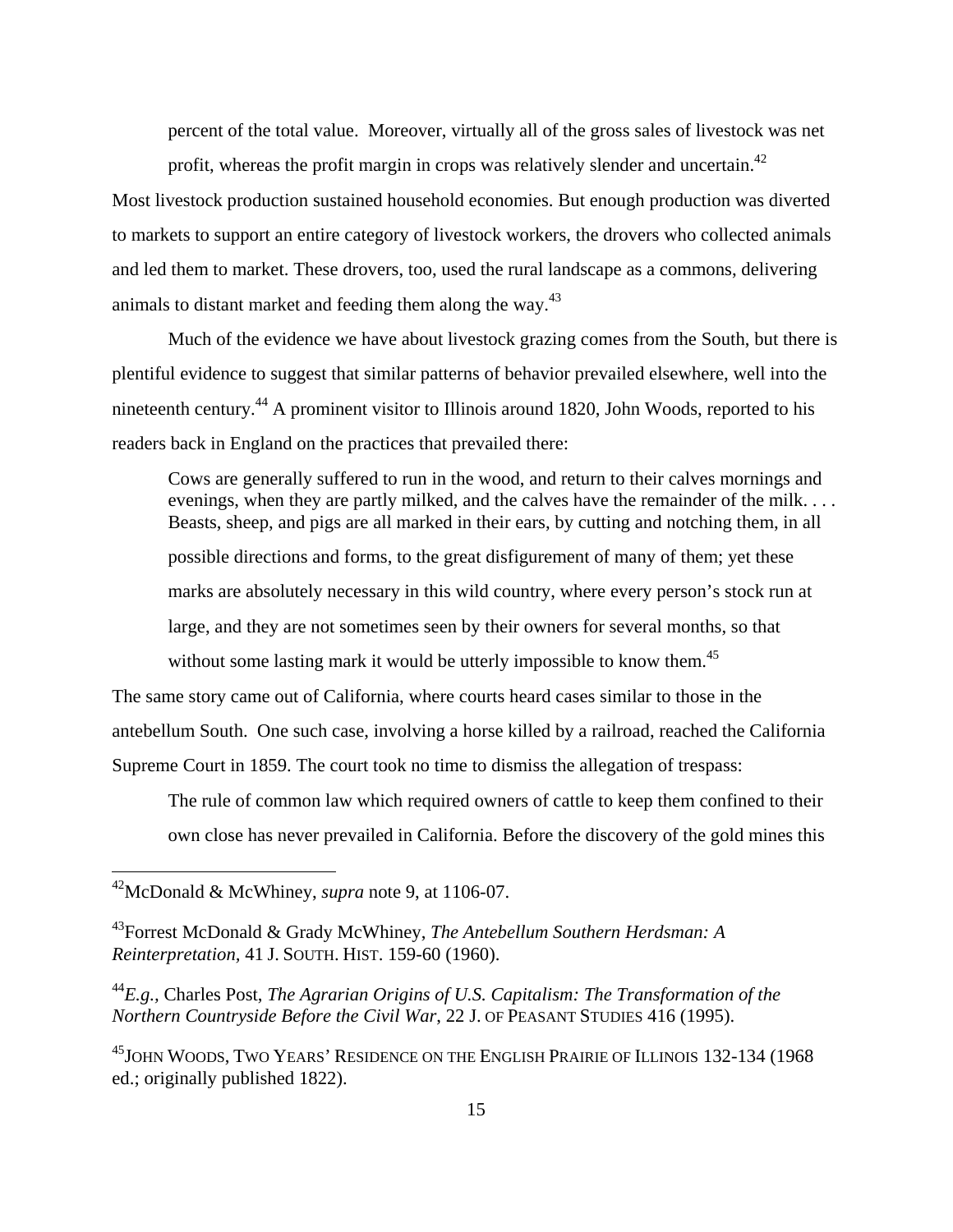percent of the total value. Moreover, virtually all of the gross sales of livestock was net profit, whereas the profit margin in crops was relatively slender and uncertain.[42]

Most livestock production sustained household economies. But enough production was diverted to markets to support an entire category of livestock workers, the drovers who collected animals and led them to market. These drovers, too, used the rural landscape as a commons, delivering animals to distant market and feeding them along the way.[43]

Much of the evidence we have about livestock grazing comes from the South, but there is plentiful evidence to suggest that similar patterns of behavior prevailed elsewhere, well into the nineteenth century.[44] A prominent visitor to Illinois around 1820, John Woods, reported to his readers back in England on the practices that prevailed there:

> Cows are generally suffered to run in the wood, and return to their calves mornings and evenings, when they are partly milked, and the calves have the remainder of the milk. . . . Beasts, sheep, and pigs are all marked in their ears, by cutting and notching them, in all possible directions and forms, to the great disfigurement of many of them; yet these marks are absolutely necessary in this wild country, where every person's stock run at large, and they are not sometimes seen by their owners for several months, so that without some lasting mark it would be utterly impossible to know them.[45]

The same story came out of California, where courts heard cases similar to those in the antebellum South. One such case, involving a horse killed by a railroad, reached the California Supreme Court in 1859. The court took no time to dismiss the allegation of trespass:

> The rule of common law which required owners of cattle to keep them confined to their own close has never prevailed in California. Before the discovery of the gold mines this

---

[42] McDonald & McWhiney, *supra* note 9, at 1106-07.

[43] Forrest McDonald & Grady McWhiney, *The Antebellum Southern Herdsman: A Reinterpretation*, 41 J. SOUTH. HIST. 159-60 (1960).

[44] *E.g.*, Charles Post, *The Agrarian Origins of U.S. Capitalism: The Transformation of the Northern Countryside Before the Civil War*, 22 J. OF PEASANT STUDIES 416 (1995).

[45] JOHN WOODS, TWO YEARS' RESIDENCE ON THE ENGLISH PRAIRIE OF ILLINOIS 132-134 (1968 ed.; originally published 1822).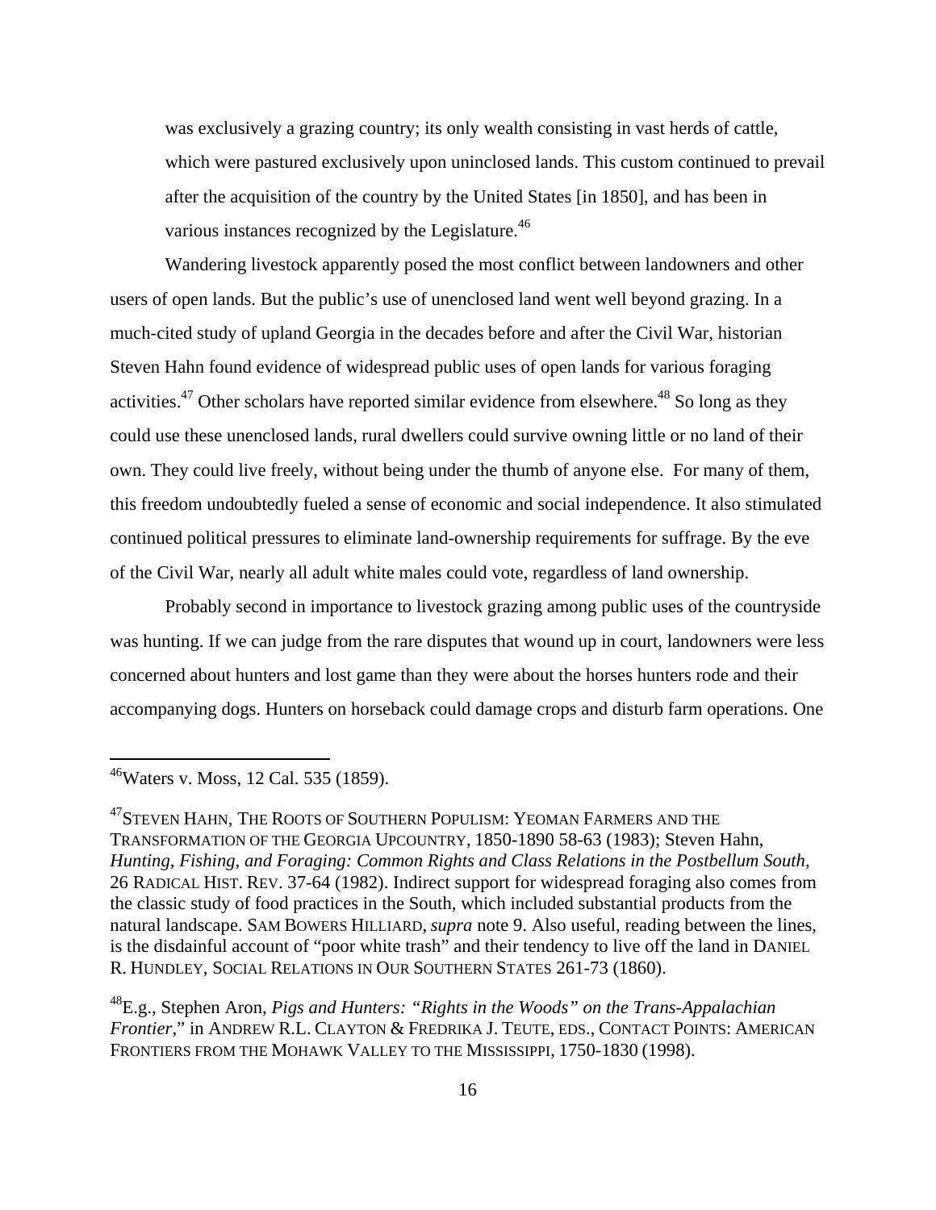> was exclusively a grazing country; its only wealth consisting in vast herds of cattle, which were pastured exclusively upon uninclosed lands. This custom continued to prevail after the acquisition of the country by the United States [in 1850], and has been in various instances recognized by the Legislature.[46]

Wandering livestock apparently posed the most conflict between landowners and other users of open lands. But the public's use of unenclosed land went well beyond grazing. In a much-cited study of upland Georgia in the decades before and after the Civil War, historian Steven Hahn found evidence of widespread public uses of open lands for various foraging activities.[47] Other scholars have reported similar evidence from elsewhere.[48] So long as they could use these unenclosed lands, rural dwellers could survive owning little or no land of their own. They could live freely, without being under the thumb of anyone else. For many of them, this freedom undoubtedly fueled a sense of economic and social independence. It also stimulated continued political pressures to eliminate land-ownership requirements for suffrage. By the eve of the Civil War, nearly all adult white males could vote, regardless of land ownership.

Probably second in importance to livestock grazing among public uses of the countryside was hunting. If we can judge from the rare disputes that wound up in court, landowners were less concerned about hunters and lost game than they were about the horses hunters rode and their accompanying dogs. Hunters on horseback could damage crops and disturb farm operations. One

---

[46] Waters v. Moss, 12 Cal. 535 (1859).

[47] STEVEN HAHN, THE ROOTS OF SOUTHERN POPULISM: YEOMAN FARMERS AND THE TRANSFORMATION OF THE GEORGIA UPCOUNTRY, 1850-1890 58-63 (1983); Steven Hahn, *Hunting, Fishing, and Foraging: Common Rights and Class Relations in the Postbellum South*, 26 RADICAL HIST. REV. 37-64 (1982). Indirect support for widespread foraging also comes from the classic study of food practices in the South, which included substantial products from the natural landscape. SAM BOWERS HILLIARD, *supra* note 9. Also useful, reading between the lines, is the disdainful account of "poor white trash" and their tendency to live off the land in DANIEL R. HUNDLEY, SOCIAL RELATIONS IN OUR SOUTHERN STATES 261-73 (1860).

[48] E.g., Stephen Aron, *Pigs and Hunters: "Rights in the Woods" on the Trans-Appalachian Frontier*," in ANDREW R.L. CLAYTON & FREDRIKA J. TEUTE, EDS., CONTACT POINTS: AMERICAN FRONTIERS FROM THE MOHAWK VALLEY TO THE MISSISSIPPI, 1750-1830 (1998).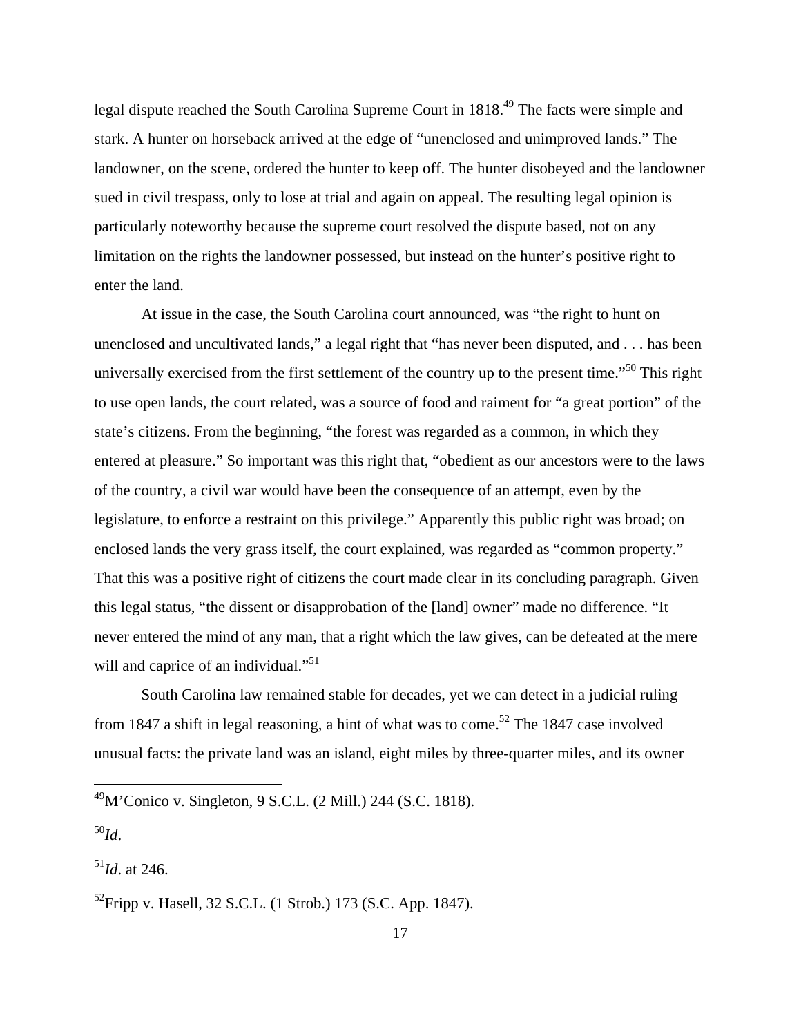legal dispute reached the South Carolina Supreme Court in 1818.[49] The facts were simple and stark. A hunter on horseback arrived at the edge of "unenclosed and unimproved lands." The landowner, on the scene, ordered the hunter to keep off. The hunter disobeyed and the landowner sued in civil trespass, only to lose at trial and again on appeal. The resulting legal opinion is particularly noteworthy because the supreme court resolved the dispute based, not on any limitation on the rights the landowner possessed, but instead on the hunter's positive right to enter the land.

At issue in the case, the South Carolina court announced, was "the right to hunt on unenclosed and uncultivated lands," a legal right that "has never been disputed, and . . . has been universally exercised from the first settlement of the country up to the present time."[50] This right to use open lands, the court related, was a source of food and raiment for "a great portion" of the state's citizens. From the beginning, "the forest was regarded as a common, in which they entered at pleasure." So important was this right that, "obedient as our ancestors were to the laws of the country, a civil war would have been the consequence of an attempt, even by the legislature, to enforce a restraint on this privilege." Apparently this public right was broad; on enclosed lands the very grass itself, the court explained, was regarded as "common property." That this was a positive right of citizens the court made clear in its concluding paragraph. Given this legal status, "the dissent or disapprobation of the [land] owner" made no difference. "It never entered the mind of any man, that a right which the law gives, can be defeated at the mere will and caprice of an individual."[51]

South Carolina law remained stable for decades, yet we can detect in a judicial ruling from 1847 a shift in legal reasoning, a hint of what was to come.[52] The 1847 case involved unusual facts: the private land was an island, eight miles by three-quarter miles, and its owner

[49] M'Conico v. Singleton, 9 S.C.L. (2 Mill.) 244 (S.C. 1818).

[50] *Id*.

[51] *Id*. at 246.

[52] Fripp v. Hasell, 32 S.C.L. (1 Strob.) 173 (S.C. App. 1847).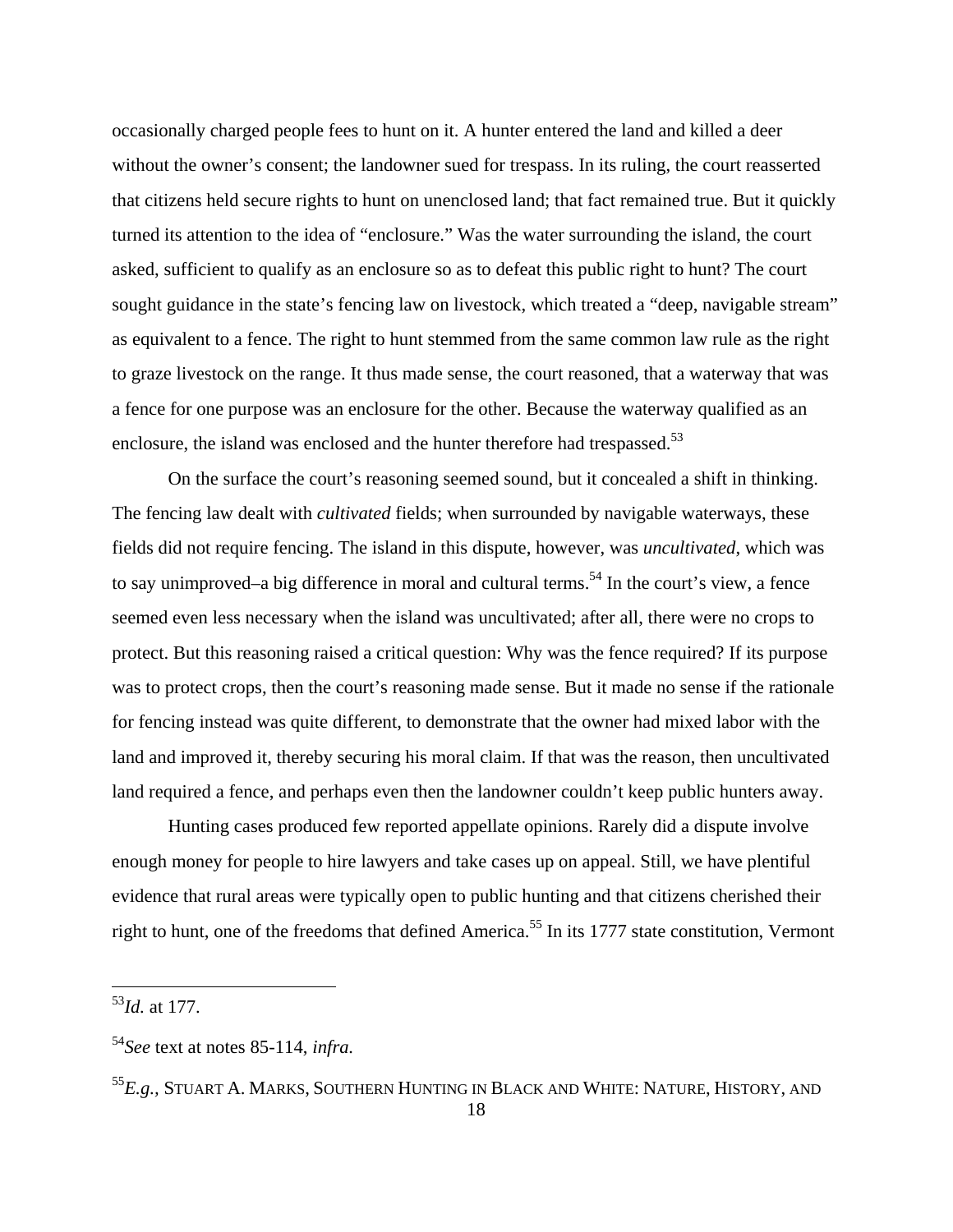occasionally charged people fees to hunt on it. A hunter entered the land and killed a deer without the owner's consent; the landowner sued for trespass. In its ruling, the court reasserted that citizens held secure rights to hunt on unenclosed land; that fact remained true. But it quickly turned its attention to the idea of "enclosure." Was the water surrounding the island, the court asked, sufficient to qualify as an enclosure so as to defeat this public right to hunt? The court sought guidance in the state's fencing law on livestock, which treated a "deep, navigable stream" as equivalent to a fence. The right to hunt stemmed from the same common law rule as the right to graze livestock on the range. It thus made sense, the court reasoned, that a waterway that was a fence for one purpose was an enclosure for the other. Because the waterway qualified as an enclosure, the island was enclosed and the hunter therefore had trespassed.[53]

On the surface the court's reasoning seemed sound, but it concealed a shift in thinking. The fencing law dealt with *cultivated* fields; when surrounded by navigable waterways, these fields did not require fencing. The island in this dispute, however, was *uncultivated*, which was to say unimproved–a big difference in moral and cultural terms.[54] In the court's view, a fence seemed even less necessary when the island was uncultivated; after all, there were no crops to protect. But this reasoning raised a critical question: Why was the fence required? If its purpose was to protect crops, then the court's reasoning made sense. But it made no sense if the rationale for fencing instead was quite different, to demonstrate that the owner had mixed labor with the land and improved it, thereby securing his moral claim. If that was the reason, then uncultivated land required a fence, and perhaps even then the landowner couldn't keep public hunters away.

Hunting cases produced few reported appellate opinions. Rarely did a dispute involve enough money for people to hire lawyers and take cases up on appeal. Still, we have plentiful evidence that rural areas were typically open to public hunting and that citizens cherished their right to hunt, one of the freedoms that defined America.[55] In its 1777 state constitution, Vermont

---

[53]*Id.* at 177.

[54]*See* text at notes 85-114, *infra.*

[55]*E.g.,* STUART A. MARKS, SOUTHERN HUNTING IN BLACK AND WHITE: NATURE, HISTORY, AND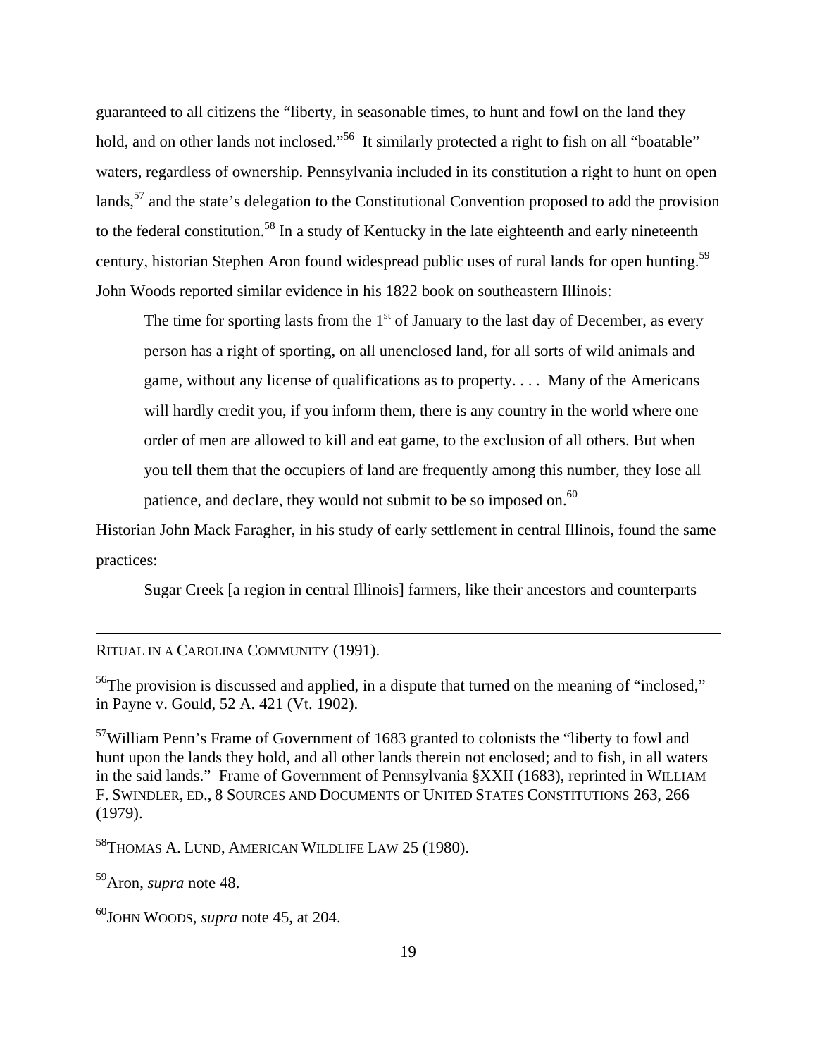guaranteed to all citizens the "liberty, in seasonable times, to hunt and fowl on the land they hold, and on other lands not inclosed."[56] It similarly protected a right to fish on all "boatable" waters, regardless of ownership. Pennsylvania included in its constitution a right to hunt on open lands,[57] and the state's delegation to the Constitutional Convention proposed to add the provision to the federal constitution.[58] In a study of Kentucky in the late eighteenth and early nineteenth century, historian Stephen Aron found widespread public uses of rural lands for open hunting.[59] John Woods reported similar evidence in his 1822 book on southeastern Illinois:

> The time for sporting lasts from the 1st of January to the last day of December, as every person has a right of sporting, on all unenclosed land, for all sorts of wild animals and game, without any license of qualifications as to property. . . . Many of the Americans will hardly credit you, if you inform them, there is any country in the world where one order of men are allowed to kill and eat game, to the exclusion of all others. But when you tell them that the occupiers of land are frequently among this number, they lose all patience, and declare, they would not submit to be so imposed on.[60]

Historian John Mack Faragher, in his study of early settlement in central Illinois, found the same practices:

> Sugar Creek [a region in central Illinois] farmers, like their ancestors and counterparts

---

RITUAL IN A CAROLINA COMMUNITY (1991).

[56]The provision is discussed and applied, in a dispute that turned on the meaning of "inclosed," in Payne v. Gould, 52 A. 421 (Vt. 1902).

[57]William Penn's Frame of Government of 1683 granted to colonists the "liberty to fowl and hunt upon the lands they hold, and all other lands therein not enclosed; and to fish, in all waters in the said lands." Frame of Government of Pennsylvania §XXII (1683), reprinted in WILLIAM F. SWINDLER, ED., 8 SOURCES AND DOCUMENTS OF UNITED STATES CONSTITUTIONS 263, 266 (1979).

[58]THOMAS A. LUND, AMERICAN WILDLIFE LAW 25 (1980).

[59]Aron, *supra* note 48.

[60]JOHN WOODS, *supra* note 45, at 204.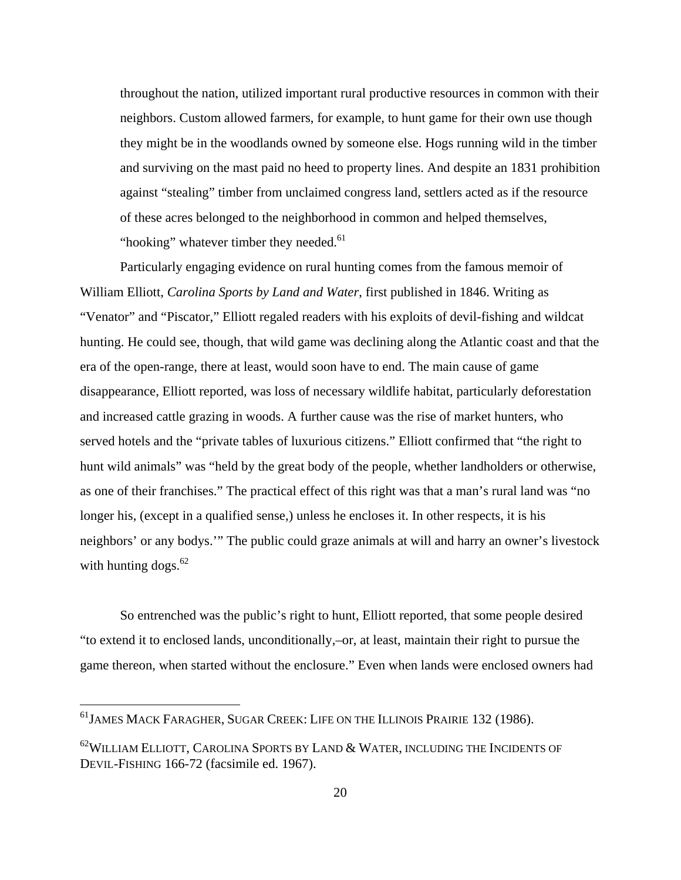> throughout the nation, utilized important rural productive resources in common with their neighbors. Custom allowed farmers, for example, to hunt game for their own use though they might be in the woodlands owned by someone else. Hogs running wild in the timber and surviving on the mast paid no heed to property lines. And despite an 1831 prohibition against "stealing" timber from unclaimed congress land, settlers acted as if the resource of these acres belonged to the neighborhood in common and helped themselves, "hooking" whatever timber they needed.[61]

Particularly engaging evidence on rural hunting comes from the famous memoir of William Elliott, *Carolina Sports by Land and Water*, first published in 1846. Writing as "Venator" and "Piscator," Elliott regaled readers with his exploits of devil-fishing and wildcat hunting. He could see, though, that wild game was declining along the Atlantic coast and that the era of the open-range, there at least, would soon have to end. The main cause of game disappearance, Elliott reported, was loss of necessary wildlife habitat, particularly deforestation and increased cattle grazing in woods. A further cause was the rise of market hunters, who served hotels and the "private tables of luxurious citizens." Elliott confirmed that "the right to hunt wild animals" was "held by the great body of the people, whether landholders or otherwise, as one of their franchises." The practical effect of this right was that a man's rural land was "no longer his, (except in a qualified sense,) unless he encloses it. In other respects, it is his neighbors' or any bodys.'" The public could graze animals at will and harry an owner's livestock with hunting dogs.[62]

So entrenched was the public's right to hunt, Elliott reported, that some people desired "to extend it to enclosed lands, unconditionally,–or, at least, maintain their right to pursue the game thereon, when started without the enclosure." Even when lands were enclosed owners had

---

[61] JAMES MACK FARAGHER, SUGAR CREEK: LIFE ON THE ILLINOIS PRAIRIE 132 (1986).

[62] WILLIAM ELLIOTT, CAROLINA SPORTS BY LAND & WATER, INCLUDING THE INCIDENTS OF DEVIL-FISHING 166-72 (facsimile ed. 1967).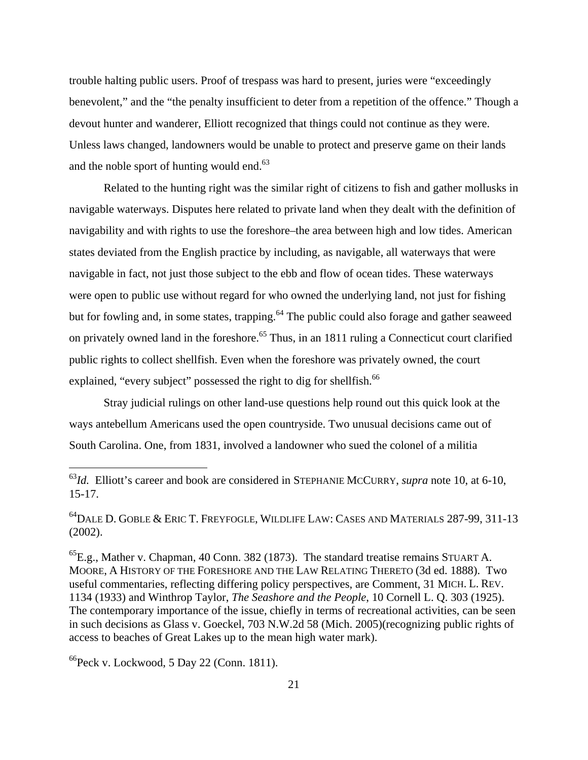trouble halting public users. Proof of trespass was hard to present, juries were "exceedingly benevolent," and the "the penalty insufficient to deter from a repetition of the offence." Though a devout hunter and wanderer, Elliott recognized that things could not continue as they were. Unless laws changed, landowners would be unable to protect and preserve game on their lands and the noble sport of hunting would end.[63]

Related to the hunting right was the similar right of citizens to fish and gather mollusks in navigable waterways. Disputes here related to private land when they dealt with the definition of navigability and with rights to use the foreshore–the area between high and low tides. American states deviated from the English practice by including, as navigable, all waterways that were navigable in fact, not just those subject to the ebb and flow of ocean tides. These waterways were open to public use without regard for who owned the underlying land, not just for fishing but for fowling and, in some states, trapping.[64] The public could also forage and gather seaweed on privately owned land in the foreshore.[65] Thus, in an 1811 ruling a Connecticut court clarified public rights to collect shellfish. Even when the foreshore was privately owned, the court explained, "every subject" possessed the right to dig for shellfish.[66]

Stray judicial rulings on other land-use questions help round out this quick look at the ways antebellum Americans used the open countryside. Two unusual decisions came out of South Carolina. One, from 1831, involved a landowner who sued the colonel of a militia

---

[63]*Id.* Elliott's career and book are considered in STEPHANIE MCCURRY, *supra* note 10, at 6-10, 15-17.

[64]DALE D. GOBLE & ERIC T. FREYFOGLE, WILDLIFE LAW: CASES AND MATERIALS 287-99, 311-13 (2002).

[65]E.g., Mather v. Chapman, 40 Conn. 382 (1873). The standard treatise remains STUART A. MOORE, A HISTORY OF THE FORESHORE AND THE LAW RELATING THERETO (3d ed. 1888). Two useful commentaries, reflecting differing policy perspectives, are Comment, 31 MICH. L. REV. 1134 (1933) and Winthrop Taylor, *The Seashore and the People*, 10 Cornell L. Q. 303 (1925). The contemporary importance of the issue, chiefly in terms of recreational activities, can be seen in such decisions as Glass v. Goeckel, 703 N.W.2d 58 (Mich. 2005)(recognizing public rights of access to beaches of Great Lakes up to the mean high water mark).

[66]Peck v. Lockwood, 5 Day 22 (Conn. 1811).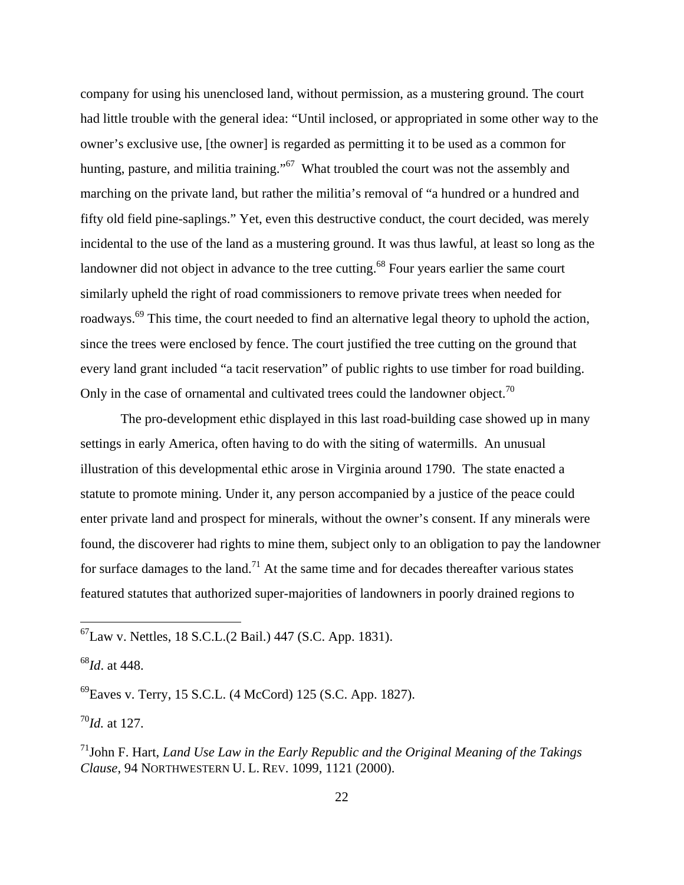company for using his unenclosed land, without permission, as a mustering ground. The court had little trouble with the general idea: "Until inclosed, or appropriated in some other way to the owner's exclusive use, [the owner] is regarded as permitting it to be used as a common for hunting, pasture, and militia training."[67] What troubled the court was not the assembly and marching on the private land, but rather the militia's removal of "a hundred or a hundred and fifty old field pine-saplings." Yet, even this destructive conduct, the court decided, was merely incidental to the use of the land as a mustering ground. It was thus lawful, at least so long as the landowner did not object in advance to the tree cutting.[68] Four years earlier the same court similarly upheld the right of road commissioners to remove private trees when needed for roadways.[69] This time, the court needed to find an alternative legal theory to uphold the action, since the trees were enclosed by fence. The court justified the tree cutting on the ground that every land grant included "a tacit reservation" of public rights to use timber for road building. Only in the case of ornamental and cultivated trees could the landowner object.[70]

The pro-development ethic displayed in this last road-building case showed up in many settings in early America, often having to do with the siting of watermills. An unusual illustration of this developmental ethic arose in Virginia around 1790. The state enacted a statute to promote mining. Under it, any person accompanied by a justice of the peace could enter private land and prospect for minerals, without the owner's consent. If any minerals were found, the discoverer had rights to mine them, subject only to an obligation to pay the landowner for surface damages to the land.[71] At the same time and for decades thereafter various states featured statutes that authorized super-majorities of landowners in poorly drained regions to

---

[67] Law v. Nettles, 18 S.C.L.(2 Bail.) 447 (S.C. App. 1831).

[68] *Id*. at 448.

[69] Eaves v. Terry, 15 S.C.L. (4 McCord) 125 (S.C. App. 1827).

[70] *Id.* at 127.

[71] John F. Hart, *Land Use Law in the Early Republic and the Original Meaning of the Takings Clause*, 94 NORTHWESTERN U. L. REV. 1099, 1121 (2000).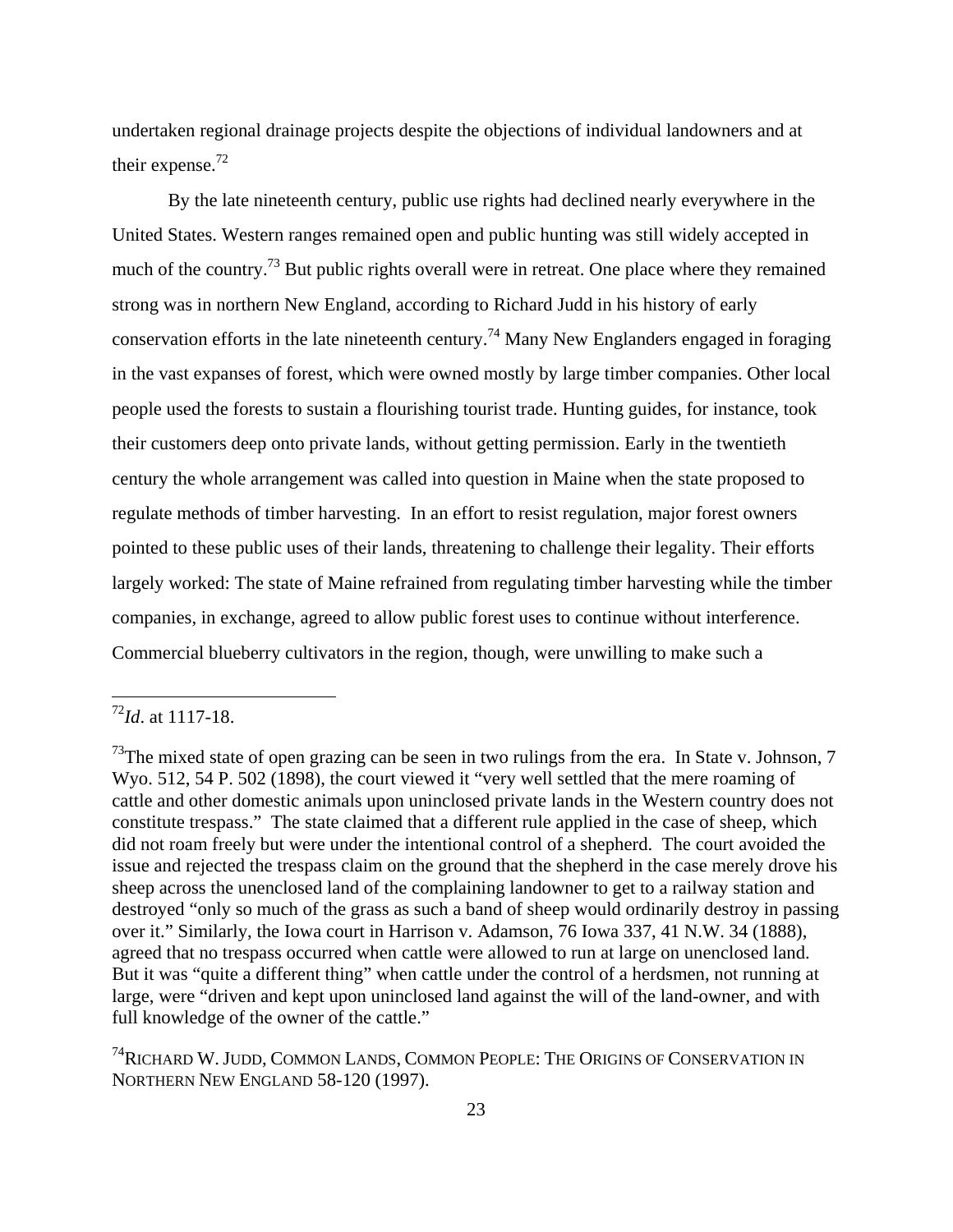undertaken regional drainage projects despite the objections of individual landowners and at their expense.[72]

By the late nineteenth century, public use rights had declined nearly everywhere in the United States. Western ranges remained open and public hunting was still widely accepted in much of the country.[73] But public rights overall were in retreat. One place where they remained strong was in northern New England, according to Richard Judd in his history of early conservation efforts in the late nineteenth century.[74] Many New Englanders engaged in foraging in the vast expanses of forest, which were owned mostly by large timber companies. Other local people used the forests to sustain a flourishing tourist trade. Hunting guides, for instance, took their customers deep onto private lands, without getting permission. Early in the twentieth century the whole arrangement was called into question in Maine when the state proposed to regulate methods of timber harvesting. In an effort to resist regulation, major forest owners pointed to these public uses of their lands, threatening to challenge their legality. Their efforts largely worked: The state of Maine refrained from regulating timber harvesting while the timber companies, in exchange, agreed to allow public forest uses to continue without interference. Commercial blueberry cultivators in the region, though, were unwilling to make such a

---

[72]*Id*. at 1117-18.

[73]The mixed state of open grazing can be seen in two rulings from the era. In State v. Johnson, 7 Wyo. 512, 54 P. 502 (1898), the court viewed it "very well settled that the mere roaming of cattle and other domestic animals upon uninclosed private lands in the Western country does not constitute trespass." The state claimed that a different rule applied in the case of sheep, which did not roam freely but were under the intentional control of a shepherd. The court avoided the issue and rejected the trespass claim on the ground that the shepherd in the case merely drove his sheep across the unenclosed land of the complaining landowner to get to a railway station and destroyed "only so much of the grass as such a band of sheep would ordinarily destroy in passing over it." Similarly, the Iowa court in Harrison v. Adamson, 76 Iowa 337, 41 N.W. 34 (1888), agreed that no trespass occurred when cattle were allowed to run at large on unenclosed land. But it was "quite a different thing" when cattle under the control of a herdsmen, not running at large, were "driven and kept upon uninclosed land against the will of the land-owner, and with full knowledge of the owner of the cattle."

[74]RICHARD W. JUDD, COMMON LANDS, COMMON PEOPLE: THE ORIGINS OF CONSERVATION IN NORTHERN NEW ENGLAND 58-120 (1997).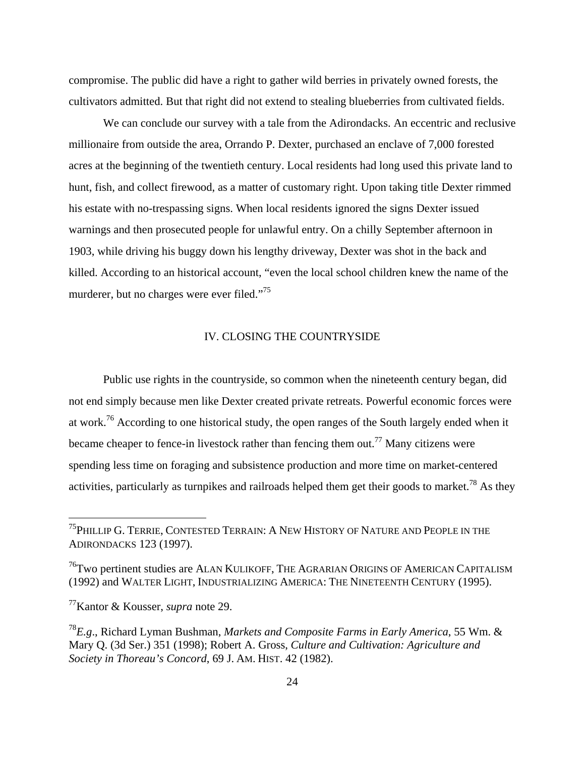compromise. The public did have a right to gather wild berries in privately owned forests, the cultivators admitted. But that right did not extend to stealing blueberries from cultivated fields.

We can conclude our survey with a tale from the Adirondacks. An eccentric and reclusive millionaire from outside the area, Orrando P. Dexter, purchased an enclave of 7,000 forested acres at the beginning of the twentieth century. Local residents had long used this private land to hunt, fish, and collect firewood, as a matter of customary right. Upon taking title Dexter rimmed his estate with no-trespassing signs. When local residents ignored the signs Dexter issued warnings and then prosecuted people for unlawful entry. On a chilly September afternoon in 1903, while driving his buggy down his lengthy driveway, Dexter was shot in the back and killed. According to an historical account, "even the local school children knew the name of the murderer, but no charges were ever filed."[75]

## IV. CLOSING THE COUNTRYSIDE

Public use rights in the countryside, so common when the nineteenth century began, did not end simply because men like Dexter created private retreats. Powerful economic forces were at work.[76] According to one historical study, the open ranges of the South largely ended when it became cheaper to fence-in livestock rather than fencing them out.[77] Many citizens were spending less time on foraging and subsistence production and more time on market-centered activities, particularly as turnpikes and railroads helped them get their goods to market.[78] As they

---

[75] PHILLIP G. TERRIE, CONTESTED TERRAIN: A NEW HISTORY OF NATURE AND PEOPLE IN THE ADIRONDACKS 123 (1997).

[76] Two pertinent studies are ALAN KULIKOFF, THE AGRARIAN ORIGINS OF AMERICAN CAPITALISM (1992) and WALTER LIGHT, INDUSTRIALIZING AMERICA: THE NINETEENTH CENTURY (1995).

[77] Kantor & Kousser, *supra* note 29.

[78] *E.g*., Richard Lyman Bushman, *Markets and Composite Farms in Early America*, 55 Wm. & Mary Q. (3d Ser.) 351 (1998); Robert A. Gross, *Culture and Cultivation: Agriculture and Society in Thoreau's Concord*, 69 J. AM. HIST. 42 (1982).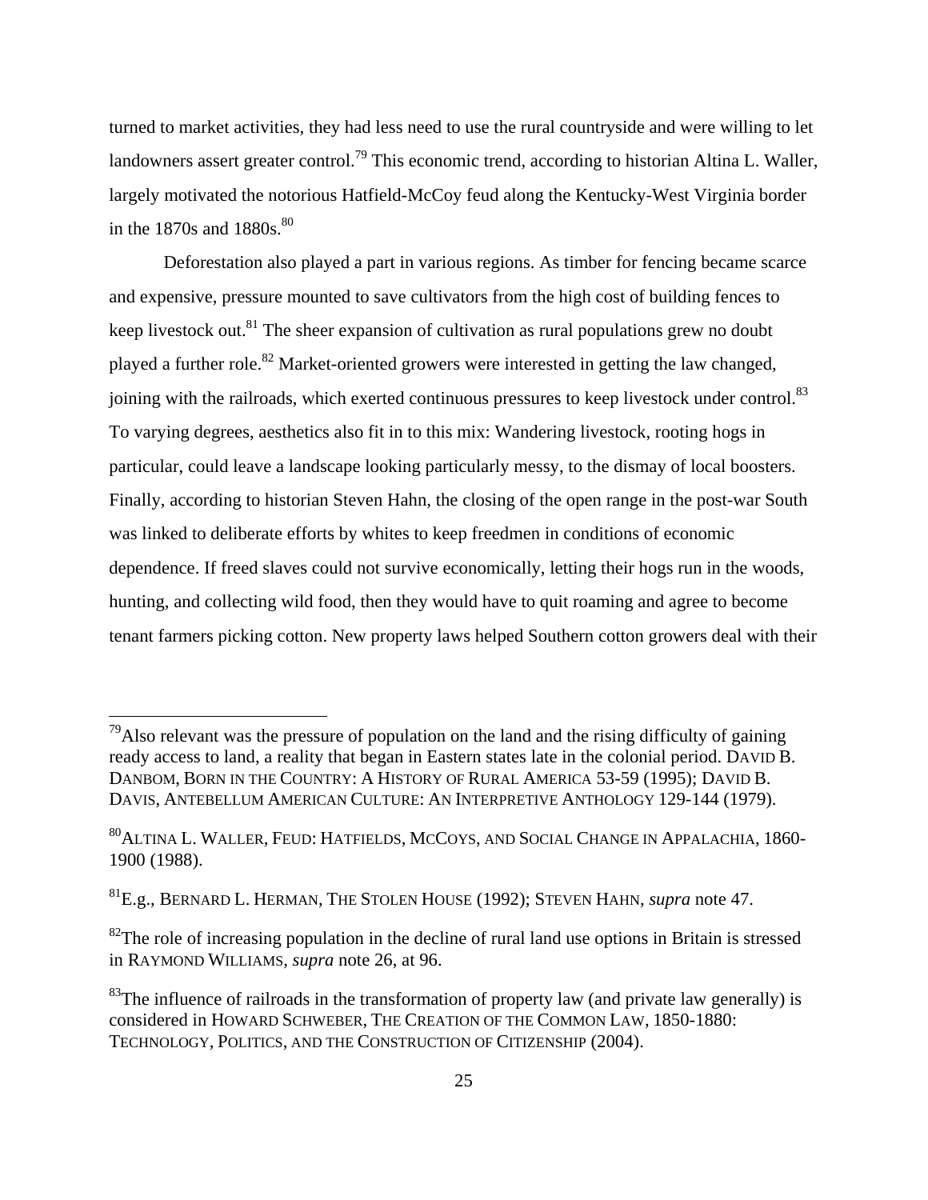turned to market activities, they had less need to use the rural countryside and were willing to let landowners assert greater control.[79] This economic trend, according to historian Altina L. Waller, largely motivated the notorious Hatfield-McCoy feud along the Kentucky-West Virginia border in the 1870s and 1880s.[80]

Deforestation also played a part in various regions. As timber for fencing became scarce and expensive, pressure mounted to save cultivators from the high cost of building fences to keep livestock out.[81] The sheer expansion of cultivation as rural populations grew no doubt played a further role.[82] Market-oriented growers were interested in getting the law changed, joining with the railroads, which exerted continuous pressures to keep livestock under control.[83] To varying degrees, aesthetics also fit in to this mix: Wandering livestock, rooting hogs in particular, could leave a landscape looking particularly messy, to the dismay of local boosters. Finally, according to historian Steven Hahn, the closing of the open range in the post-war South was linked to deliberate efforts by whites to keep freedmen in conditions of economic dependence. If freed slaves could not survive economically, letting their hogs run in the woods, hunting, and collecting wild food, then they would have to quit roaming and agree to become tenant farmers picking cotton. New property laws helped Southern cotton growers deal with their

---

[79]Also relevant was the pressure of population on the land and the rising difficulty of gaining ready access to land, a reality that began in Eastern states late in the colonial period. DAVID B. DANBOM, BORN IN THE COUNTRY: A HISTORY OF RURAL AMERICA 53-59 (1995); DAVID B. DAVIS, ANTEBELLUM AMERICAN CULTURE: AN INTERPRETIVE ANTHOLOGY 129-144 (1979).

[80]ALTINA L. WALLER, FEUD: HATFIELDS, MCCOYS, AND SOCIAL CHANGE IN APPALACHIA, 1860-1900 (1988).

[81]E.g., BERNARD L. HERMAN, THE STOLEN HOUSE (1992); STEVEN HAHN, *supra* note 47.

[82]The role of increasing population in the decline of rural land use options in Britain is stressed in RAYMOND WILLIAMS, *supra* note 26, at 96.

[83]The influence of railroads in the transformation of property law (and private law generally) is considered in HOWARD SCHWEBER, THE CREATION OF THE COMMON LAW, 1850-1880: TECHNOLOGY, POLITICS, AND THE CONSTRUCTION OF CITIZENSHIP (2004).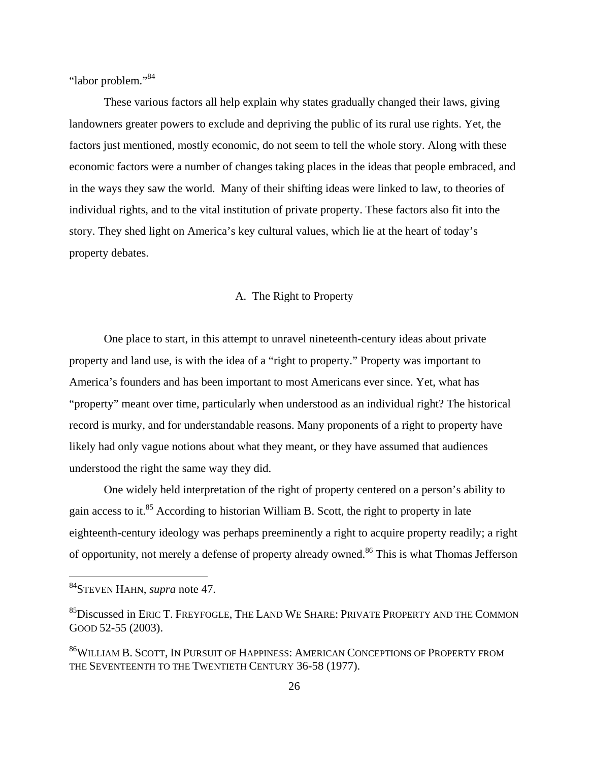"labor problem."[84]

These various factors all help explain why states gradually changed their laws, giving landowners greater powers to exclude and depriving the public of its rural use rights. Yet, the factors just mentioned, mostly economic, do not seem to tell the whole story. Along with these economic factors were a number of changes taking places in the ideas that people embraced, and in the ways they saw the world. Many of their shifting ideas were linked to law, to theories of individual rights, and to the vital institution of private property. These factors also fit into the story. They shed light on America's key cultural values, which lie at the heart of today's property debates.

## A. The Right to Property

One place to start, in this attempt to unravel nineteenth-century ideas about private property and land use, is with the idea of a "right to property." Property was important to America's founders and has been important to most Americans ever since. Yet, what has "property" meant over time, particularly when understood as an individual right? The historical record is murky, and for understandable reasons. Many proponents of a right to property have likely had only vague notions about what they meant, or they have assumed that audiences understood the right the same way they did.

One widely held interpretation of the right of property centered on a person's ability to gain access to it.[85] According to historian William B. Scott, the right to property in late eighteenth-century ideology was perhaps preeminently a right to acquire property readily; a right of opportunity, not merely a defense of property already owned.[86] This is what Thomas Jefferson

---

[84] STEVEN HAHN, *supra* note 47.

[85] Discussed in ERIC T. FREYFOGLE, THE LAND WE SHARE: PRIVATE PROPERTY AND THE COMMON GOOD 52-55 (2003).

[86] WILLIAM B. SCOTT, IN PURSUIT OF HAPPINESS: AMERICAN CONCEPTIONS OF PROPERTY FROM THE SEVENTEENTH TO THE TWENTIETH CENTURY 36-58 (1977).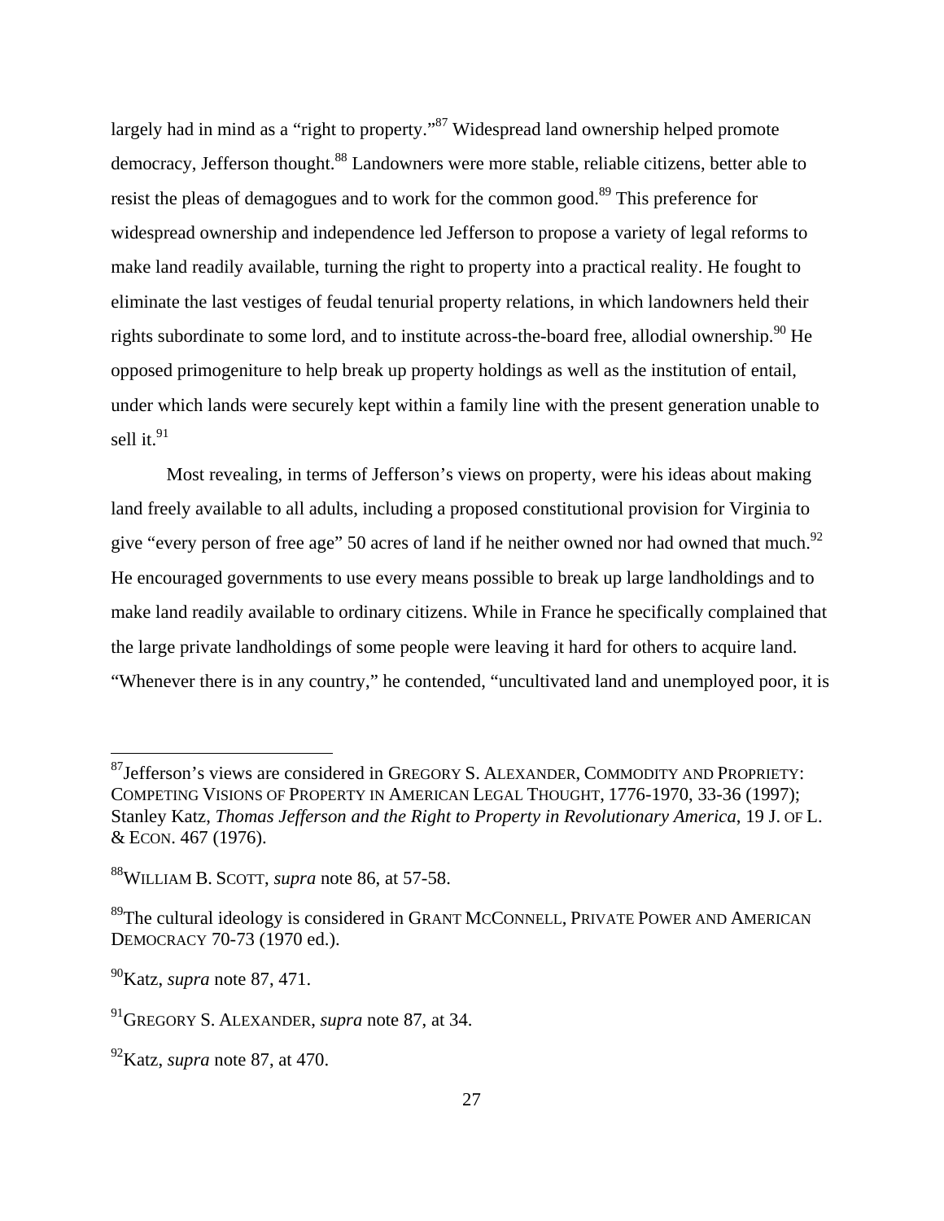largely had in mind as a "right to property."[87] Widespread land ownership helped promote democracy, Jefferson thought.[88] Landowners were more stable, reliable citizens, better able to resist the pleas of demagogues and to work for the common good.[89] This preference for widespread ownership and independence led Jefferson to propose a variety of legal reforms to make land readily available, turning the right to property into a practical reality. He fought to eliminate the last vestiges of feudal tenurial property relations, in which landowners held their rights subordinate to some lord, and to institute across-the-board free, allodial ownership.[90] He opposed primogeniture to help break up property holdings as well as the institution of entail, under which lands were securely kept within a family line with the present generation unable to sell it.[91]

Most revealing, in terms of Jefferson's views on property, were his ideas about making land freely available to all adults, including a proposed constitutional provision for Virginia to give "every person of free age" 50 acres of land if he neither owned nor had owned that much.[92] He encouraged governments to use every means possible to break up large landholdings and to make land readily available to ordinary citizens. While in France he specifically complained that the large private landholdings of some people were leaving it hard for others to acquire land. "Whenever there is in any country," he contended, "uncultivated land and unemployed poor, it is

---

[87] Jefferson's views are considered in GREGORY S. ALEXANDER, COMMODITY AND PROPRIETY: COMPETING VISIONS OF PROPERTY IN AMERICAN LEGAL THOUGHT, 1776-1970, 33-36 (1997); Stanley Katz, *Thomas Jefferson and the Right to Property in Revolutionary America*, 19 J. OF L. & ECON. 467 (1976).

[88] WILLIAM B. SCOTT, *supra* note 86, at 57-58.

[89] The cultural ideology is considered in GRANT MCCONNELL, PRIVATE POWER AND AMERICAN DEMOCRACY 70-73 (1970 ed.).

[90] Katz, *supra* note 87, 471.

[91] GREGORY S. ALEXANDER, *supra* note 87, at 34.

[92] Katz, *supra* note 87, at 470.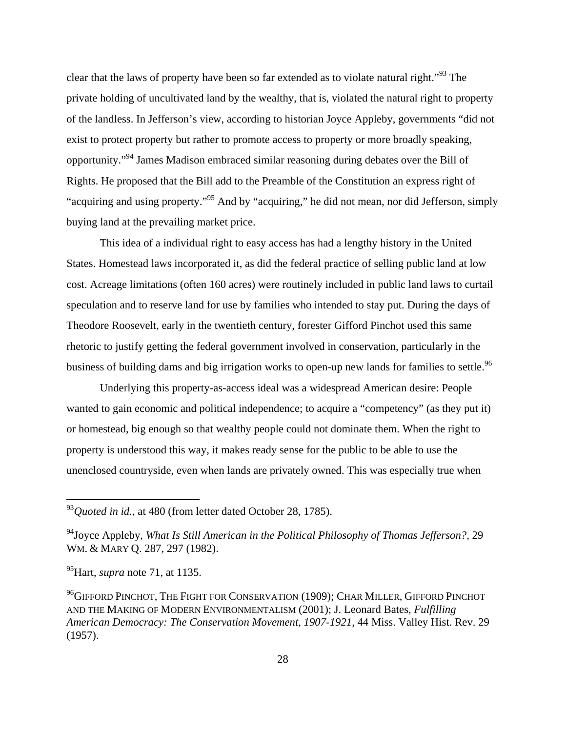clear that the laws of property have been so far extended as to violate natural right."[93] The private holding of uncultivated land by the wealthy, that is, violated the natural right to property of the landless. In Jefferson's view, according to historian Joyce Appleby, governments "did not exist to protect property but rather to promote access to property or more broadly speaking, opportunity."[94] James Madison embraced similar reasoning during debates over the Bill of Rights. He proposed that the Bill add to the Preamble of the Constitution an express right of "acquiring and using property."[95] And by "acquiring," he did not mean, nor did Jefferson, simply buying land at the prevailing market price.

This idea of a individual right to easy access has had a lengthy history in the United States. Homestead laws incorporated it, as did the federal practice of selling public land at low cost. Acreage limitations (often 160 acres) were routinely included in public land laws to curtail speculation and to reserve land for use by families who intended to stay put. During the days of Theodore Roosevelt, early in the twentieth century, forester Gifford Pinchot used this same rhetoric to justify getting the federal government involved in conservation, particularly in the business of building dams and big irrigation works to open-up new lands for families to settle.[96]

Underlying this property-as-access ideal was a widespread American desire: People wanted to gain economic and political independence; to acquire a "competency" (as they put it) or homestead, big enough so that wealthy people could not dominate them. When the right to property is understood this way, it makes ready sense for the public to be able to use the unenclosed countryside, even when lands are privately owned. This was especially true when

---

[93]*Quoted in id.*, at 480 (from letter dated October 28, 1785).

[94]Joyce Appleby, *What Is Still American in the Political Philosophy of Thomas Jefferson?*, 29 WM. & MARY Q. 287, 297 (1982).

[95]Hart, *supra* note 71, at 1135.

[96]GIFFORD PINCHOT, THE FIGHT FOR CONSERVATION (1909); CHAR MILLER, GIFFORD PINCHOT AND THE MAKING OF MODERN ENVIRONMENTALISM (2001); J. Leonard Bates, *Fulfilling American Democracy: The Conservation Movement, 1907-1921*, 44 Miss. Valley Hist. Rev. 29 (1957).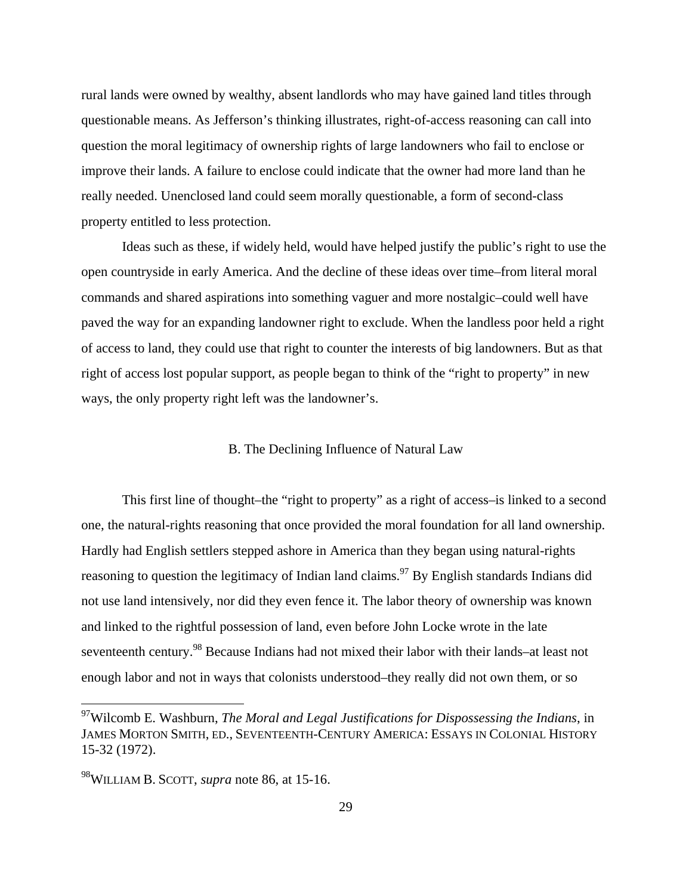rural lands were owned by wealthy, absent landlords who may have gained land titles through questionable means. As Jefferson's thinking illustrates, right-of-access reasoning can call into question the moral legitimacy of ownership rights of large landowners who fail to enclose or improve their lands. A failure to enclose could indicate that the owner had more land than he really needed. Unenclosed land could seem morally questionable, a form of second-class property entitled to less protection.

Ideas such as these, if widely held, would have helped justify the public's right to use the open countryside in early America. And the decline of these ideas over time–from literal moral commands and shared aspirations into something vaguer and more nostalgic–could well have paved the way for an expanding landowner right to exclude. When the landless poor held a right of access to land, they could use that right to counter the interests of big landowners. But as that right of access lost popular support, as people began to think of the "right to property" in new ways, the only property right left was the landowner's.

### B. The Declining Influence of Natural Law

This first line of thought–the "right to property" as a right of access–is linked to a second one, the natural-rights reasoning that once provided the moral foundation for all land ownership. Hardly had English settlers stepped ashore in America than they began using natural-rights reasoning to question the legitimacy of Indian land claims.[97] By English standards Indians did not use land intensively, nor did they even fence it. The labor theory of ownership was known and linked to the rightful possession of land, even before John Locke wrote in the late seventeenth century.[98] Because Indians had not mixed their labor with their lands–at least not enough labor and not in ways that colonists understood–they really did not own them, or so

---

[97] Wilcomb E. Washburn, *The Moral and Legal Justifications for Dispossessing the Indians*, in JAMES MORTON SMITH, ED., SEVENTEENTH-CENTURY AMERICA: ESSAYS IN COLONIAL HISTORY 15-32 (1972).

[98] WILLIAM B. SCOTT, *supra* note 86, at 15-16.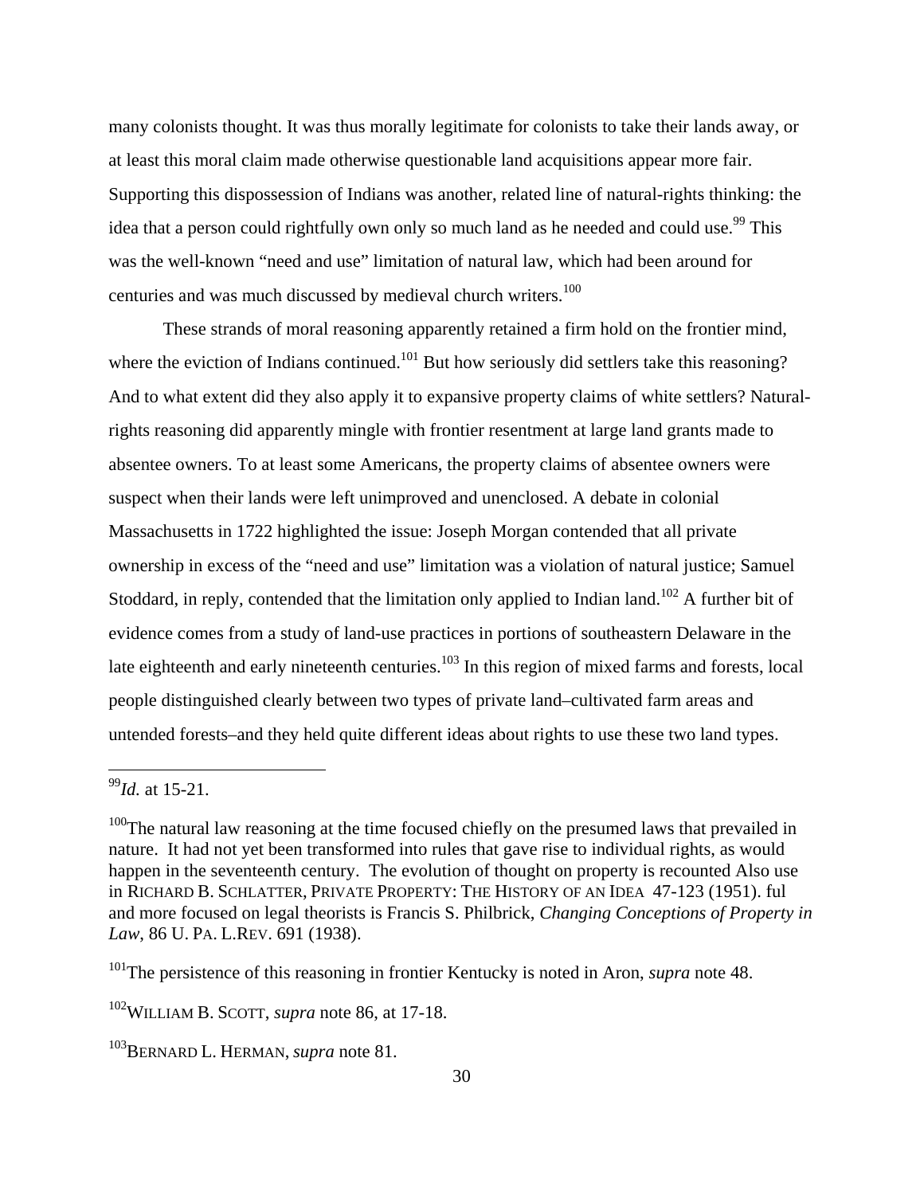many colonists thought. It was thus morally legitimate for colonists to take their lands away, or at least this moral claim made otherwise questionable land acquisitions appear more fair. Supporting this dispossession of Indians was another, related line of natural-rights thinking: the idea that a person could rightfully own only so much land as he needed and could use.[99] This was the well-known "need and use" limitation of natural law, which had been around for centuries and was much discussed by medieval church writers.[100]

These strands of moral reasoning apparently retained a firm hold on the frontier mind, where the eviction of Indians continued.[101] But how seriously did settlers take this reasoning? And to what extent did they also apply it to expansive property claims of white settlers? Natural-rights reasoning did apparently mingle with frontier resentment at large land grants made to absentee owners. To at least some Americans, the property claims of absentee owners were suspect when their lands were left unimproved and unenclosed. A debate in colonial Massachusetts in 1722 highlighted the issue: Joseph Morgan contended that all private ownership in excess of the "need and use" limitation was a violation of natural justice; Samuel Stoddard, in reply, contended that the limitation only applied to Indian land.[102] A further bit of evidence comes from a study of land-use practices in portions of southeastern Delaware in the late eighteenth and early nineteenth centuries.[103] In this region of mixed farms and forests, local people distinguished clearly between two types of private land–cultivated farm areas and untended forests–and they held quite different ideas about rights to use these two land types.

---

[99]*Id.* at 15-21.

[100]The natural law reasoning at the time focused chiefly on the presumed laws that prevailed in nature. It had not yet been transformed into rules that gave rise to individual rights, as would happen in the seventeenth century. The evolution of thought on property is recounted Also use in RICHARD B. SCHLATTER, PRIVATE PROPERTY: THE HISTORY OF AN IDEA 47-123 (1951). ful and more focused on legal theorists is Francis S. Philbrick, *Changing Conceptions of Property in Law*, 86 U. PA. L.REV. 691 (1938).

[101]The persistence of this reasoning in frontier Kentucky is noted in Aron, *supra* note 48.

[102]WILLIAM B. SCOTT, *supra* note 86, at 17-18.

[103]BERNARD L. HERMAN, *supra* note 81.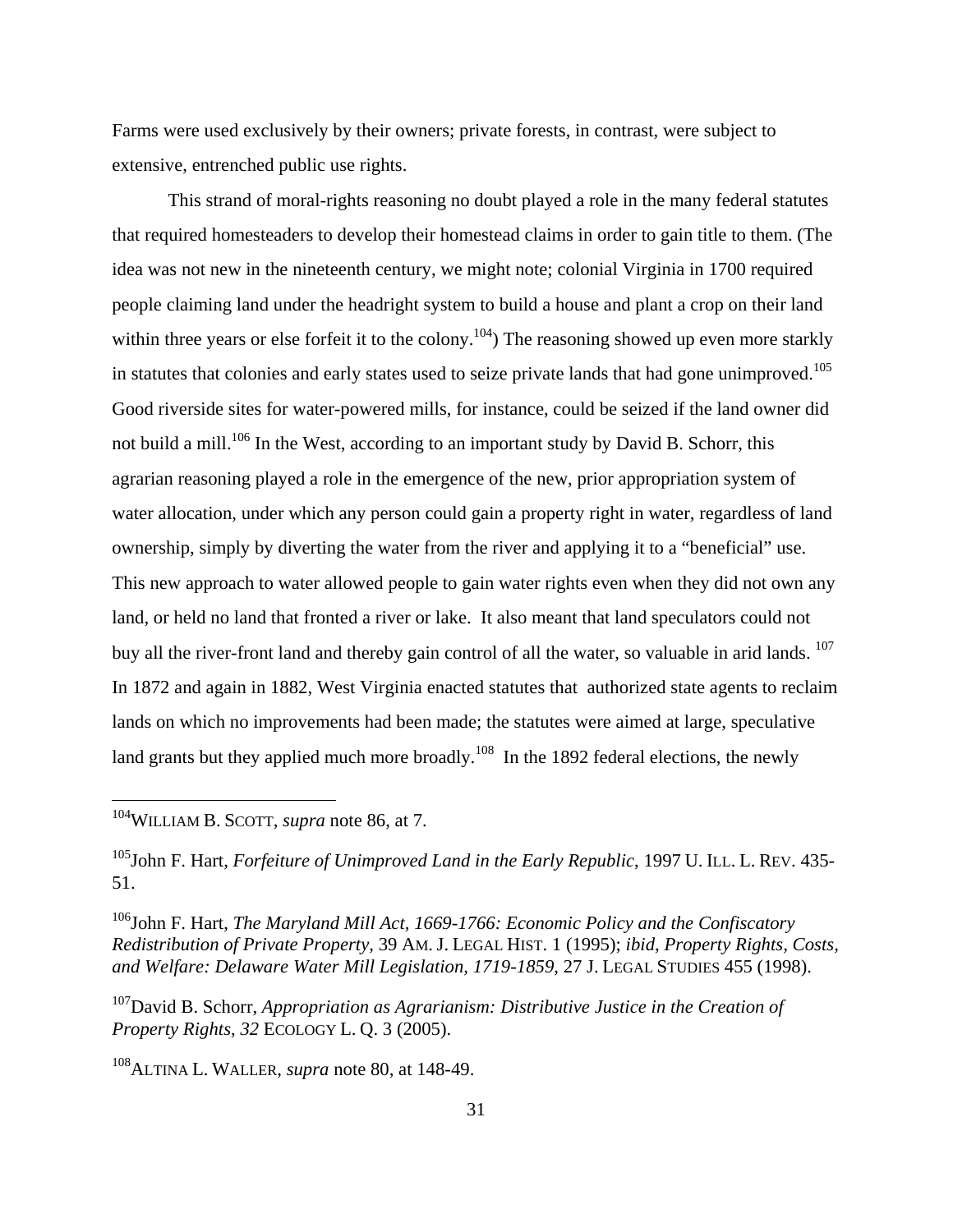Farms were used exclusively by their owners; private forests, in contrast, were subject to extensive, entrenched public use rights.

This strand of moral-rights reasoning no doubt played a role in the many federal statutes that required homesteaders to develop their homestead claims in order to gain title to them. (The idea was not new in the nineteenth century, we might note; colonial Virginia in 1700 required people claiming land under the headright system to build a house and plant a crop on their land within three years or else forfeit it to the colony.[104]) The reasoning showed up even more starkly in statutes that colonies and early states used to seize private lands that had gone unimproved.[105] Good riverside sites for water-powered mills, for instance, could be seized if the land owner did not build a mill.[106] In the West, according to an important study by David B. Schorr, this agrarian reasoning played a role in the emergence of the new, prior appropriation system of water allocation, under which any person could gain a property right in water, regardless of land ownership, simply by diverting the water from the river and applying it to a "beneficial" use. This new approach to water allowed people to gain water rights even when they did not own any land, or held no land that fronted a river or lake. It also meant that land speculators could not buy all the river-front land and thereby gain control of all the water, so valuable in arid lands.[107] In 1872 and again in 1882, West Virginia enacted statutes that authorized state agents to reclaim lands on which no improvements had been made; the statutes were aimed at large, speculative land grants but they applied much more broadly.[108] In the 1892 federal elections, the newly

---

[104] WILLIAM B. SCOTT, *supra* note 86, at 7.

[105] John F. Hart, *Forfeiture of Unimproved Land in the Early Republic*, 1997 U. ILL. L. REV. 435-51.

[106] John F. Hart, *The Maryland Mill Act, 1669-1766: Economic Policy and the Confiscatory Redistribution of Private Property*, 39 AM. J. LEGAL HIST. 1 (1995); *ibid*, *Property Rights, Costs, and Welfare: Delaware Water Mill Legislation, 1719-1859*, 27 J. LEGAL STUDIES 455 (1998).

[107] David B. Schorr, *Appropriation as Agrarianism: Distributive Justice in the Creation of Property Rights*, *32* ECOLOGY L. Q. 3 (2005).

[108] ALTINA L. WALLER, *supra* note 80, at 148-49.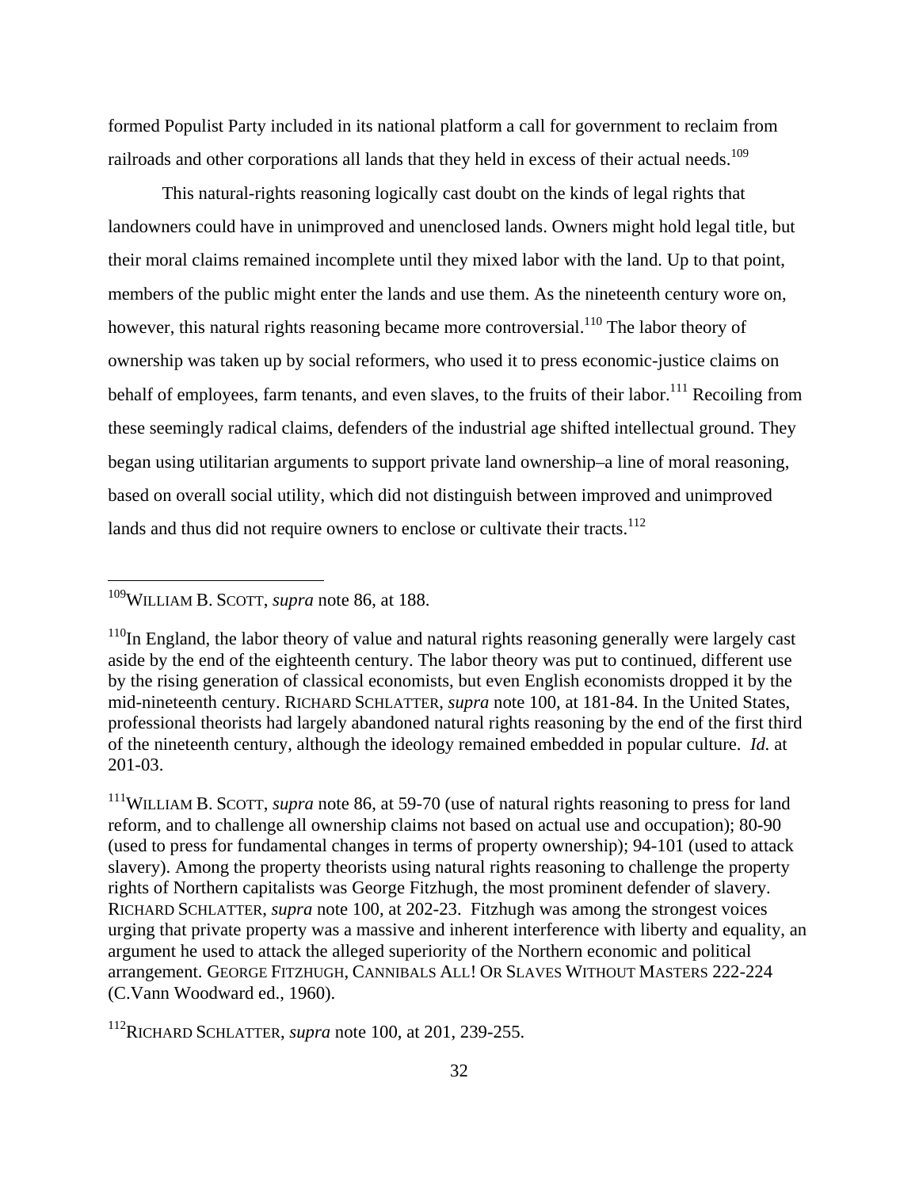formed Populist Party included in its national platform a call for government to reclaim from railroads and other corporations all lands that they held in excess of their actual needs.[109]

This natural-rights reasoning logically cast doubt on the kinds of legal rights that landowners could have in unimproved and unenclosed lands. Owners might hold legal title, but their moral claims remained incomplete until they mixed labor with the land. Up to that point, members of the public might enter the lands and use them. As the nineteenth century wore on, however, this natural rights reasoning became more controversial.[110] The labor theory of ownership was taken up by social reformers, who used it to press economic-justice claims on behalf of employees, farm tenants, and even slaves, to the fruits of their labor.[111] Recoiling from these seemingly radical claims, defenders of the industrial age shifted intellectual ground. They began using utilitarian arguments to support private land ownership–a line of moral reasoning, based on overall social utility, which did not distinguish between improved and unimproved lands and thus did not require owners to enclose or cultivate their tracts.[112]

---

[109] WILLIAM B. SCOTT, *supra* note 86, at 188.

[110] In England, the labor theory of value and natural rights reasoning generally were largely cast aside by the end of the eighteenth century. The labor theory was put to continued, different use by the rising generation of classical economists, but even English economists dropped it by the mid-nineteenth century. RICHARD SCHLATTER, *supra* note 100, at 181-84. In the United States, professional theorists had largely abandoned natural rights reasoning by the end of the first third of the nineteenth century, although the ideology remained embedded in popular culture. *Id.* at 201-03.

[111] WILLIAM B. SCOTT, *supra* note 86, at 59-70 (use of natural rights reasoning to press for land reform, and to challenge all ownership claims not based on actual use and occupation); 80-90 (used to press for fundamental changes in terms of property ownership); 94-101 (used to attack slavery). Among the property theorists using natural rights reasoning to challenge the property rights of Northern capitalists was George Fitzhugh, the most prominent defender of slavery. RICHARD SCHLATTER, *supra* note 100, at 202-23. Fitzhugh was among the strongest voices urging that private property was a massive and inherent interference with liberty and equality, an argument he used to attack the alleged superiority of the Northern economic and political arrangement. GEORGE FITZHUGH, CANNIBALS ALL! OR SLAVES WITHOUT MASTERS 222-224 (C.Vann Woodward ed., 1960).

[112] RICHARD SCHLATTER, *supra* note 100, at 201, 239-255.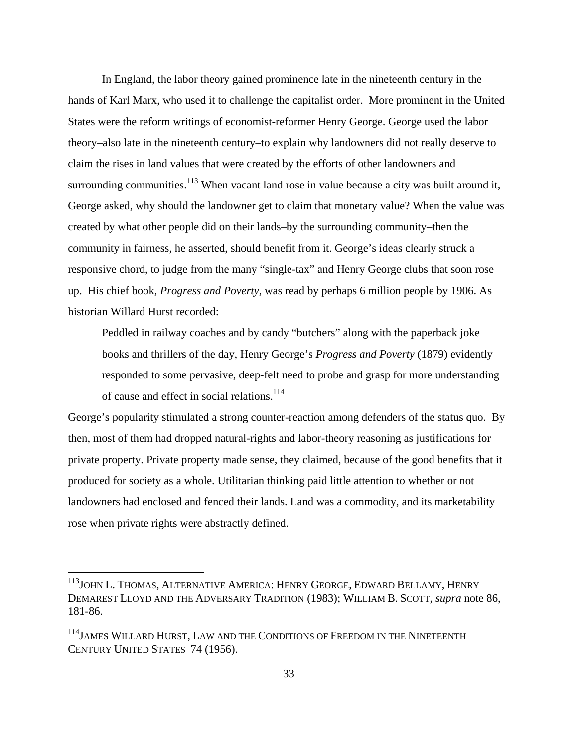In England, the labor theory gained prominence late in the nineteenth century in the hands of Karl Marx, who used it to challenge the capitalist order. More prominent in the United States were the reform writings of economist-reformer Henry George. George used the labor theory–also late in the nineteenth century–to explain why landowners did not really deserve to claim the rises in land values that were created by the efforts of other landowners and surrounding communities.[113] When vacant land rose in value because a city was built around it, George asked, why should the landowner get to claim that monetary value? When the value was created by what other people did on their lands–by the surrounding community–then the community in fairness, he asserted, should benefit from it. George's ideas clearly struck a responsive chord, to judge from the many "single-tax" and Henry George clubs that soon rose up. His chief book, *Progress and Poverty*, was read by perhaps 6 million people by 1906. As historian Willard Hurst recorded:

> Peddled in railway coaches and by candy "butchers" along with the paperback joke books and thrillers of the day, Henry George's *Progress and Poverty* (1879) evidently responded to some pervasive, deep-felt need to probe and grasp for more understanding of cause and effect in social relations.[114]

George's popularity stimulated a strong counter-reaction among defenders of the status quo. By then, most of them had dropped natural-rights and labor-theory reasoning as justifications for private property. Private property made sense, they claimed, because of the good benefits that it produced for society as a whole. Utilitarian thinking paid little attention to whether or not landowners had enclosed and fenced their lands. Land was a commodity, and its marketability rose when private rights were abstractly defined.

---

[113] JOHN L. THOMAS, ALTERNATIVE AMERICA: HENRY GEORGE, EDWARD BELLAMY, HENRY DEMAREST LLOYD AND THE ADVERSARY TRADITION (1983); WILLIAM B. SCOTT, *supra* note 86, 181-86.

[114] JAMES WILLARD HURST, LAW AND THE CONDITIONS OF FREEDOM IN THE NINETEENTH CENTURY UNITED STATES 74 (1956).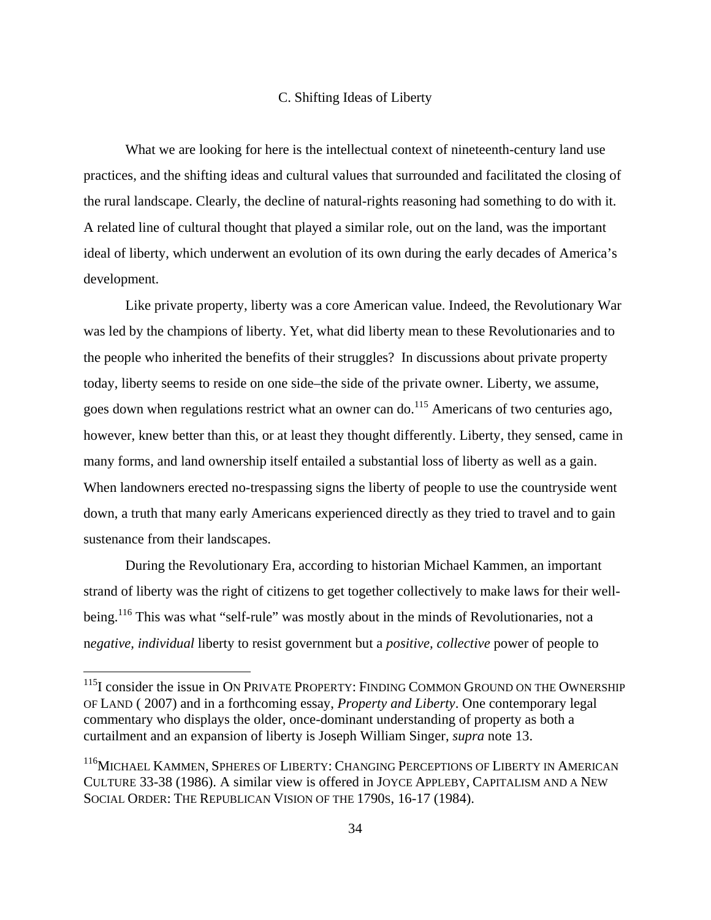### C. Shifting Ideas of Liberty

What we are looking for here is the intellectual context of nineteenth-century land use practices, and the shifting ideas and cultural values that surrounded and facilitated the closing of the rural landscape. Clearly, the decline of natural-rights reasoning had something to do with it. A related line of cultural thought that played a similar role, out on the land, was the important ideal of liberty, which underwent an evolution of its own during the early decades of America's development.

Like private property, liberty was a core American value. Indeed, the Revolutionary War was led by the champions of liberty. Yet, what did liberty mean to these Revolutionaries and to the people who inherited the benefits of their struggles? In discussions about private property today, liberty seems to reside on one side–the side of the private owner. Liberty, we assume, goes down when regulations restrict what an owner can do.[115] Americans of two centuries ago, however, knew better than this, or at least they thought differently. Liberty, they sensed, came in many forms, and land ownership itself entailed a substantial loss of liberty as well as a gain. When landowners erected no-trespassing signs the liberty of people to use the countryside went down, a truth that many early Americans experienced directly as they tried to travel and to gain sustenance from their landscapes.

During the Revolutionary Era, according to historian Michael Kammen, an important strand of liberty was the right of citizens to get together collectively to make laws for their well-being.[116] This was what "self-rule" was mostly about in the minds of Revolutionaries, not a n*egative, individual* liberty to resist government but a *positive, collective* power of people to

---

[115] I consider the issue in ON PRIVATE PROPERTY: FINDING COMMON GROUND ON THE OWNERSHIP OF LAND ( 2007) and in a forthcoming essay, *Property and Liberty*. One contemporary legal commentary who displays the older, once-dominant understanding of property as both a curtailment and an expansion of liberty is Joseph William Singer, *supra* note 13.

[116] MICHAEL KAMMEN, SPHERES OF LIBERTY: CHANGING PERCEPTIONS OF LIBERTY IN AMERICAN CULTURE 33-38 (1986). A similar view is offered in JOYCE APPLEBY, CAPITALISM AND A NEW SOCIAL ORDER: THE REPUBLICAN VISION OF THE 1790S, 16-17 (1984).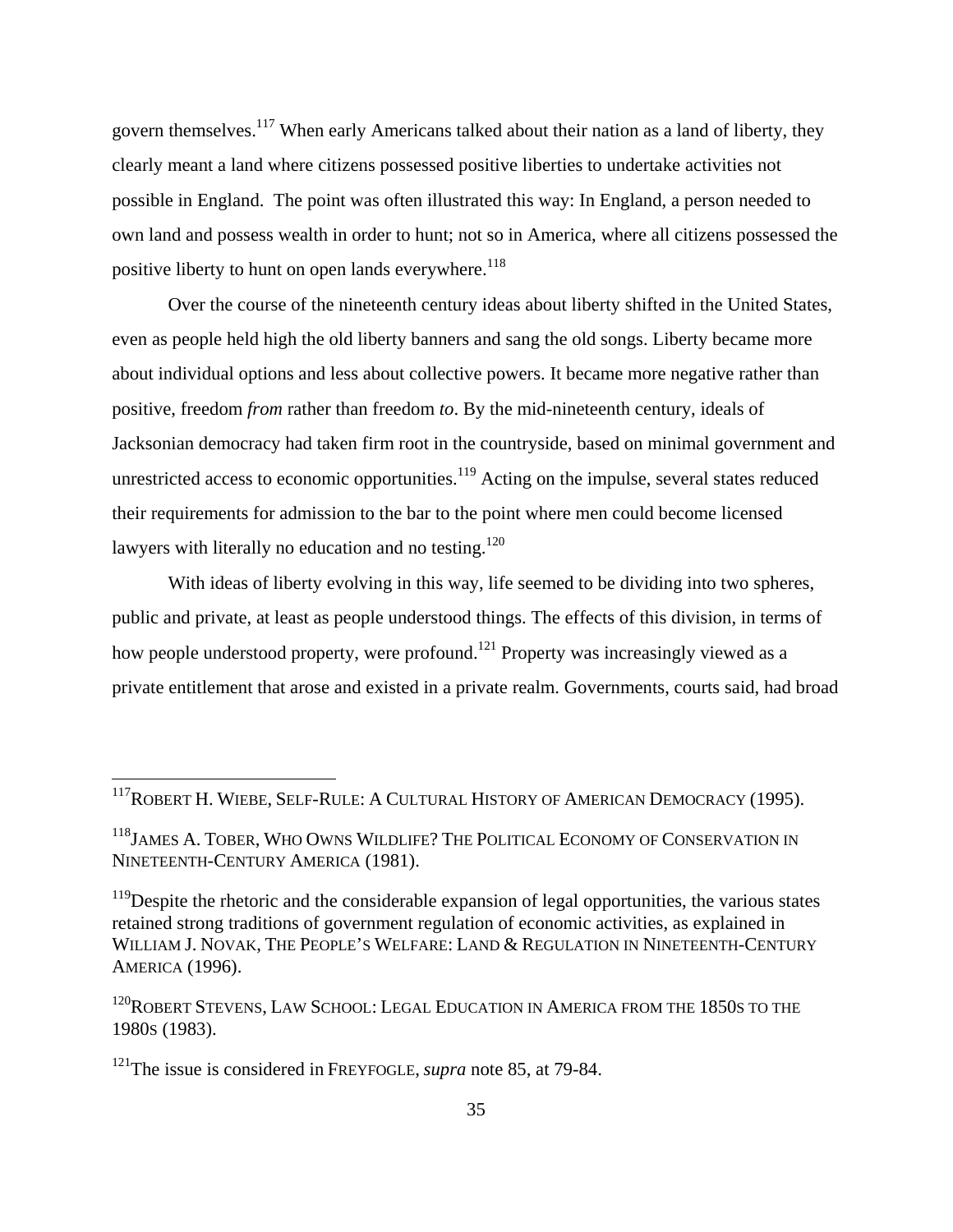govern themselves.[117] When early Americans talked about their nation as a land of liberty, they clearly meant a land where citizens possessed positive liberties to undertake activities not possible in England. The point was often illustrated this way: In England, a person needed to own land and possess wealth in order to hunt; not so in America, where all citizens possessed the positive liberty to hunt on open lands everywhere.[118]

Over the course of the nineteenth century ideas about liberty shifted in the United States, even as people held high the old liberty banners and sang the old songs. Liberty became more about individual options and less about collective powers. It became more negative rather than positive, freedom *from* rather than freedom *to*. By the mid-nineteenth century, ideals of Jacksonian democracy had taken firm root in the countryside, based on minimal government and unrestricted access to economic opportunities.[119] Acting on the impulse, several states reduced their requirements for admission to the bar to the point where men could become licensed lawyers with literally no education and no testing.[120]

With ideas of liberty evolving in this way, life seemed to be dividing into two spheres, public and private, at least as people understood things. The effects of this division, in terms of how people understood property, were profound.[121] Property was increasingly viewed as a private entitlement that arose and existed in a private realm. Governments, courts said, had broad

---

[117] ROBERT H. WIEBE, SELF-RULE: A CULTURAL HISTORY OF AMERICAN DEMOCRACY (1995).

[118] JAMES A. TOBER, WHO OWNS WILDLIFE? THE POLITICAL ECONOMY OF CONSERVATION IN NINETEENTH-CENTURY AMERICA (1981).

[119] Despite the rhetoric and the considerable expansion of legal opportunities, the various states retained strong traditions of government regulation of economic activities, as explained in WILLIAM J. NOVAK, THE PEOPLE'S WELFARE: LAND & REGULATION IN NINETEENTH-CENTURY AMERICA (1996).

[120] ROBERT STEVENS, LAW SCHOOL: LEGAL EDUCATION IN AMERICA FROM THE 1850S TO THE 1980S (1983).

[121] The issue is considered in FREYFOGLE, *supra* note 85, at 79-84.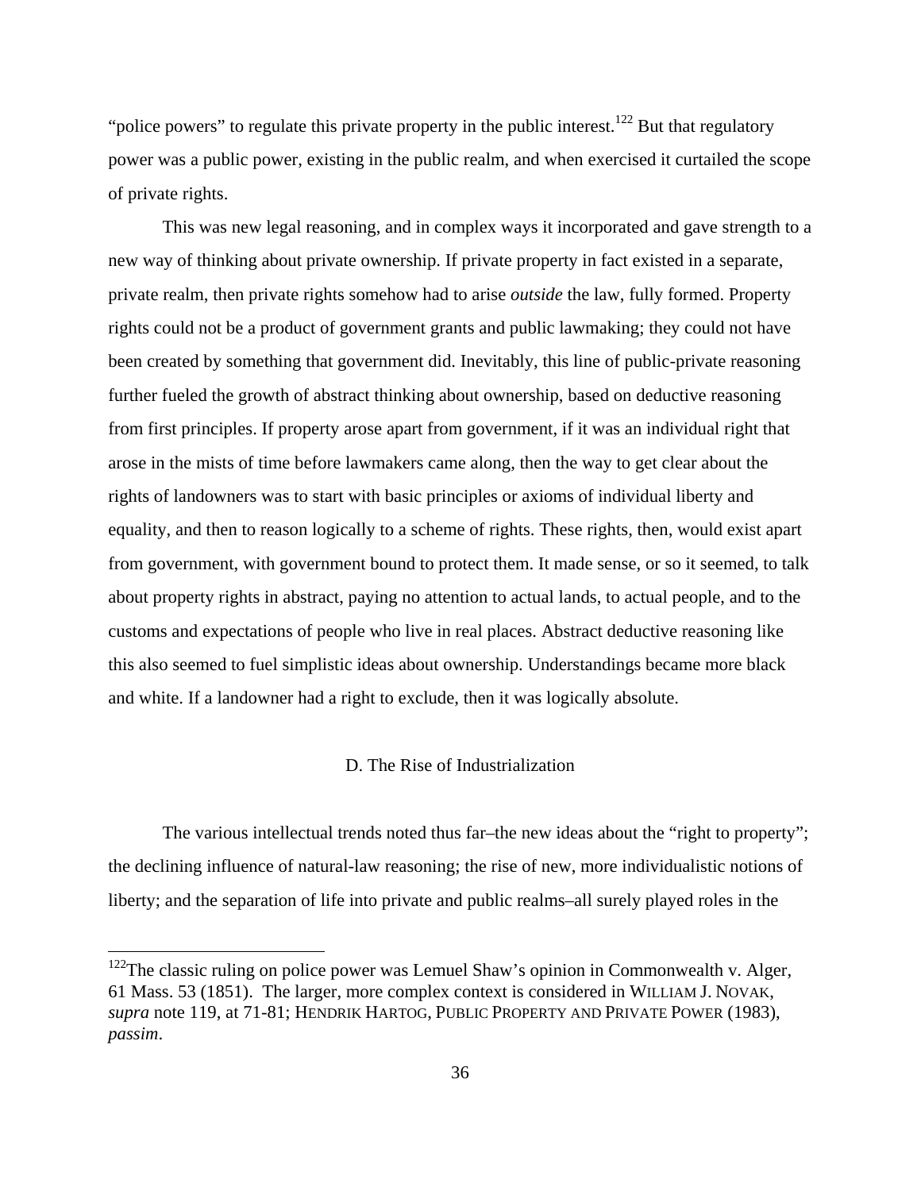"police powers" to regulate this private property in the public interest.[122] But that regulatory power was a public power, existing in the public realm, and when exercised it curtailed the scope of private rights.

This was new legal reasoning, and in complex ways it incorporated and gave strength to a new way of thinking about private ownership. If private property in fact existed in a separate, private realm, then private rights somehow had to arise *outside* the law, fully formed. Property rights could not be a product of government grants and public lawmaking; they could not have been created by something that government did. Inevitably, this line of public-private reasoning further fueled the growth of abstract thinking about ownership, based on deductive reasoning from first principles. If property arose apart from government, if it was an individual right that arose in the mists of time before lawmakers came along, then the way to get clear about the rights of landowners was to start with basic principles or axioms of individual liberty and equality, and then to reason logically to a scheme of rights. These rights, then, would exist apart from government, with government bound to protect them. It made sense, or so it seemed, to talk about property rights in abstract, paying no attention to actual lands, to actual people, and to the customs and expectations of people who live in real places. Abstract deductive reasoning like this also seemed to fuel simplistic ideas about ownership. Understandings became more black and white. If a landowner had a right to exclude, then it was logically absolute.

## D. The Rise of Industrialization

The various intellectual trends noted thus far–the new ideas about the "right to property"; the declining influence of natural-law reasoning; the rise of new, more individualistic notions of liberty; and the separation of life into private and public realms–all surely played roles in the

---

[122]The classic ruling on police power was Lemuel Shaw's opinion in Commonwealth v. Alger, 61 Mass. 53 (1851). The larger, more complex context is considered in WILLIAM J. NOVAK, *supra* note 119, at 71-81; HENDRIK HARTOG, PUBLIC PROPERTY AND PRIVATE POWER (1983), *passim*.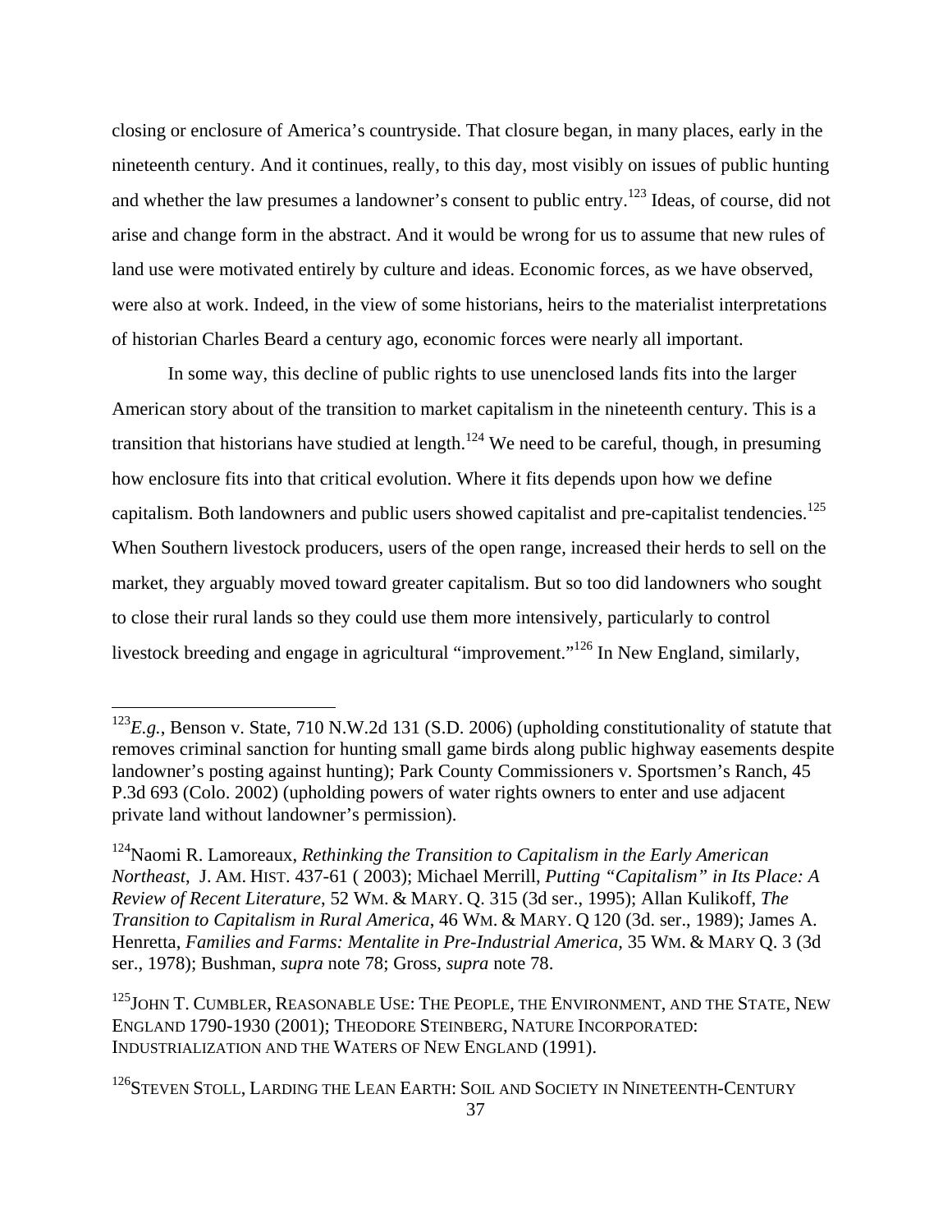closing or enclosure of America's countryside. That closure began, in many places, early in the nineteenth century. And it continues, really, to this day, most visibly on issues of public hunting and whether the law presumes a landowner's consent to public entry.[123] Ideas, of course, did not arise and change form in the abstract. And it would be wrong for us to assume that new rules of land use were motivated entirely by culture and ideas. Economic forces, as we have observed, were also at work. Indeed, in the view of some historians, heirs to the materialist interpretations of historian Charles Beard a century ago, economic forces were nearly all important.

In some way, this decline of public rights to use unenclosed lands fits into the larger American story about of the transition to market capitalism in the nineteenth century. This is a transition that historians have studied at length.[124] We need to be careful, though, in presuming how enclosure fits into that critical evolution. Where it fits depends upon how we define capitalism. Both landowners and public users showed capitalist and pre-capitalist tendencies.[125] When Southern livestock producers, users of the open range, increased their herds to sell on the market, they arguably moved toward greater capitalism. But so too did landowners who sought to close their rural lands so they could use them more intensively, particularly to control livestock breeding and engage in agricultural "improvement."[126] In New England, similarly,

---

[123] *E.g.*, Benson v. State, 710 N.W.2d 131 (S.D. 2006) (upholding constitutionality of statute that removes criminal sanction for hunting small game birds along public highway easements despite landowner's posting against hunting); Park County Commissioners v. Sportsmen's Ranch, 45 P.3d 693 (Colo. 2002) (upholding powers of water rights owners to enter and use adjacent private land without landowner's permission).

[124] Naomi R. Lamoreaux, *Rethinking the Transition to Capitalism in the Early American Northeast*, J. AM. HIST. 437-61 ( 2003); Michael Merrill, *Putting "Capitalism" in Its Place: A Review of Recent Literature*, 52 WM. & MARY. Q. 315 (3d ser., 1995); Allan Kulikoff, *The Transition to Capitalism in Rural America*, 46 WM. & MARY. Q 120 (3d. ser., 1989); James A. Henretta, *Families and Farms: Mentalite in Pre-Industrial America,* 35 WM. & MARY Q. 3 (3d ser., 1978); Bushman, *supra* note 78; Gross, *supra* note 78.

[125] JOHN T. CUMBLER, REASONABLE USE: THE PEOPLE, THE ENVIRONMENT, AND THE STATE, NEW ENGLAND 1790-1930 (2001); THEODORE STEINBERG, NATURE INCORPORATED: INDUSTRIALIZATION AND THE WATERS OF NEW ENGLAND (1991).

[126] STEVEN STOLL, LARDING THE LEAN EARTH: SOIL AND SOCIETY IN NINETEENTH-CENTURY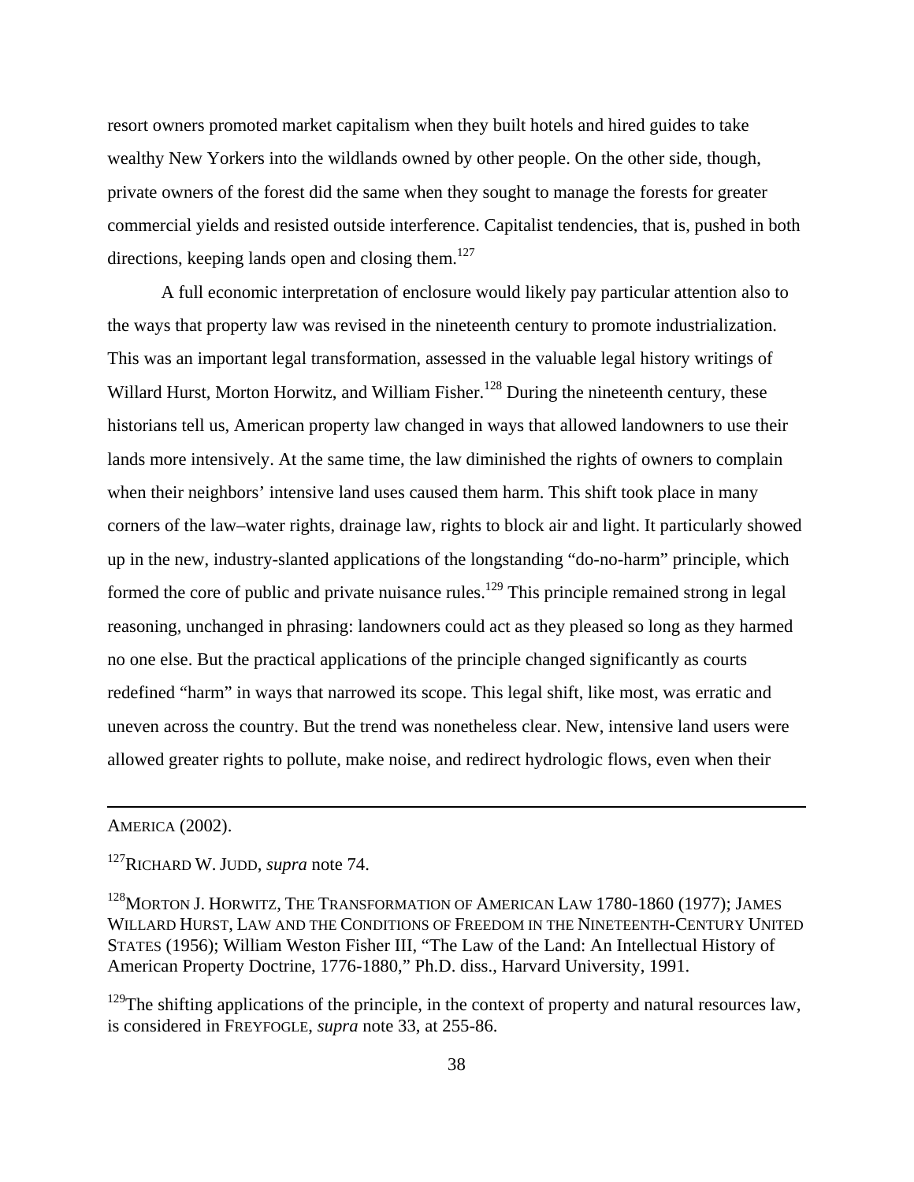resort owners promoted market capitalism when they built hotels and hired guides to take wealthy New Yorkers into the wildlands owned by other people. On the other side, though, private owners of the forest did the same when they sought to manage the forests for greater commercial yields and resisted outside interference. Capitalist tendencies, that is, pushed in both directions, keeping lands open and closing them.[127]

A full economic interpretation of enclosure would likely pay particular attention also to the ways that property law was revised in the nineteenth century to promote industrialization. This was an important legal transformation, assessed in the valuable legal history writings of Willard Hurst, Morton Horwitz, and William Fisher.[128] During the nineteenth century, these historians tell us, American property law changed in ways that allowed landowners to use their lands more intensively. At the same time, the law diminished the rights of owners to complain when their neighbors' intensive land uses caused them harm. This shift took place in many corners of the law–water rights, drainage law, rights to block air and light. It particularly showed up in the new, industry-slanted applications of the longstanding "do-no-harm" principle, which formed the core of public and private nuisance rules.[129] This principle remained strong in legal reasoning, unchanged in phrasing: landowners could act as they pleased so long as they harmed no one else. But the practical applications of the principle changed significantly as courts redefined "harm" in ways that narrowed its scope. This legal shift, like most, was erratic and uneven across the country. But the trend was nonetheless clear. New, intensive land users were allowed greater rights to pollute, make noise, and redirect hydrologic flows, even when their

---

AMERICA (2002).

[127] RICHARD W. JUDD, *supra* note 74.

[128] MORTON J. HORWITZ, THE TRANSFORMATION OF AMERICAN LAW 1780-1860 (1977); JAMES WILLARD HURST, LAW AND THE CONDITIONS OF FREEDOM IN THE NINETEENTH-CENTURY UNITED STATES (1956); William Weston Fisher III, "The Law of the Land: An Intellectual History of American Property Doctrine, 1776-1880," Ph.D. diss., Harvard University, 1991.

[129] The shifting applications of the principle, in the context of property and natural resources law, is considered in FREYFOGLE, *supra* note 33, at 255-86.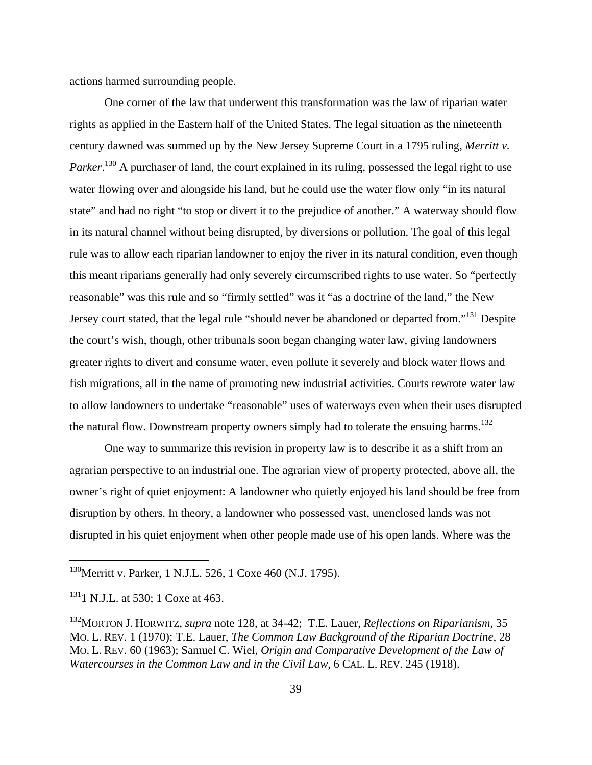actions harmed surrounding people.

One corner of the law that underwent this transformation was the law of riparian water rights as applied in the Eastern half of the United States. The legal situation as the nineteenth century dawned was summed up by the New Jersey Supreme Court in a 1795 ruling, *Merritt v. Parker*.[130] A purchaser of land, the court explained in its ruling, possessed the legal right to use water flowing over and alongside his land, but he could use the water flow only "in its natural state" and had no right "to stop or divert it to the prejudice of another." A waterway should flow in its natural channel without being disrupted, by diversions or pollution. The goal of this legal rule was to allow each riparian landowner to enjoy the river in its natural condition, even though this meant riparians generally had only severely circumscribed rights to use water. So "perfectly reasonable" was this rule and so "firmly settled" was it "as a doctrine of the land," the New Jersey court stated, that the legal rule "should never be abandoned or departed from."[131] Despite the court's wish, though, other tribunals soon began changing water law, giving landowners greater rights to divert and consume water, even pollute it severely and block water flows and fish migrations, all in the name of promoting new industrial activities. Courts rewrote water law to allow landowners to undertake "reasonable" uses of waterways even when their uses disrupted the natural flow. Downstream property owners simply had to tolerate the ensuing harms.[132]

One way to summarize this revision in property law is to describe it as a shift from an agrarian perspective to an industrial one. The agrarian view of property protected, above all, the owner's right of quiet enjoyment: A landowner who quietly enjoyed his land should be free from disruption by others. In theory, a landowner who possessed vast, unenclosed lands was not disrupted in his quiet enjoyment when other people made use of his open lands. Where was the

---

[130]Merritt v. Parker, 1 N.J.L. 526, 1 Coxe 460 (N.J. 1795).

[131]1 N.J.L. at 530; 1 Coxe at 463.

[132]MORTON J. HORWITZ, *supra* note 128, at 34-42; T.E. Lauer, *Reflections on Riparianism*, 35 MO. L. REV. 1 (1970); T.E. Lauer, *The Common Law Background of the Riparian Doctrine*, 28 MO. L. REV. 60 (1963); Samuel C. Wiel, *Origin and Comparative Development of the Law of Watercourses in the Common Law and in the Civil Law*, 6 CAL. L. REV. 245 (1918).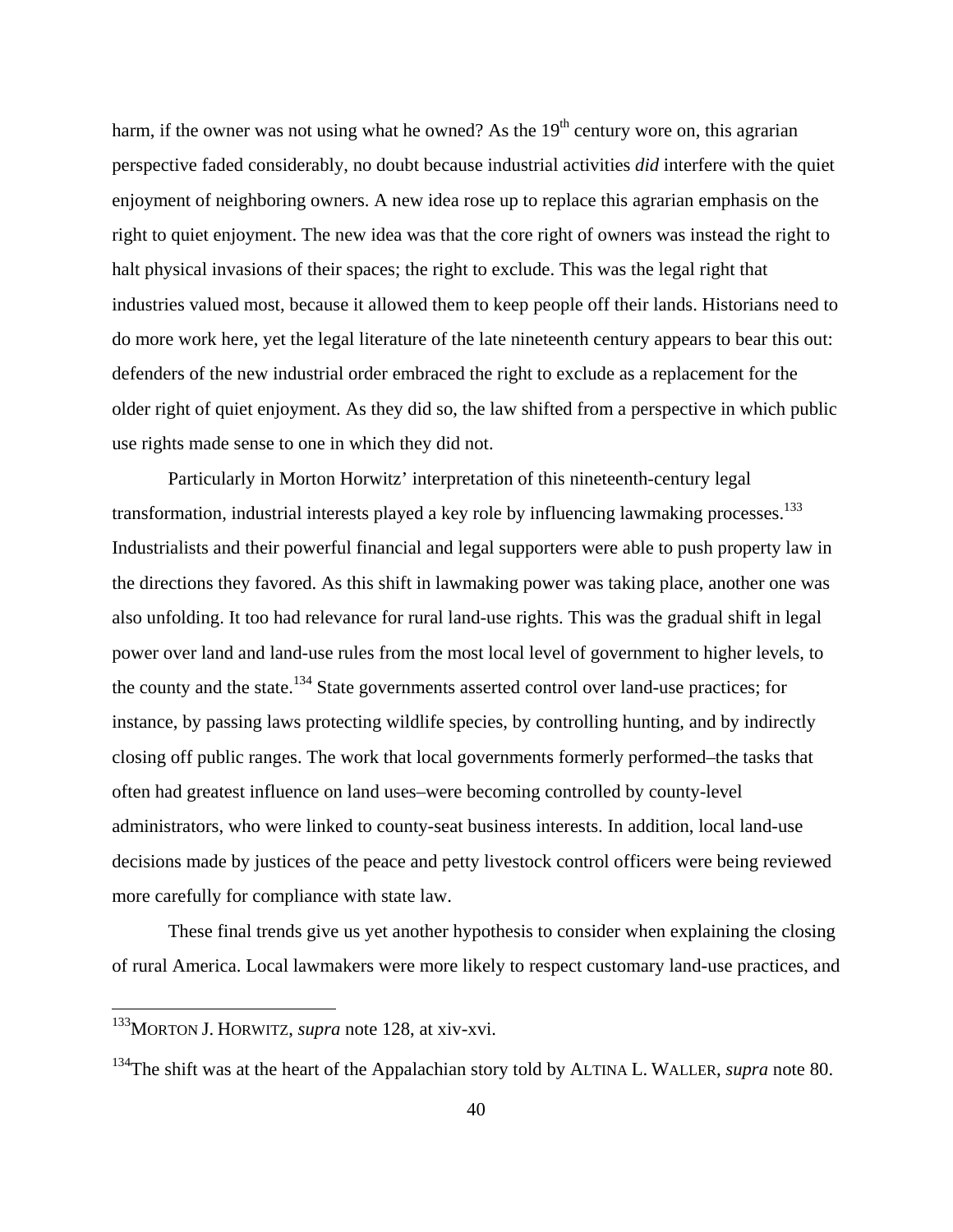harm, if the owner was not using what he owned? As the 19th century wore on, this agrarian perspective faded considerably, no doubt because industrial activities *did* interfere with the quiet enjoyment of neighboring owners. A new idea rose up to replace this agrarian emphasis on the right to quiet enjoyment. The new idea was that the core right of owners was instead the right to halt physical invasions of their spaces; the right to exclude. This was the legal right that industries valued most, because it allowed them to keep people off their lands. Historians need to do more work here, yet the legal literature of the late nineteenth century appears to bear this out: defenders of the new industrial order embraced the right to exclude as a replacement for the older right of quiet enjoyment. As they did so, the law shifted from a perspective in which public use rights made sense to one in which they did not.

Particularly in Morton Horwitz' interpretation of this nineteenth-century legal transformation, industrial interests played a key role by influencing lawmaking processes.[133] Industrialists and their powerful financial and legal supporters were able to push property law in the directions they favored. As this shift in lawmaking power was taking place, another one was also unfolding. It too had relevance for rural land-use rights. This was the gradual shift in legal power over land and land-use rules from the most local level of government to higher levels, to the county and the state.[134] State governments asserted control over land-use practices; for instance, by passing laws protecting wildlife species, by controlling hunting, and by indirectly closing off public ranges. The work that local governments formerly performed–the tasks that often had greatest influence on land uses–were becoming controlled by county-level administrators, who were linked to county-seat business interests. In addition, local land-use decisions made by justices of the peace and petty livestock control officers were being reviewed more carefully for compliance with state law.

These final trends give us yet another hypothesis to consider when explaining the closing of rural America. Local lawmakers were more likely to respect customary land-use practices, and

---

[133] MORTON J. HORWITZ, *supra* note 128, at xiv-xvi.

[134] The shift was at the heart of the Appalachian story told by ALTINA L. WALLER, *supra* note 80.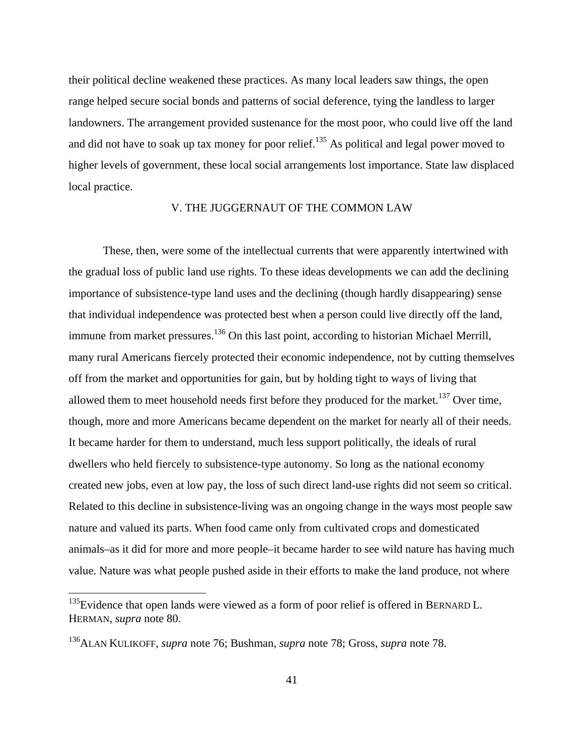their political decline weakened these practices. As many local leaders saw things, the open range helped secure social bonds and patterns of social deference, tying the landless to larger landowners. The arrangement provided sustenance for the most poor, who could live off the land and did not have to soak up tax money for poor relief.[135] As political and legal power moved to higher levels of government, these local social arrangements lost importance. State law displaced local practice.

## V. THE JUGGERNAUT OF THE COMMON LAW

These, then, were some of the intellectual currents that were apparently intertwined with the gradual loss of public land use rights. To these ideas developments we can add the declining importance of subsistence-type land uses and the declining (though hardly disappearing) sense that individual independence was protected best when a person could live directly off the land, immune from market pressures.[136] On this last point, according to historian Michael Merrill, many rural Americans fiercely protected their economic independence, not by cutting themselves off from the market and opportunities for gain, but by holding tight to ways of living that allowed them to meet household needs first before they produced for the market.[137] Over time, though, more and more Americans became dependent on the market for nearly all of their needs. It became harder for them to understand, much less support politically, the ideals of rural dwellers who held fiercely to subsistence-type autonomy. So long as the national economy created new jobs, even at low pay, the loss of such direct land-use rights did not seem so critical. Related to this decline in subsistence-living was an ongoing change in the ways most people saw nature and valued its parts. When food came only from cultivated crops and domesticated animals–as it did for more and more people–it became harder to see wild nature has having much value. Nature was what people pushed aside in their efforts to make the land produce, not where

---

[135]Evidence that open lands were viewed as a form of poor relief is offered in BERNARD L. HERMAN, *supra* note 80.

[136]ALAN KULIKOFF, *supra* note 76; Bushman, *supra* note 78; Gross, *supra* note 78.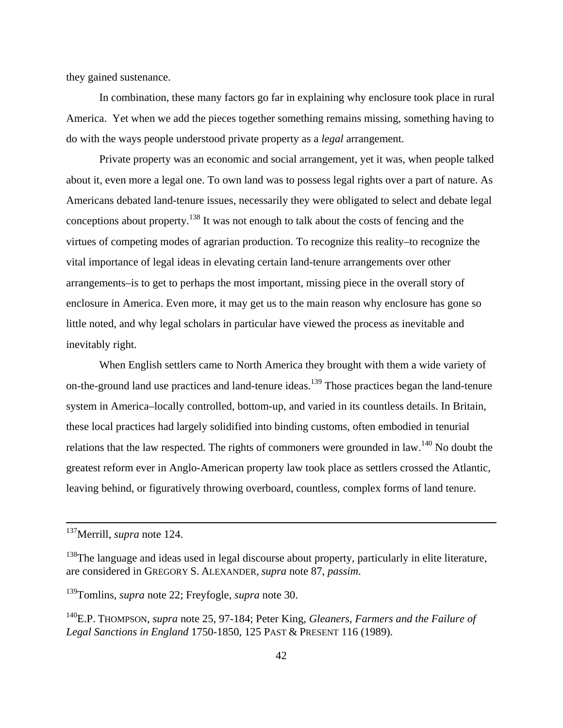they gained sustenance.

In combination, these many factors go far in explaining why enclosure took place in rural America. Yet when we add the pieces together something remains missing, something having to do with the ways people understood private property as a *legal* arrangement.

Private property was an economic and social arrangement, yet it was, when people talked about it, even more a legal one. To own land was to possess legal rights over a part of nature. As Americans debated land-tenure issues, necessarily they were obligated to select and debate legal conceptions about property.[138] It was not enough to talk about the costs of fencing and the virtues of competing modes of agrarian production. To recognize this reality–to recognize the vital importance of legal ideas in elevating certain land-tenure arrangements over other arrangements–is to get to perhaps the most important, missing piece in the overall story of enclosure in America. Even more, it may get us to the main reason why enclosure has gone so little noted, and why legal scholars in particular have viewed the process as inevitable and inevitably right.

When English settlers came to North America they brought with them a wide variety of on-the-ground land use practices and land-tenure ideas.[139] Those practices began the land-tenure system in America–locally controlled, bottom-up, and varied in its countless details. In Britain, these local practices had largely solidified into binding customs, often embodied in tenurial relations that the law respected. The rights of commoners were grounded in law.[140] No doubt the greatest reform ever in Anglo-American property law took place as settlers crossed the Atlantic, leaving behind, or figuratively throwing overboard, countless, complex forms of land tenure.

---

[137] Merrill, *supra* note 124.

[138] The language and ideas used in legal discourse about property, particularly in elite literature, are considered in GREGORY S. ALEXANDER, *supra* note 87, *passim*.

[139] Tomlins, *supra* note 22; Freyfogle, *supra* note 30.

[140] E.P. THOMPSON, *supra* note 25, 97-184; Peter King, *Gleaners, Farmers and the Failure of Legal Sanctions in England* 1750-1850, 125 PAST & PRESENT 116 (1989).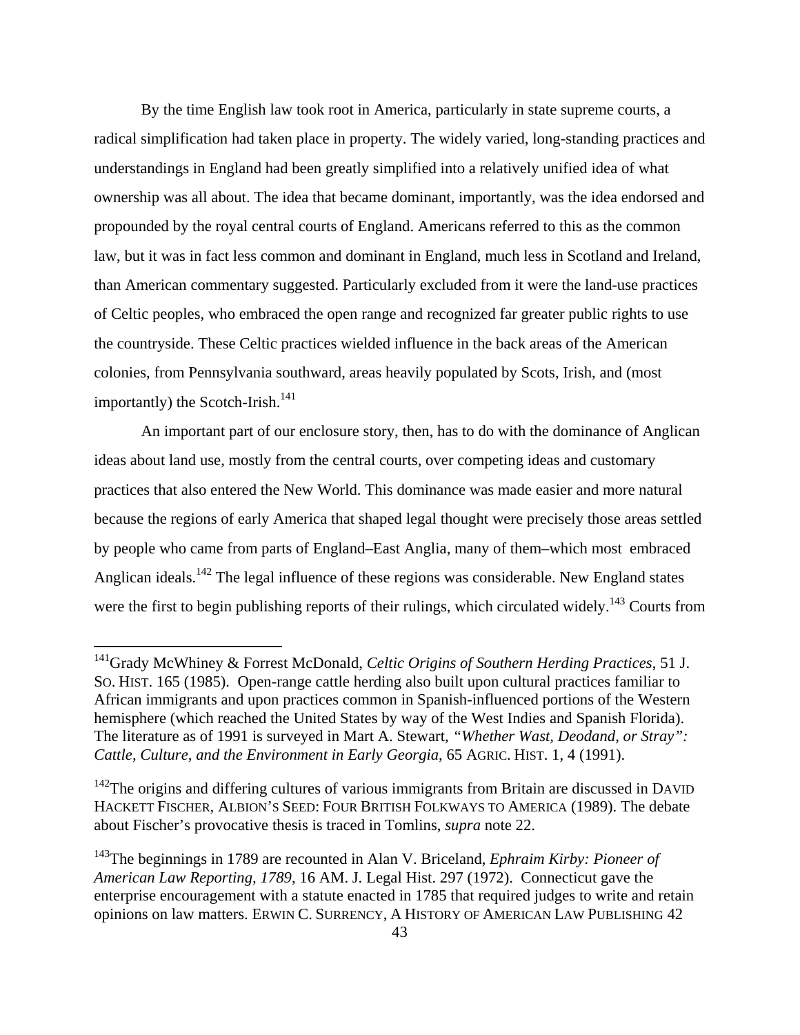By the time English law took root in America, particularly in state supreme courts, a radical simplification had taken place in property. The widely varied, long-standing practices and understandings in England had been greatly simplified into a relatively unified idea of what ownership was all about. The idea that became dominant, importantly, was the idea endorsed and propounded by the royal central courts of England. Americans referred to this as the common law, but it was in fact less common and dominant in England, much less in Scotland and Ireland, than American commentary suggested. Particularly excluded from it were the land-use practices of Celtic peoples, who embraced the open range and recognized far greater public rights to use the countryside. These Celtic practices wielded influence in the back areas of the American colonies, from Pennsylvania southward, areas heavily populated by Scots, Irish, and (most importantly) the Scotch-Irish.[141]

An important part of our enclosure story, then, has to do with the dominance of Anglican ideas about land use, mostly from the central courts, over competing ideas and customary practices that also entered the New World. This dominance was made easier and more natural because the regions of early America that shaped legal thought were precisely those areas settled by people who came from parts of England–East Anglia, many of them–which most embraced Anglican ideals.[142] The legal influence of these regions was considerable. New England states were the first to begin publishing reports of their rulings, which circulated widely.[143] Courts from

---

[141]Grady McWhiney & Forrest McDonald, *Celtic Origins of Southern Herding Practices*, 51 J. SO. HIST. 165 (1985). Open-range cattle herding also built upon cultural practices familiar to African immigrants and upon practices common in Spanish-influenced portions of the Western hemisphere (which reached the United States by way of the West Indies and Spanish Florida). The literature as of 1991 is surveyed in Mart A. Stewart, *"Whether Wast, Deodand, or Stray": Cattle, Culture, and the Environment in Early Georgia*, 65 AGRIC. HIST. 1, 4 (1991).

[142]The origins and differing cultures of various immigrants from Britain are discussed in DAVID HACKETT FISCHER, ALBION'S SEED: FOUR BRITISH FOLKWAYS TO AMERICA (1989). The debate about Fischer's provocative thesis is traced in Tomlins, *supra* note 22.

[143]The beginnings in 1789 are recounted in Alan V. Briceland, *Ephraim Kirby: Pioneer of American Law Reporting, 1789*, 16 AM. J. Legal Hist. 297 (1972). Connecticut gave the enterprise encouragement with a statute enacted in 1785 that required judges to write and retain opinions on law matters. ERWIN C. SURRENCY, A HISTORY OF AMERICAN LAW PUBLISHING 42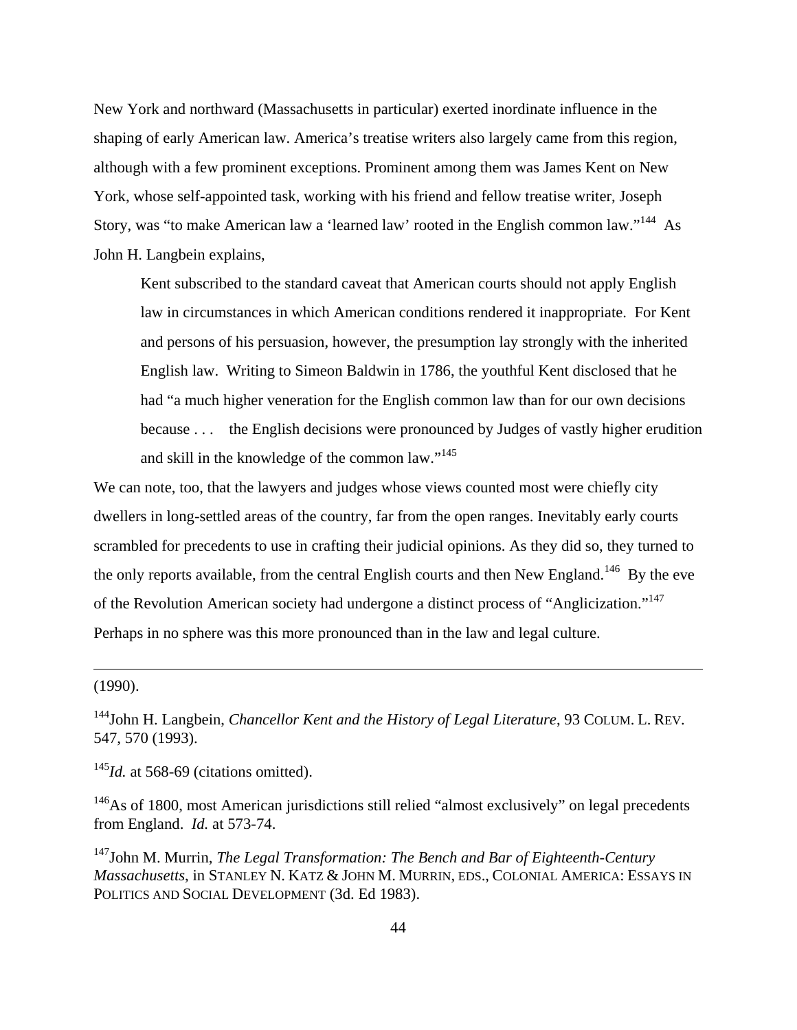New York and northward (Massachusetts in particular) exerted inordinate influence in the shaping of early American law. America's treatise writers also largely came from this region, although with a few prominent exceptions. Prominent among them was James Kent on New York, whose self-appointed task, working with his friend and fellow treatise writer, Joseph Story, was "to make American law a 'learned law' rooted in the English common law."[144] As John H. Langbein explains,

> Kent subscribed to the standard caveat that American courts should not apply English law in circumstances in which American conditions rendered it inappropriate. For Kent and persons of his persuasion, however, the presumption lay strongly with the inherited English law. Writing to Simeon Baldwin in 1786, the youthful Kent disclosed that he had "a much higher veneration for the English common law than for our own decisions because . . . the English decisions were pronounced by Judges of vastly higher erudition and skill in the knowledge of the common law."[145]

We can note, too, that the lawyers and judges whose views counted most were chiefly city dwellers in long-settled areas of the country, far from the open ranges. Inevitably early courts scrambled for precedents to use in crafting their judicial opinions. As they did so, they turned to the only reports available, from the central English courts and then New England.[146] By the eve of the Revolution American society had undergone a distinct process of "Anglicization."[147] Perhaps in no sphere was this more pronounced than in the law and legal culture.

---

(1990).

[144] John H. Langbein, *Chancellor Kent and the History of Legal Literature*, 93 COLUM. L. REV. 547, 570 (1993).

[145] *Id.* at 568-69 (citations omitted).

[146] As of 1800, most American jurisdictions still relied "almost exclusively" on legal precedents from England. *Id.* at 573-74.

[147] John M. Murrin, *The Legal Transformation: The Bench and Bar of Eighteenth-Century Massachusetts*, in STANLEY N. KATZ & JOHN M. MURRIN, EDS., COLONIAL AMERICA: ESSAYS IN POLITICS AND SOCIAL DEVELOPMENT (3d. Ed 1983).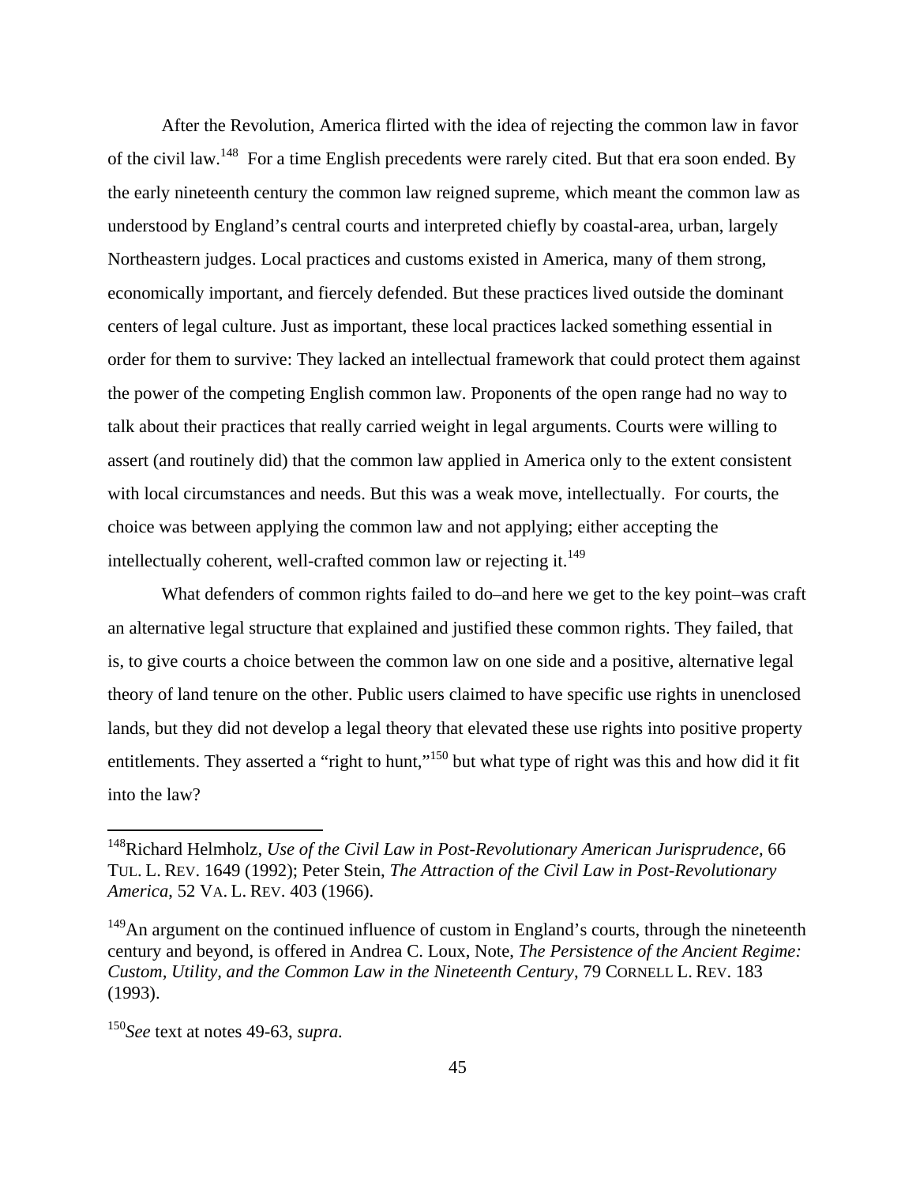After the Revolution, America flirted with the idea of rejecting the common law in favor of the civil law.[148] For a time English precedents were rarely cited. But that era soon ended. By the early nineteenth century the common law reigned supreme, which meant the common law as understood by England's central courts and interpreted chiefly by coastal-area, urban, largely Northeastern judges. Local practices and customs existed in America, many of them strong, economically important, and fiercely defended. But these practices lived outside the dominant centers of legal culture. Just as important, these local practices lacked something essential in order for them to survive: They lacked an intellectual framework that could protect them against the power of the competing English common law. Proponents of the open range had no way to talk about their practices that really carried weight in legal arguments. Courts were willing to assert (and routinely did) that the common law applied in America only to the extent consistent with local circumstances and needs. But this was a weak move, intellectually. For courts, the choice was between applying the common law and not applying; either accepting the intellectually coherent, well-crafted common law or rejecting it.[149]

What defenders of common rights failed to do–and here we get to the key point–was craft an alternative legal structure that explained and justified these common rights. They failed, that is, to give courts a choice between the common law on one side and a positive, alternative legal theory of land tenure on the other. Public users claimed to have specific use rights in unenclosed lands, but they did not develop a legal theory that elevated these use rights into positive property entitlements. They asserted a "right to hunt,"[150] but what type of right was this and how did it fit into the law?

---

[148] Richard Helmholz, *Use of the Civil Law in Post-Revolutionary American Jurisprudence,* 66 TUL. L. REV. 1649 (1992); Peter Stein, *The Attraction of the Civil Law in Post-Revolutionary America*, 52 VA. L. REV. 403 (1966).

[149] An argument on the continued influence of custom in England's courts, through the nineteenth century and beyond, is offered in Andrea C. Loux, Note, *The Persistence of the Ancient Regime: Custom, Utility, and the Common Law in the Nineteenth Century*, 79 CORNELL L. REV. 183 (1993).

[150] *See* text at notes 49-63, *supra.*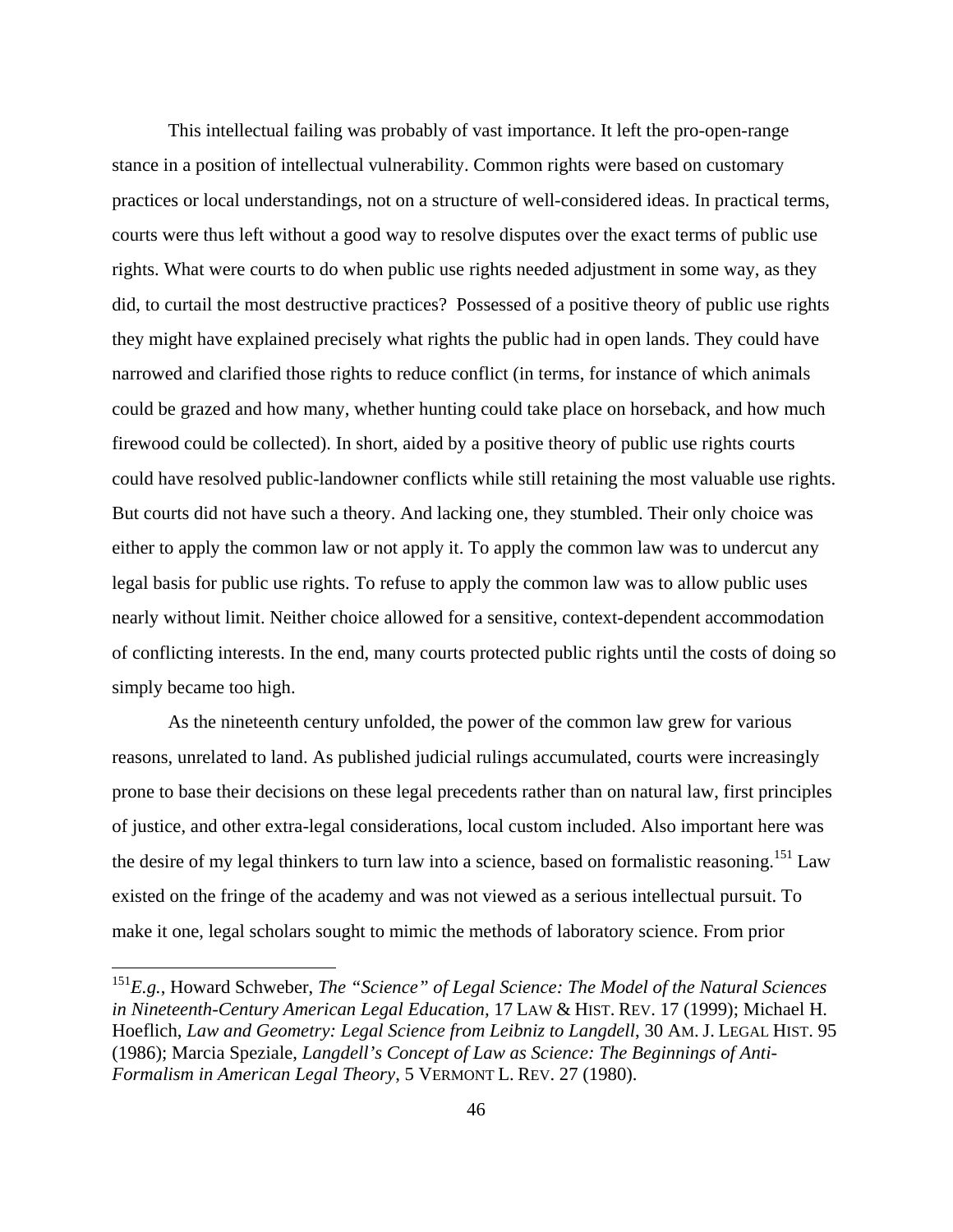This intellectual failing was probably of vast importance. It left the pro-open-range stance in a position of intellectual vulnerability. Common rights were based on customary practices or local understandings, not on a structure of well-considered ideas. In practical terms, courts were thus left without a good way to resolve disputes over the exact terms of public use rights. What were courts to do when public use rights needed adjustment in some way, as they did, to curtail the most destructive practices? Possessed of a positive theory of public use rights they might have explained precisely what rights the public had in open lands. They could have narrowed and clarified those rights to reduce conflict (in terms, for instance of which animals could be grazed and how many, whether hunting could take place on horseback, and how much firewood could be collected). In short, aided by a positive theory of public use rights courts could have resolved public-landowner conflicts while still retaining the most valuable use rights. But courts did not have such a theory. And lacking one, they stumbled. Their only choice was either to apply the common law or not apply it. To apply the common law was to undercut any legal basis for public use rights. To refuse to apply the common law was to allow public uses nearly without limit. Neither choice allowed for a sensitive, context-dependent accommodation of conflicting interests. In the end, many courts protected public rights until the costs of doing so simply became too high.

As the nineteenth century unfolded, the power of the common law grew for various reasons, unrelated to land. As published judicial rulings accumulated, courts were increasingly prone to base their decisions on these legal precedents rather than on natural law, first principles of justice, and other extra-legal considerations, local custom included. Also important here was the desire of my legal thinkers to turn law into a science, based on formalistic reasoning.[151] Law existed on the fringe of the academy and was not viewed as a serious intellectual pursuit. To make it one, legal scholars sought to mimic the methods of laboratory science. From prior

---

[151] *E.g.*, Howard Schweber, *The "Science" of Legal Science: The Model of the Natural Sciences in Nineteenth-Century American Legal Education*, 17 LAW & HIST. REV. 17 (1999); Michael H. Hoeflich, *Law and Geometry: Legal Science from Leibniz to Langdell*, 30 AM. J. LEGAL HIST. 95 (1986); Marcia Speziale, *Langdell's Concept of Law as Science: The Beginnings of Anti-Formalism in American Legal Theory*, 5 VERMONT L. REV. 27 (1980).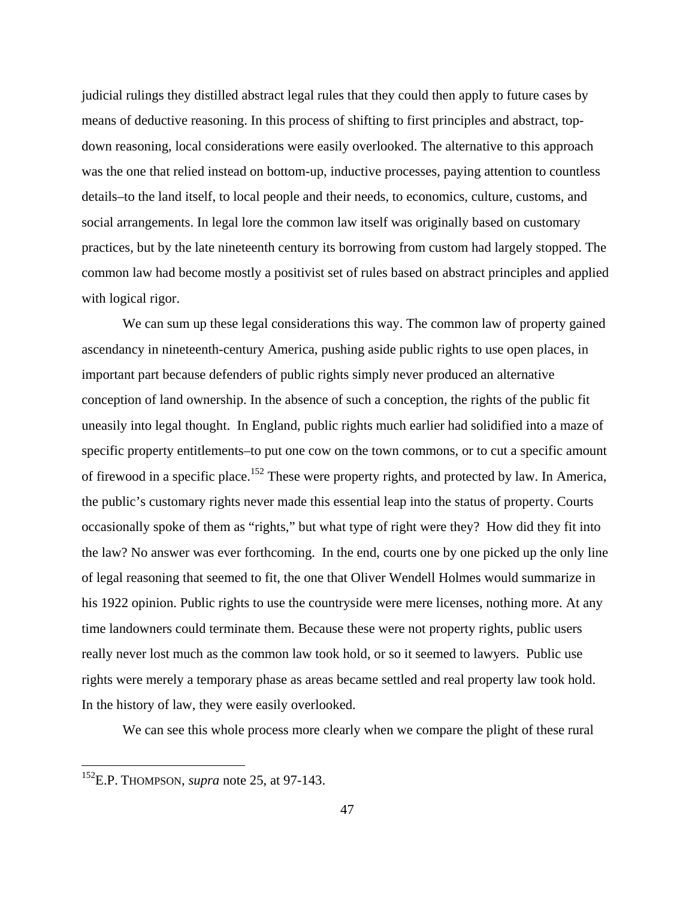judicial rulings they distilled abstract legal rules that they could then apply to future cases by means of deductive reasoning. In this process of shifting to first principles and abstract, top-down reasoning, local considerations were easily overlooked. The alternative to this approach was the one that relied instead on bottom-up, inductive processes, paying attention to countless details–to the land itself, to local people and their needs, to economics, culture, customs, and social arrangements. In legal lore the common law itself was originally based on customary practices, but by the late nineteenth century its borrowing from custom had largely stopped. The common law had become mostly a positivist set of rules based on abstract principles and applied with logical rigor.

We can sum up these legal considerations this way. The common law of property gained ascendancy in nineteenth-century America, pushing aside public rights to use open places, in important part because defenders of public rights simply never produced an alternative conception of land ownership. In the absence of such a conception, the rights of the public fit uneasily into legal thought. In England, public rights much earlier had solidified into a maze of specific property entitlements–to put one cow on the town commons, or to cut a specific amount of firewood in a specific place.[152] These were property rights, and protected by law. In America, the public's customary rights never made this essential leap into the status of property. Courts occasionally spoke of them as "rights," but what type of right were they? How did they fit into the law? No answer was ever forthcoming. In the end, courts one by one picked up the only line of legal reasoning that seemed to fit, the one that Oliver Wendell Holmes would summarize in his 1922 opinion. Public rights to use the countryside were mere licenses, nothing more. At any time landowners could terminate them. Because these were not property rights, public users really never lost much as the common law took hold, or so it seemed to lawyers. Public use rights were merely a temporary phase as areas became settled and real property law took hold. In the history of law, they were easily overlooked.

We can see this whole process more clearly when we compare the plight of these rural

[152] E.P. THOMPSON, *supra* note 25, at 97-143.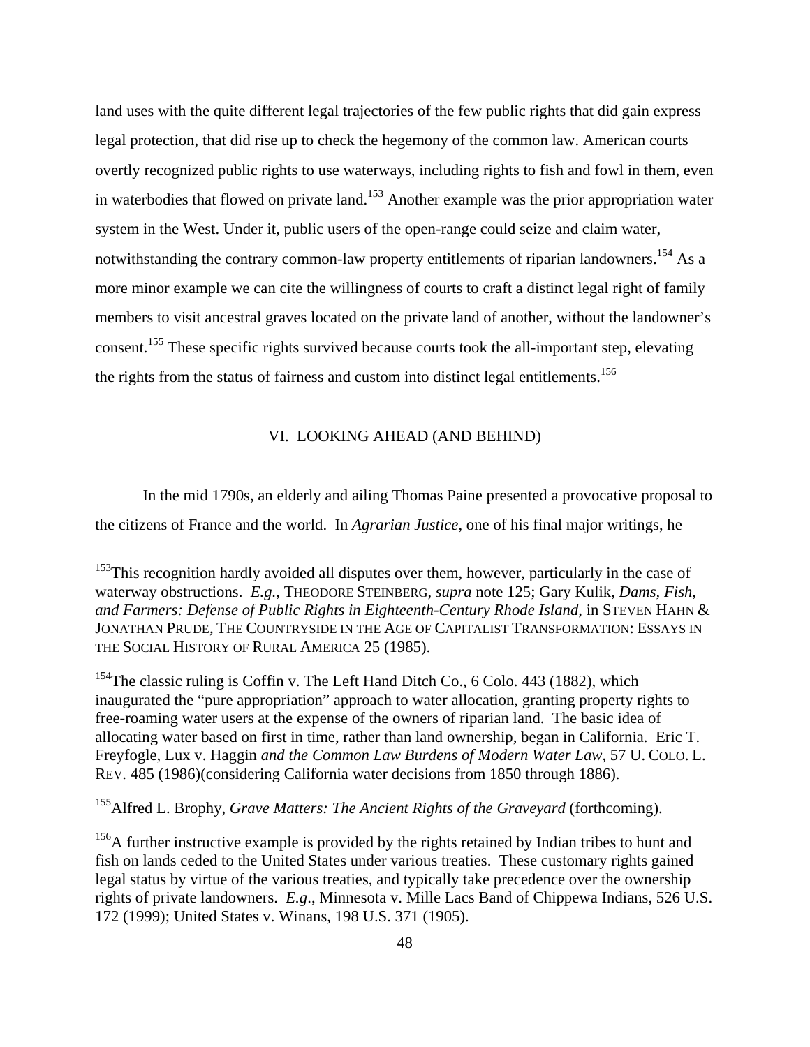land uses with the quite different legal trajectories of the few public rights that did gain express legal protection, that did rise up to check the hegemony of the common law. American courts overtly recognized public rights to use waterways, including rights to fish and fowl in them, even in waterbodies that flowed on private land.[153] Another example was the prior appropriation water system in the West. Under it, public users of the open-range could seize and claim water, notwithstanding the contrary common-law property entitlements of riparian landowners.[154] As a more minor example we can cite the willingness of courts to craft a distinct legal right of family members to visit ancestral graves located on the private land of another, without the landowner's consent.[155] These specific rights survived because courts took the all-important step, elevating the rights from the status of fairness and custom into distinct legal entitlements.[156]

## VI. LOOKING AHEAD (AND BEHIND)

In the mid 1790s, an elderly and ailing Thomas Paine presented a provocative proposal to the citizens of France and the world. In *Agrarian Justice*, one of his final major writings, he

---

[153]This recognition hardly avoided all disputes over them, however, particularly in the case of waterway obstructions. *E.g.*, THEODORE STEINBERG, *supra* note 125; Gary Kulik, *Dams, Fish, and Farmers: Defense of Public Rights in Eighteenth-Century Rhode Island*, in STEVEN HAHN & JONATHAN PRUDE, THE COUNTRYSIDE IN THE AGE OF CAPITALIST TRANSFORMATION: ESSAYS IN THE SOCIAL HISTORY OF RURAL AMERICA 25 (1985).

[154]The classic ruling is Coffin v. The Left Hand Ditch Co., 6 Colo. 443 (1882), which inaugurated the "pure appropriation" approach to water allocation, granting property rights to free-roaming water users at the expense of the owners of riparian land. The basic idea of allocating water based on first in time, rather than land ownership, began in California. Eric T. Freyfogle, Lux v. Haggin *and the Common Law Burdens of Modern Water Law*, 57 U. COLO. L. REV. 485 (1986)(considering California water decisions from 1850 through 1886).

[155]Alfred L. Brophy, *Grave Matters: The Ancient Rights of the Graveyard* (forthcoming).

[156]A further instructive example is provided by the rights retained by Indian tribes to hunt and fish on lands ceded to the United States under various treaties. These customary rights gained legal status by virtue of the various treaties, and typically take precedence over the ownership rights of private landowners. *E.g*., Minnesota v. Mille Lacs Band of Chippewa Indians, 526 U.S. 172 (1999); United States v. Winans, 198 U.S. 371 (1905).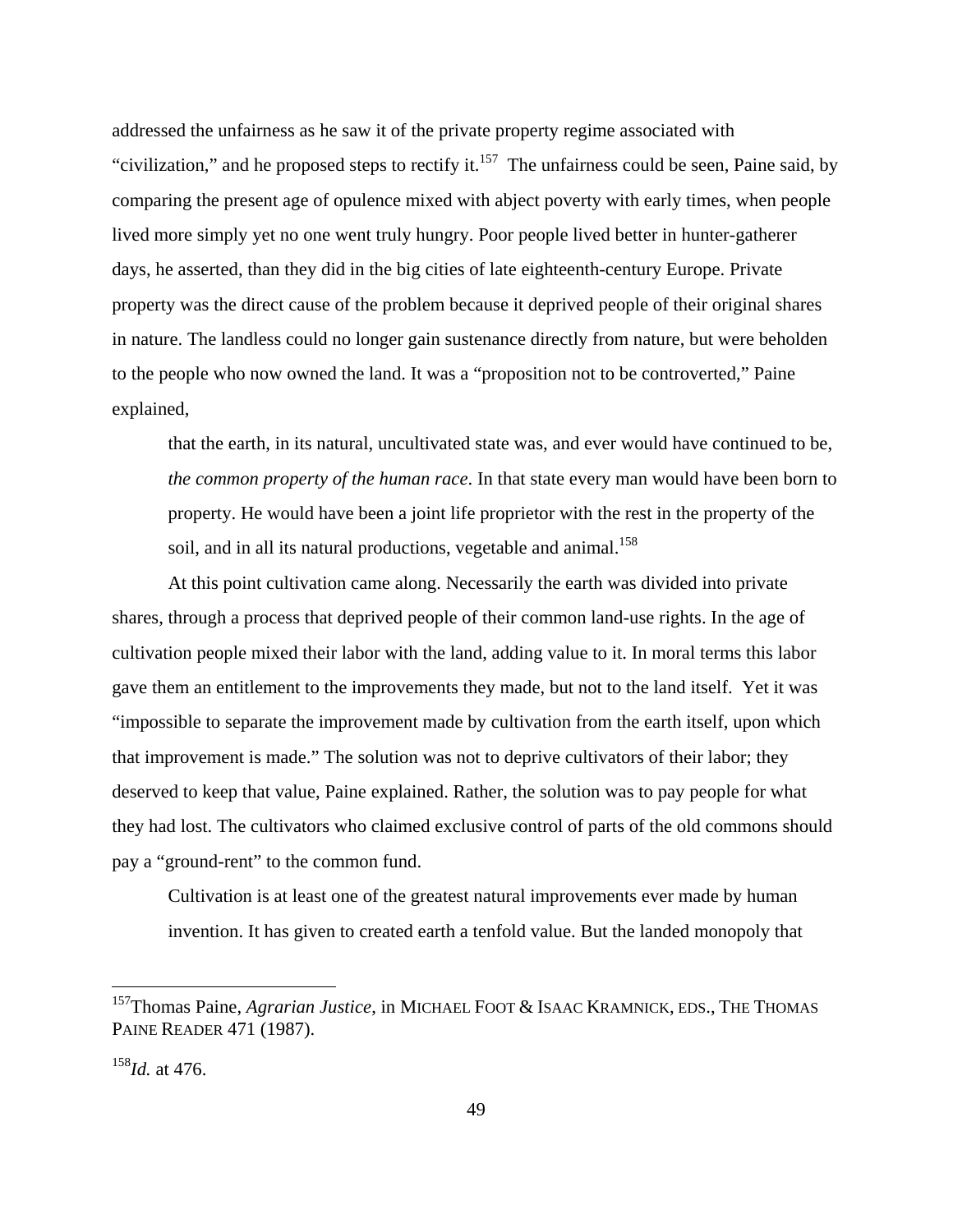addressed the unfairness as he saw it of the private property regime associated with "civilization," and he proposed steps to rectify it.[157] The unfairness could be seen, Paine said, by comparing the present age of opulence mixed with abject poverty with early times, when people lived more simply yet no one went truly hungry. Poor people lived better in hunter-gatherer days, he asserted, than they did in the big cities of late eighteenth-century Europe. Private property was the direct cause of the problem because it deprived people of their original shares in nature. The landless could no longer gain sustenance directly from nature, but were beholden to the people who now owned the land. It was a "proposition not to be controverted," Paine explained,

> that the earth, in its natural, uncultivated state was, and ever would have continued to be, *the common property of the human race*. In that state every man would have been born to property. He would have been a joint life proprietor with the rest in the property of the soil, and in all its natural productions, vegetable and animal.[158]

At this point cultivation came along. Necessarily the earth was divided into private shares, through a process that deprived people of their common land-use rights. In the age of cultivation people mixed their labor with the land, adding value to it. In moral terms this labor gave them an entitlement to the improvements they made, but not to the land itself. Yet it was "impossible to separate the improvement made by cultivation from the earth itself, upon which that improvement is made." The solution was not to deprive cultivators of their labor; they deserved to keep that value, Paine explained. Rather, the solution was to pay people for what they had lost. The cultivators who claimed exclusive control of parts of the old commons should pay a "ground-rent" to the common fund.

> Cultivation is at least one of the greatest natural improvements ever made by human invention. It has given to created earth a tenfold value. But the landed monopoly that

---

[157] Thomas Paine, *Agrarian Justice*, in MICHAEL FOOT & ISAAC KRAMNICK, EDS., THE THOMAS PAINE READER 471 (1987).

[158] *Id.* at 476.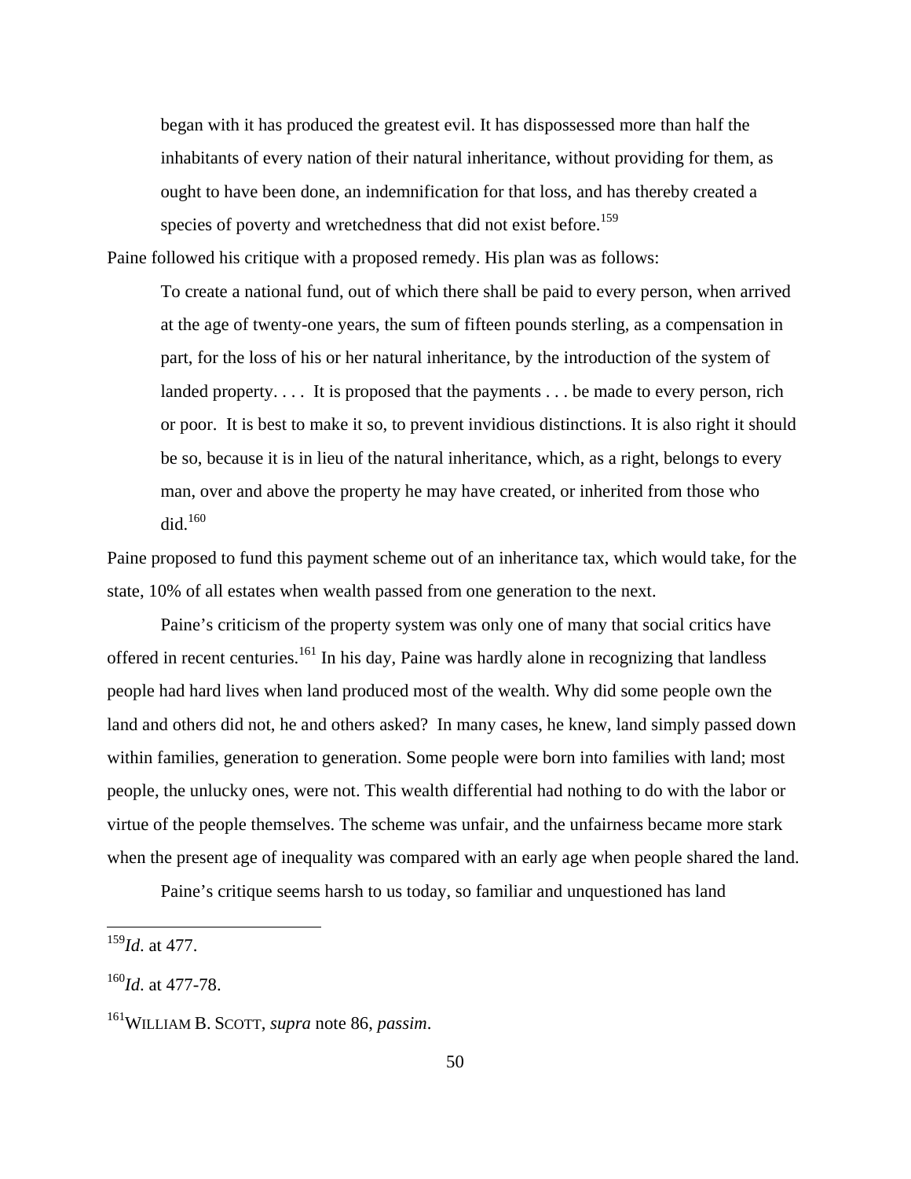> began with it has produced the greatest evil. It has dispossessed more than half the inhabitants of every nation of their natural inheritance, without providing for them, as ought to have been done, an indemnification for that loss, and has thereby created a species of poverty and wretchedness that did not exist before.[159]

Paine followed his critique with a proposed remedy. His plan was as follows:

> To create a national fund, out of which there shall be paid to every person, when arrived at the age of twenty-one years, the sum of fifteen pounds sterling, as a compensation in part, for the loss of his or her natural inheritance, by the introduction of the system of landed property. . . . It is proposed that the payments . . . be made to every person, rich or poor. It is best to make it so, to prevent invidious distinctions. It is also right it should be so, because it is in lieu of the natural inheritance, which, as a right, belongs to every man, over and above the property he may have created, or inherited from those who did.[160]

Paine proposed to fund this payment scheme out of an inheritance tax, which would take, for the state, 10% of all estates when wealth passed from one generation to the next.

Paine's criticism of the property system was only one of many that social critics have offered in recent centuries.[161] In his day, Paine was hardly alone in recognizing that landless people had hard lives when land produced most of the wealth. Why did some people own the land and others did not, he and others asked? In many cases, he knew, land simply passed down within families, generation to generation. Some people were born into families with land; most people, the unlucky ones, were not. This wealth differential had nothing to do with the labor or virtue of the people themselves. The scheme was unfair, and the unfairness became more stark when the present age of inequality was compared with an early age when people shared the land.

Paine's critique seems harsh to us today, so familiar and unquestioned has land

---

[159] *Id*. at 477.

[160] *Id*. at 477-78.

[161] WILLIAM B. SCOTT, *supra* note 86, *passim*.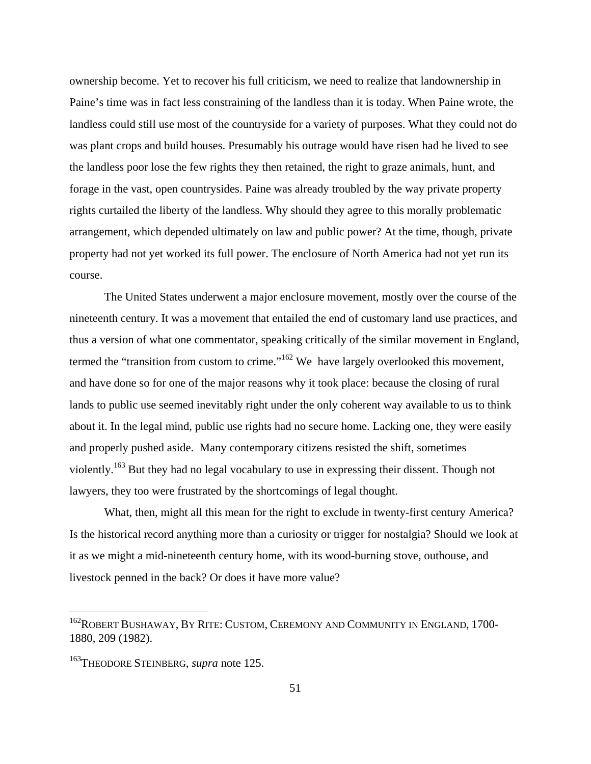ownership become. Yet to recover his full criticism, we need to realize that landownership in Paine's time was in fact less constraining of the landless than it is today. When Paine wrote, the landless could still use most of the countryside for a variety of purposes. What they could not do was plant crops and build houses. Presumably his outrage would have risen had he lived to see the landless poor lose the few rights they then retained, the right to graze animals, hunt, and forage in the vast, open countrysides. Paine was already troubled by the way private property rights curtailed the liberty of the landless. Why should they agree to this morally problematic arrangement, which depended ultimately on law and public power? At the time, though, private property had not yet worked its full power. The enclosure of North America had not yet run its course.

The United States underwent a major enclosure movement, mostly over the course of the nineteenth century. It was a movement that entailed the end of customary land use practices, and thus a version of what one commentator, speaking critically of the similar movement in England, termed the "transition from custom to crime."[162] We have largely overlooked this movement, and have done so for one of the major reasons why it took place: because the closing of rural lands to public use seemed inevitably right under the only coherent way available to us to think about it. In the legal mind, public use rights had no secure home. Lacking one, they were easily and properly pushed aside. Many contemporary citizens resisted the shift, sometimes violently.[163] But they had no legal vocabulary to use in expressing their dissent. Though not lawyers, they too were frustrated by the shortcomings of legal thought.

What, then, might all this mean for the right to exclude in twenty-first century America? Is the historical record anything more than a curiosity or trigger for nostalgia? Should we look at it as we might a mid-nineteenth century home, with its wood-burning stove, outhouse, and livestock penned in the back? Or does it have more value?

---

[162] ROBERT BUSHAWAY, BY RITE: CUSTOM, CEREMONY AND COMMUNITY IN ENGLAND, 1700-1880, 209 (1982).

[163] THEODORE STEINBERG, *supra* note 125.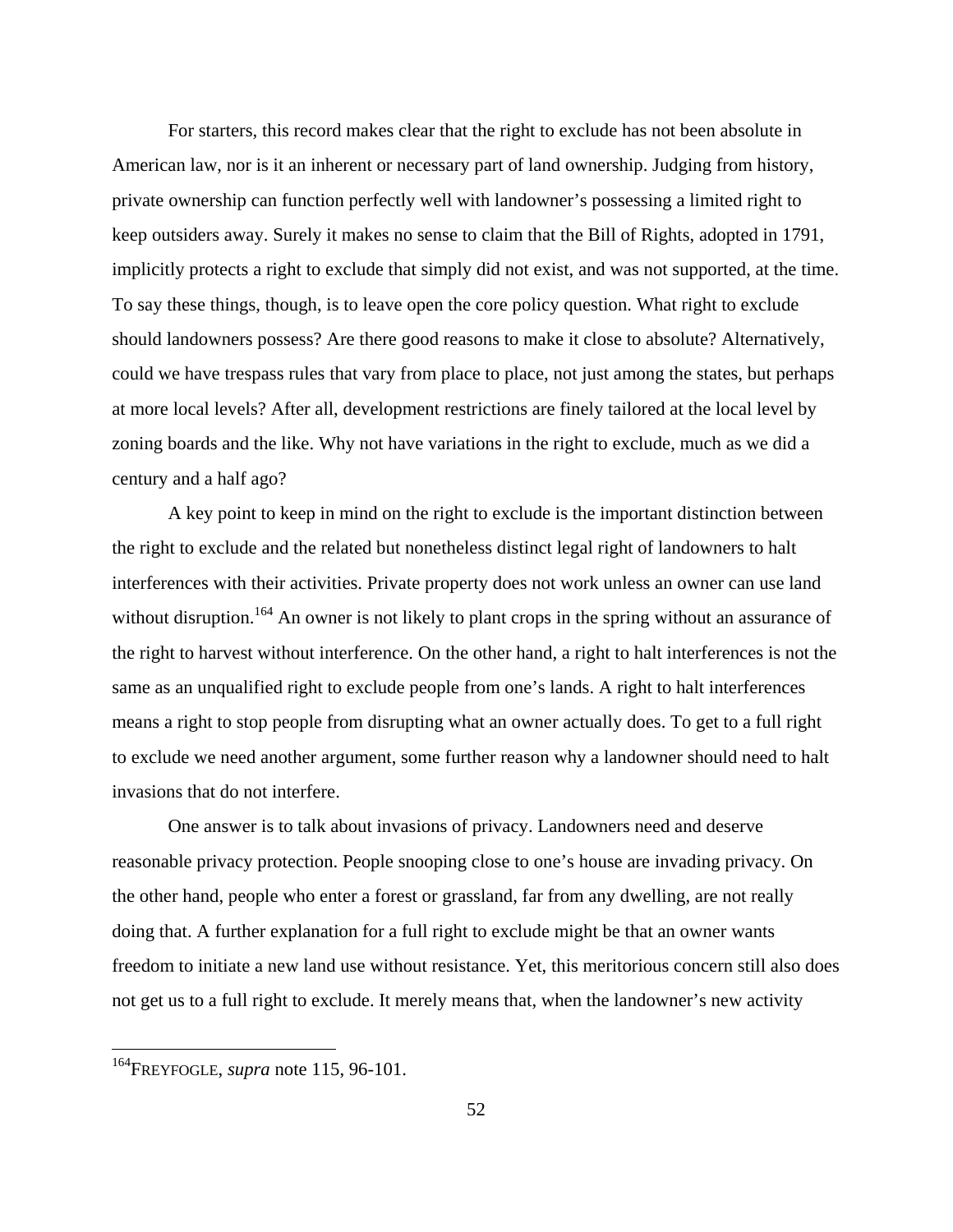For starters, this record makes clear that the right to exclude has not been absolute in American law, nor is it an inherent or necessary part of land ownership. Judging from history, private ownership can function perfectly well with landowner's possessing a limited right to keep outsiders away. Surely it makes no sense to claim that the Bill of Rights, adopted in 1791, implicitly protects a right to exclude that simply did not exist, and was not supported, at the time. To say these things, though, is to leave open the core policy question. What right to exclude should landowners possess? Are there good reasons to make it close to absolute? Alternatively, could we have trespass rules that vary from place to place, not just among the states, but perhaps at more local levels? After all, development restrictions are finely tailored at the local level by zoning boards and the like. Why not have variations in the right to exclude, much as we did a century and a half ago?

A key point to keep in mind on the right to exclude is the important distinction between the right to exclude and the related but nonetheless distinct legal right of landowners to halt interferences with their activities. Private property does not work unless an owner can use land without disruption.[164] An owner is not likely to plant crops in the spring without an assurance of the right to harvest without interference. On the other hand, a right to halt interferences is not the same as an unqualified right to exclude people from one's lands. A right to halt interferences means a right to stop people from disrupting what an owner actually does. To get to a full right to exclude we need another argument, some further reason why a landowner should need to halt invasions that do not interfere.

One answer is to talk about invasions of privacy. Landowners need and deserve reasonable privacy protection. People snooping close to one's house are invading privacy. On the other hand, people who enter a forest or grassland, far from any dwelling, are not really doing that. A further explanation for a full right to exclude might be that an owner wants freedom to initiate a new land use without resistance. Yet, this meritorious concern still also does not get us to a full right to exclude. It merely means that, when the landowner's new activity

---

[164] FREYFOGLE, *supra* note 115, 96-101.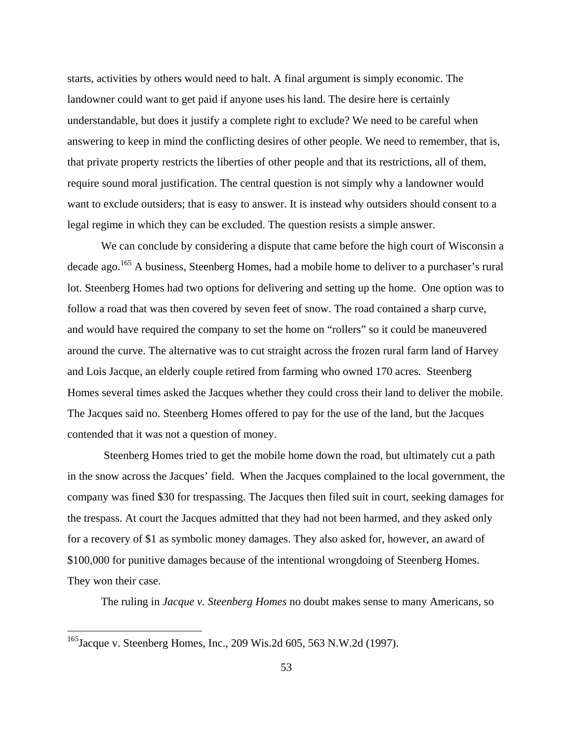starts, activities by others would need to halt. A final argument is simply economic. The landowner could want to get paid if anyone uses his land. The desire here is certainly understandable, but does it justify a complete right to exclude? We need to be careful when answering to keep in mind the conflicting desires of other people. We need to remember, that is, that private property restricts the liberties of other people and that its restrictions, all of them, require sound moral justification. The central question is not simply why a landowner would want to exclude outsiders; that is easy to answer. It is instead why outsiders should consent to a legal regime in which they can be excluded. The question resists a simple answer.

We can conclude by considering a dispute that came before the high court of Wisconsin a decade ago.[165] A business, Steenberg Homes, had a mobile home to deliver to a purchaser's rural lot. Steenberg Homes had two options for delivering and setting up the home. One option was to follow a road that was then covered by seven feet of snow. The road contained a sharp curve, and would have required the company to set the home on "rollers" so it could be maneuvered around the curve. The alternative was to cut straight across the frozen rural farm land of Harvey and Lois Jacque, an elderly couple retired from farming who owned 170 acres. Steenberg Homes several times asked the Jacques whether they could cross their land to deliver the mobile. The Jacques said no. Steenberg Homes offered to pay for the use of the land, but the Jacques contended that it was not a question of money.

Steenberg Homes tried to get the mobile home down the road, but ultimately cut a path in the snow across the Jacques' field. When the Jacques complained to the local government, the company was fined $30 for trespassing. The Jacques then filed suit in court, seeking damages for the trespass. At court the Jacques admitted that they had not been harmed, and they asked only for a recovery of $1 as symbolic money damages. They also asked for, however, an award of $100,000 for punitive damages because of the intentional wrongdoing of Steenberg Homes. They won their case.

The ruling in *Jacque v. Steenberg Homes* no doubt makes sense to many Americans, so

---

[165] Jacque v. Steenberg Homes, Inc., 209 Wis.2d 605, 563 N.W.2d (1997).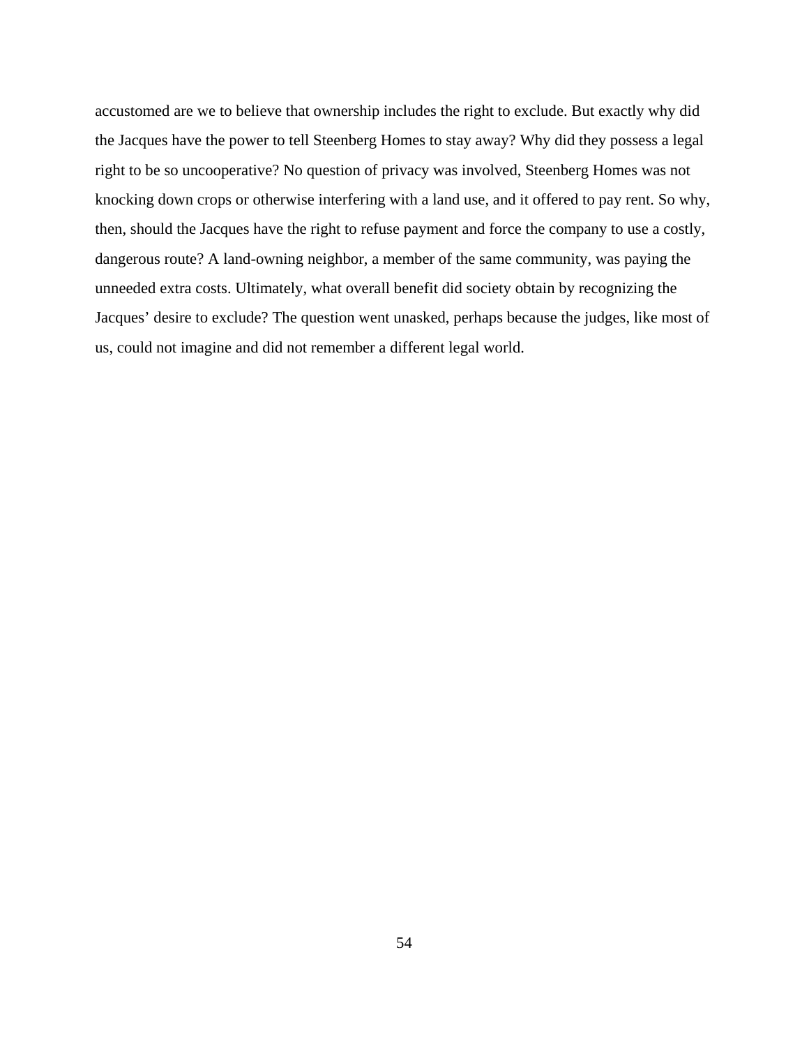accustomed are we to believe that ownership includes the right to exclude. But exactly why did the Jacques have the power to tell Steenberg Homes to stay away? Why did they possess a legal right to be so uncooperative? No question of privacy was involved, Steenberg Homes was not knocking down crops or otherwise interfering with a land use, and it offered to pay rent. So why, then, should the Jacques have the right to refuse payment and force the company to use a costly, dangerous route? A land-owning neighbor, a member of the same community, was paying the unneeded extra costs. Ultimately, what overall benefit did society obtain by recognizing the Jacques' desire to exclude? The question went unasked, perhaps because the judges, like most of us, could not imagine and did not remember a different legal world.